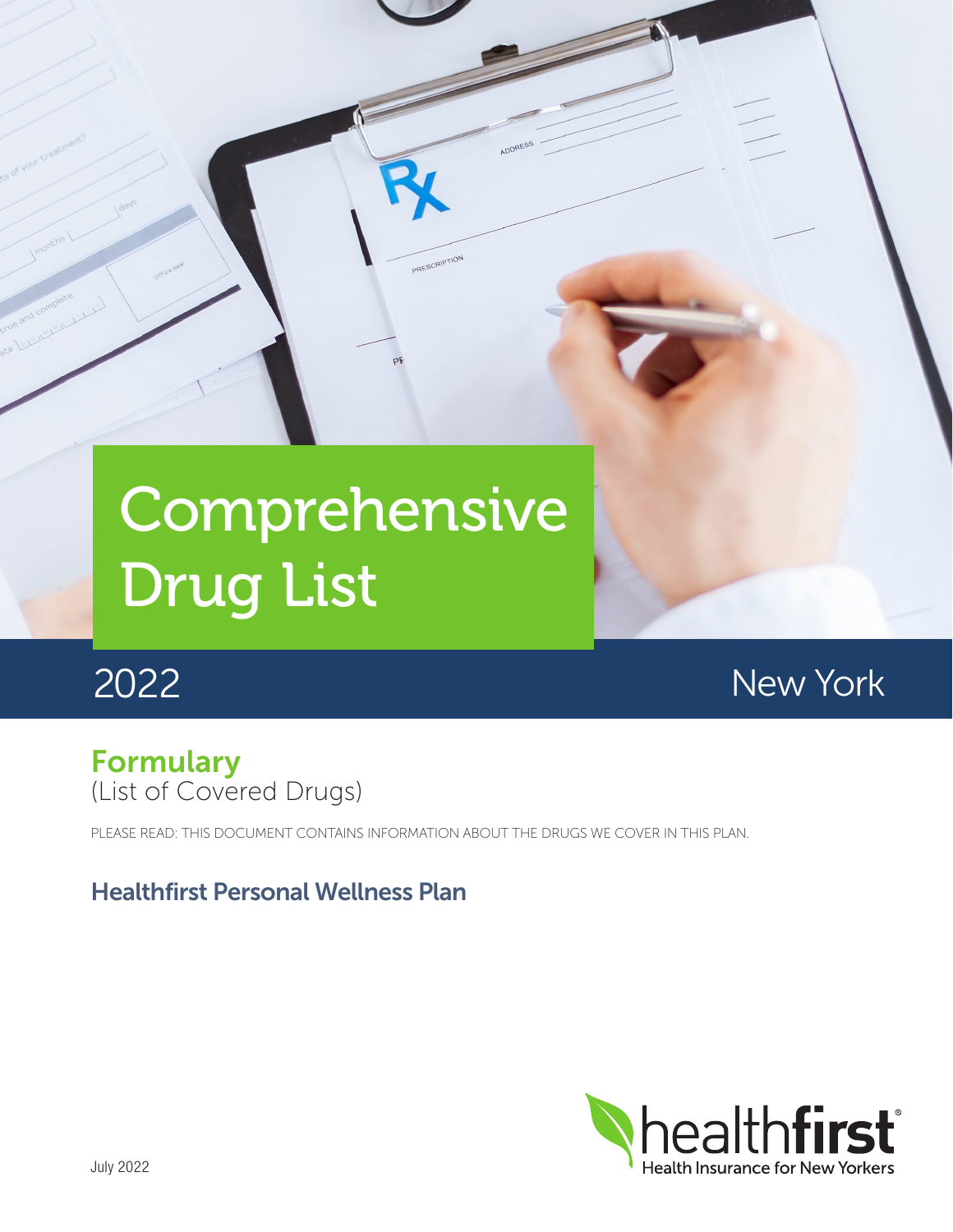# Comprehensive Drug List

2022

New York

## Formulary

(List of Covered Drugs)

PLEASE READ: THIS DOCUMENT CONTAINS INFORMATION ABOUT THE DRUGS WE COVER IN THIS PLAN.

### Healthfirst Personal Wellness Plan

healthfirst®
Health Insurance for New Yorkers

July 2022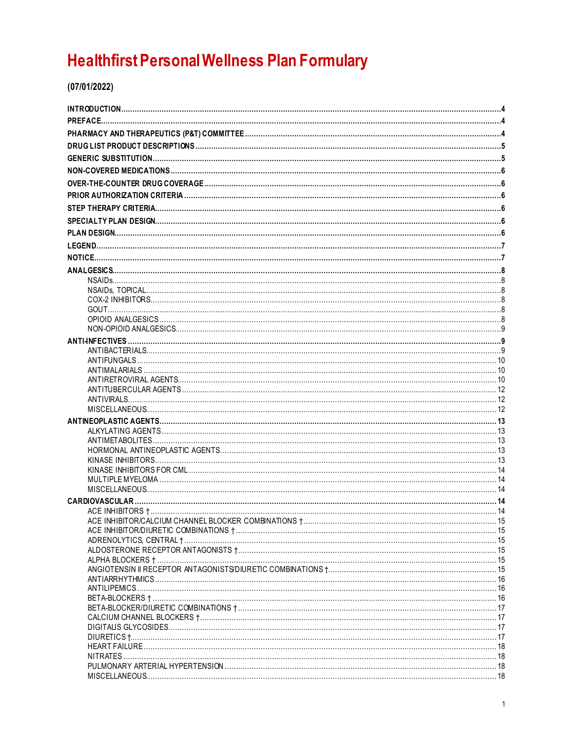# Healthfirst Personal Wellness Plan Formulary

**(07/01/2022)**

**INTRODUCTION** .......... 4
**PREFACE** .......... 4
**PHARMACY AND THERAPEUTICS (P&T) COMMITTEE** .......... 4
**DRUG LIST PRODUCT DESCRIPTIONS** .......... 5
**GENERIC SUBSTITUTION** .......... 5
**NON-COVERED MEDICATIONS** .......... 6
**OVER-THE-COUNTER DRUG COVERAGE** .......... 6
**PRIOR AUTHORIZATION CRITERIA** .......... 6
**STEP THERAPY CRITERIA** .......... 6
**SPECIALTY PLAN DESIGN** .......... 6
**PLAN DESIGN** .......... 6
**LEGEND** .......... 7
**NOTICE** .......... 7

**ANALGESICS** .......... 8
- NSAIDs .......... 8
- NSAIDs, TOPICAL .......... 8
- COX-2 INHIBITORS .......... 8
- GOUT .......... 8
- OPIOID ANALGESICS .......... 8
- NON-OPIOID ANALGESICS .......... 9

**ANTI-INFECTIVES** .......... 9
- ANTIBACTERIALS .......... 9
- ANTIFUNGALS .......... 10
- ANTIMALARIALS .......... 10
- ANTIRETROVIRAL AGENTS .......... 10
- ANTITUBERCULAR AGENTS .......... 12
- ANTIVIRALS .......... 12
- MISCELLANEOUS .......... 12

**ANTINEOPLASTIC AGENTS** .......... 13
- ALKYLATING AGENTS .......... 13
- ANTIMETABOLITES .......... 13
- HORMONAL ANTINEOPLASTIC AGENTS .......... 13
- KINASE INHIBITORS .......... 13
- KINASE INHIBITORS FOR CML .......... 14
- MULTIPLE MYELOMA .......... 14
- MISCELLANEOUS .......... 14

**CARDIOVASCULAR** .......... 14
- ACE INHIBITORS † .......... 14
- ACE INHIBITOR/CALCIUM CHANNEL BLOCKER COMBINATIONS † .......... 15
- ACE INHIBITOR/DIURETIC COMBINATIONS † .......... 15
- ADRENOLYTICS, CENTRAL † .......... 15
- ALDOSTERONE RECEPTOR ANTAGONISTS † .......... 15
- ALPHA BLOCKERS † .......... 15
- ANGIOTENSIN II RECEPTOR ANTAGONISTS/DIURETIC COMBINATIONS † .......... 15
- ANTIARRHYTHMICS .......... 16
- ANTILIPEMICS .......... 16
- BETA-BLOCKERS † .......... 16
- BETA-BLOCKER/DIURETIC COMBINATIONS † .......... 17
- CALCIUM CHANNEL BLOCKERS † .......... 17
- DIGITALIS GLYCOSIDES .......... 17
- DIURETICS † .......... 17
- HEART FAILURE .......... 18
- NITRATES .......... 18
- PULMONARY ARTERIAL HYPERTENSION .......... 18
- MISCELLANEOUS .......... 18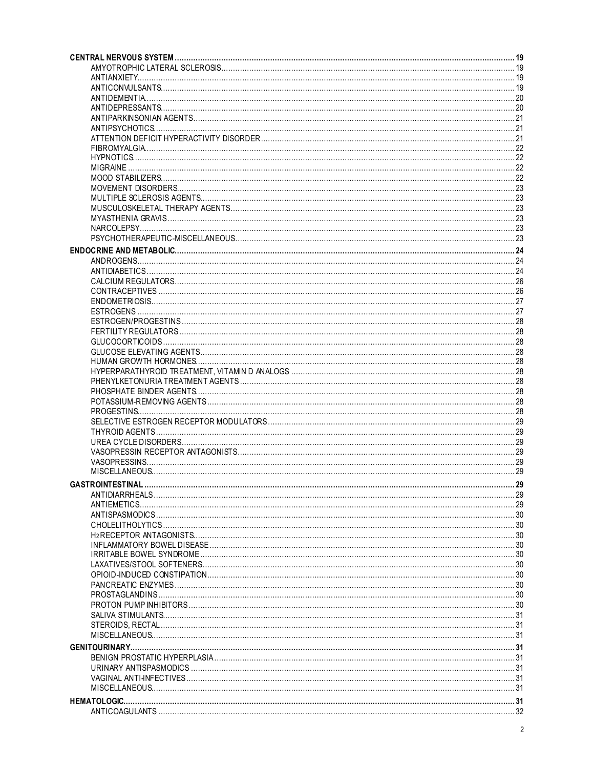**CENTRAL NERVOUS SYSTEM** .......... 19
- AMYOTROPHIC LATERAL SCLEROSIS .......... 19
- ANTIANXIETY .......... 19
- ANTICONVULSANTS .......... 19
- ANTIDEMENTIA .......... 20
- ANTIDEPRESSANTS .......... 20
- ANTIPARKINSONIAN AGENTS .......... 21
- ANTIPSYCHOTICS .......... 21
- ATTENTION DEFICIT HYPERACTIVITY DISORDER .......... 21
- FIBROMYALGIA .......... 22
- HYPNOTICS .......... 22
- MIGRAINE .......... 22
- MOOD STABILIZERS .......... 22
- MOVEMENT DISORDERS .......... 23
- MULTIPLE SCLEROSIS AGENTS .......... 23
- MUSCULOSKELETAL THERAPY AGENTS .......... 23
- MYASTHENIA GRAVIS .......... 23
- NARCOLEPSY .......... 23
- PSYCHOTHERAPEUTIC-MISCELLANEOUS .......... 23

**ENDOCRINE AND METABOLIC** .......... 24
- ANDROGENS .......... 24
- ANTIDIABETICS .......... 24
- CALCIUM REGULATORS .......... 26
- CONTRACEPTIVES .......... 26
- ENDOMETRIOSIS .......... 27
- ESTROGENS .......... 27
- ESTROGEN/PROGESTINS .......... 28
- FERTILITY REGULATORS .......... 28
- GLUCOCORTICOIDS .......... 28
- GLUCOSE ELEVATING AGENTS .......... 28
- HUMAN GROWTH HORMONES .......... 28
- HYPERPARATHYROID TREATMENT, VITAMIN D ANALOGS .......... 28
- PHENYLKETONURIA TREATMENT AGENTS .......... 28
- PHOSPHATE BINDER AGENTS .......... 28
- POTASSIUM-REMOVING AGENTS .......... 28
- PROGESTINS .......... 28
- SELECTIVE ESTROGEN RECEPTOR MODULATORS .......... 29
- THYROID AGENTS .......... 29
- UREA CYCLE DISORDERS .......... 29
- VASOPRESSIN RECEPTOR ANTAGONISTS .......... 29
- VASOPRESSINS .......... 29
- MISCELLANEOUS .......... 29

**GASTROINTESTINAL** .......... 29
- ANTIDIARRHEALS .......... 29
- ANTIEMETICS .......... 29
- ANTISPASMODICS .......... 30
- CHOLELITHOLYTICS .......... 30
- $H_2$ RECEPTOR ANTAGONISTS .......... 30
- INFLAMMATORY BOWEL DISEASE .......... 30
- IRRITABLE BOWEL SYNDROME .......... 30
- LAXATIVES/STOOL SOFTENERS .......... 30
- OPIOID-INDUCED CONSTIPATION .......... 30
- PANCREATIC ENZYMES .......... 30
- PROSTAGLANDINS .......... 30
- PROTON PUMP INHIBITORS .......... 30
- SALIVA STIMULANTS .......... 31
- STEROIDS, RECTAL .......... 31
- MISCELLANEOUS .......... 31

**GENITOURINARY** .......... 31
- BENIGN PROSTATIC HYPERPLASIA .......... 31
- URINARY ANTISPASMODICS .......... 31
- VAGINAL ANTI-INFECTIVES .......... 31
- MISCELLANEOUS .......... 31

**HEMATOLOGIC** .......... 31
- ANTICOAGULANTS .......... 32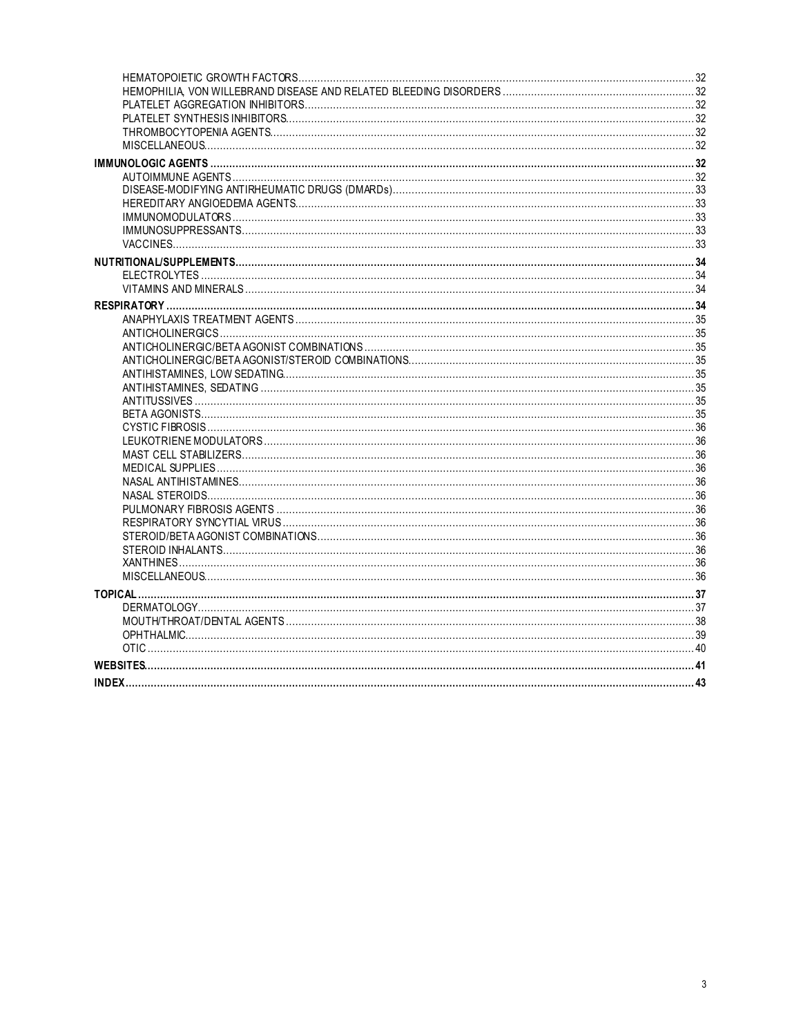- HEMATOPOIETIC GROWTH FACTORS ........ 32
- HEMOPHILIA, VON WILLEBRAND DISEASE AND RELATED BLEEDING DISORDERS ........ 32
- PLATELET AGGREGATION INHIBITORS ........ 32
- PLATELET SYNTHESIS INHIBITORS ........ 32
- THROMBOCYTOPENIA AGENTS ........ 32
- MISCELLANEOUS ........ 32

**IMMUNOLOGIC AGENTS ........ 32**

- AUTOIMMUNE AGENTS ........ 32
- DISEASE-MODIFYING ANTIRHEUMATIC DRUGS (DMARDs) ........ 33
- HEREDITARY ANGIOEDEMA AGENTS ........ 33
- IMMUNOMODULATORS ........ 33
- IMMUNOSUPPRESSANTS ........ 33
- VACCINES ........ 33

**NUTRITIONAL/SUPPLEMENTS ........ 34**

- ELECTROLYTES ........ 34
- VITAMINS AND MINERALS ........ 34

**RESPIRATORY ........ 34**

- ANAPHYLAXIS TREATMENT AGENTS ........ 35
- ANTICHOLINERGICS ........ 35
- ANTICHOLINERGIC/BETA AGONIST COMBINATIONS ........ 35
- ANTICHOLINERGIC/BETA AGONIST/STEROID COMBINATIONS ........ 35
- ANTIHISTAMINES, LOW SEDATING ........ 35
- ANTIHISTAMINES, SEDATING ........ 35
- ANTITUSSIVES ........ 35
- BETA AGONISTS ........ 35
- CYSTIC FIBROSIS ........ 36
- LEUKOTRIENE MODULATORS ........ 36
- MAST CELL STABILIZERS ........ 36
- MEDICAL SUPPLIES ........ 36
- NASAL ANTIHISTAMINES ........ 36
- NASAL STEROIDS ........ 36
- PULMONARY FIBROSIS AGENTS ........ 36
- RESPIRATORY SYNCYTIAL VIRUS ........ 36
- STEROID/BETA AGONIST COMBINATIONS ........ 36
- STEROID INHALANTS ........ 36
- XANTHINES ........ 36
- MISCELLANEOUS ........ 36

**TOPICAL ........ 37**

- DERMATOLOGY ........ 37
- MOUTH/THROAT/DENTAL AGENTS ........ 38
- OPHTHALMIC ........ 39
- OTIC ........ 40

**WEBSITES ........ 41**

**INDEX ........ 43**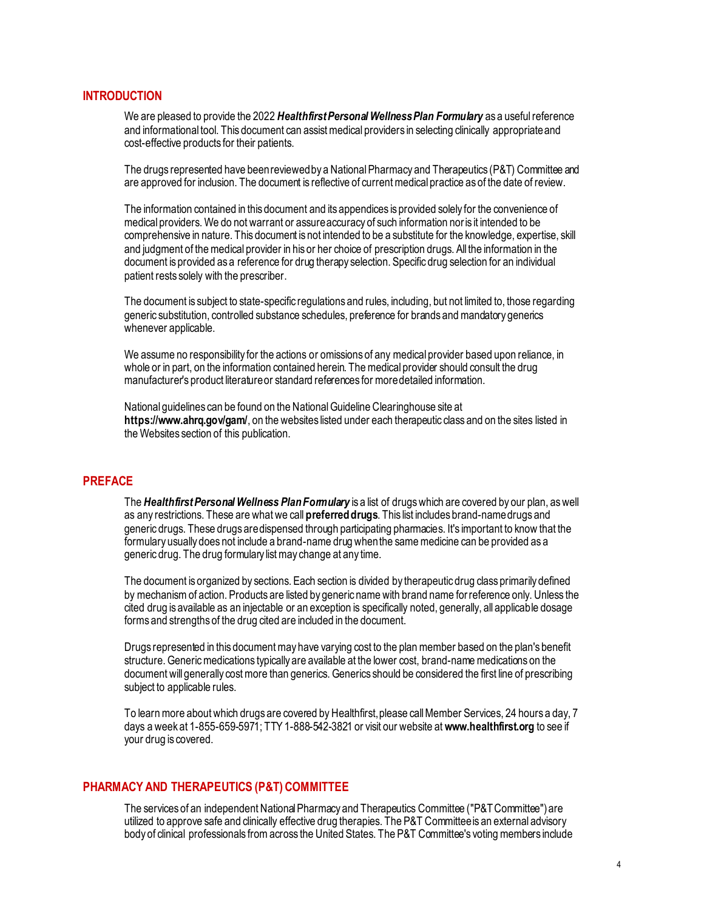## INTRODUCTION

We are pleased to provide the 2022 ***Healthfirst Personal Wellness Plan Formulary*** as a useful reference and informational tool. This document can assist medical providers in selecting clinically appropriate and cost-effective products for their patients.

The drugs represented have been reviewed by a National Pharmacy and Therapeutics (P&T) Committee and are approved for inclusion. The document is reflective of current medical practice as of the date of review.

The information contained in this document and its appendices is provided solely for the convenience of medical providers. We do not warrant or assure accuracy of such information nor is it intended to be comprehensive in nature. This document is not intended to be a substitute for the knowledge, expertise, skill and judgment of the medical provider in his or her choice of prescription drugs. All the information in the document is provided as a reference for drug therapy selection. Specific drug selection for an individual patient rests solely with the prescriber.

The document is subject to state-specific regulations and rules, including, but not limited to, those regarding generic substitution, controlled substance schedules, preference for brands and mandatory generics whenever applicable.

We assume no responsibility for the actions or omissions of any medical provider based upon reliance, in whole or in part, on the information contained herein. The medical provider should consult the drug manufacturer's product literature or standard references for more detailed information.

National guidelines can be found on the National Guideline Clearinghouse site at **https://www.ahrq.gov/gam/**, on the websites listed under each therapeutic class and on the sites listed in the Websites section of this publication.

## PREFACE

The ***Healthfirst Personal Wellness Plan Formulary*** is a list of drugs which are covered by our plan, as well as any restrictions. These are what we call **preferred drugs**. This list includes brand-name drugs and generic drugs. These drugs are dispensed through participating pharmacies. It's important to know that the formulary usually does not include a brand-name drug when the same medicine can be provided as a generic drug. The drug formulary list may change at any time.

The document is organized by sections. Each section is divided by therapeutic drug class primarily defined by mechanism of action. Products are listed by generic name with brand name for reference only. Unless the cited drug is available as an injectable or an exception is specifically noted, generally, all applicable dosage forms and strengths of the drug cited are included in the document.

Drugs represented in this document may have varying cost to the plan member based on the plan's benefit structure. Generic medications typically are available at the lower cost, brand-name medications on the document will generally cost more than generics. Generics should be considered the first line of prescribing subject to applicable rules.

To learn more about which drugs are covered by Healthfirst, please call Member Services, 24 hours a day, 7 days a week at 1-855-659-5971; TTY 1-888-542-3821 or visit our website at **www.healthfirst.org** to see if your drug is covered.

## PHARMACY AND THERAPEUTICS (P&T) COMMITTEE

The services of an independent National Pharmacy and Therapeutics Committee ("P&T Committee") are utilized to approve safe and clinically effective drug therapies. The P&T Committee is an external advisory body of clinical professionals from across the United States. The P&T Committee's voting members include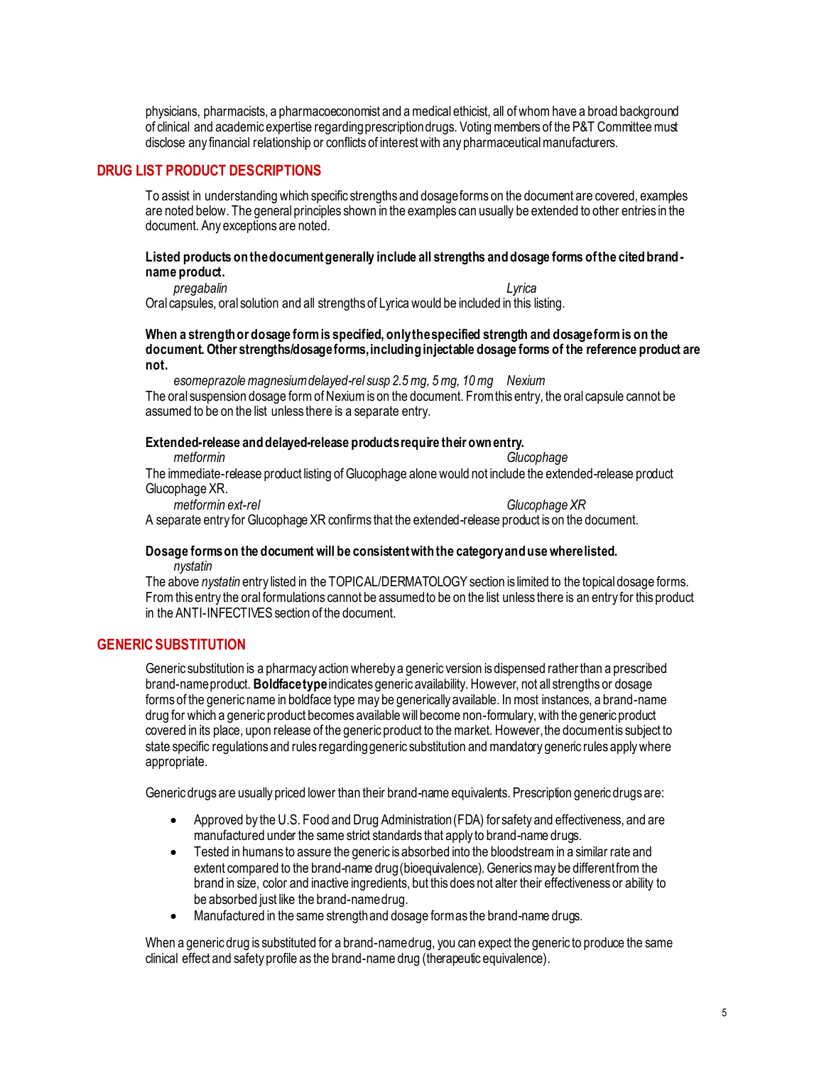physicians, pharmacists, a pharmacoeconomist and a medical ethicist, all of whom have a broad background of clinical and academic expertise regarding prescription drugs. Voting members of the P&T Committee must disclose any financial relationship or conflicts of interest with any pharmaceutical manufacturers.

## DRUG LIST PRODUCT DESCRIPTIONS

To assist in understanding which specific strengths and dosage forms on the document are covered, examples are noted below. The general principles shown in the examples can usually be extended to other entries in the document. Any exceptions are noted.

**Listed products on the document generally include all strengths and dosage forms of the cited brand-name product.**

*pregabalin* *Lyrica*

Oral capsules, oral solution and all strengths of Lyrica would be included in this listing.

**When a strength or dosage form is specified, only the specified strength and dosage form is on the document. Other strengths/dosage forms, including injectable dosage forms of the reference product are not.**

*esomeprazole magnesium delayed-rel susp 2.5 mg, 5 mg, 10 mg* *Nexium*

The oral suspension dosage form of Nexium is on the document. From this entry, the oral capsule cannot be assumed to be on the list unless there is a separate entry.

**Extended-release and delayed-release products require their own entry.**

*metformin* *Glucophage*

The immediate-release product listing of Glucophage alone would not include the extended-release product Glucophage XR.

*metformin ext-rel* *Glucophage XR*

A separate entry for Glucophage XR confirms that the extended-release product is on the document.

**Dosage forms on the document will be consistent with the category and use where listed.**

*nystatin*

The above *nystatin* entry listed in the TOPICAL/DERMATOLOGY section is limited to the topical dosage forms. From this entry the oral formulations cannot be assumed to be on the list unless there is an entry for this product in the ANTI-INFECTIVES section of the document.

## GENERIC SUBSTITUTION

Generic substitution is a pharmacy action whereby a generic version is dispensed rather than a prescribed brand-name product. **Boldface type** indicates generic availability. However, not all strengths or dosage forms of the generic name in boldface type may be generically available. In most instances, a brand-name drug for which a generic product becomes available will become non-formulary, with the generic product covered in its place, upon release of the generic product to the market. However, the document is subject to state specific regulations and rules regarding generic substitution and mandatory generic rules apply where appropriate.

Generic drugs are usually priced lower than their brand-name equivalents. Prescription generic drugs are:

- Approved by the U.S. Food and Drug Administration (FDA) for safety and effectiveness, and are manufactured under the same strict standards that apply to brand-name drugs.
- Tested in humans to assure the generic is absorbed into the bloodstream in a similar rate and extent compared to the brand-name drug (bioequivalence). Generics may be different from the brand in size, color and inactive ingredients, but this does not alter their effectiveness or ability to be absorbed just like the brand-name drug.
- Manufactured in the same strength and dosage form as the brand-name drugs.

When a generic drug is substituted for a brand-name drug, you can expect the generic to produce the same clinical effect and safety profile as the brand-name drug (therapeutic equivalence).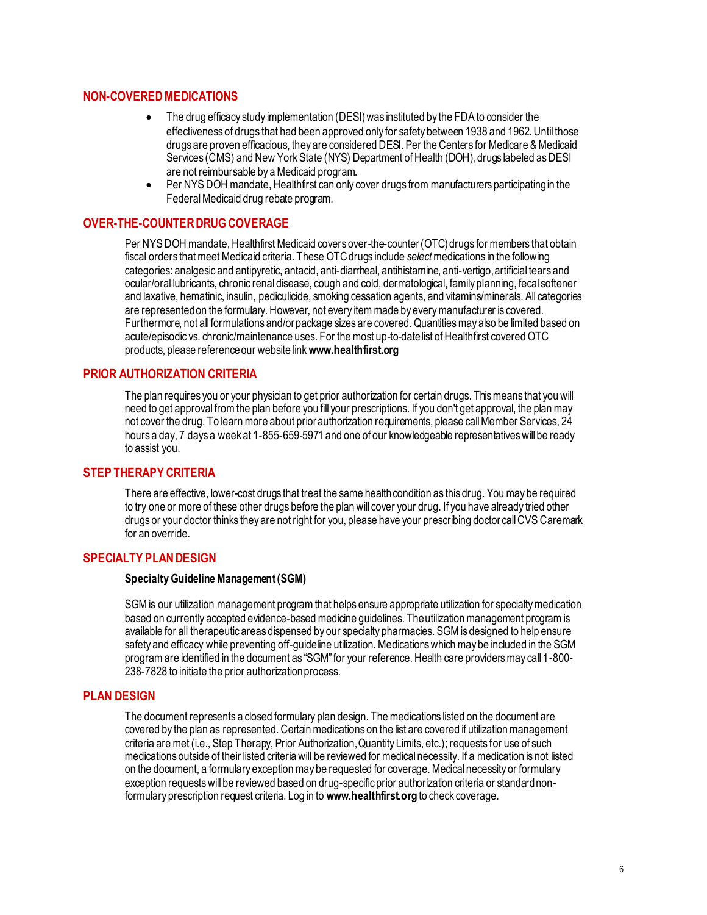## NON-COVERED MEDICATIONS

- The drug efficacy study implementation (DESI) was instituted by the FDA to consider the effectiveness of drugs that had been approved only for safety between 1938 and 1962. Until those drugs are proven efficacious, they are considered DESI. Per the Centers for Medicare & Medicaid Services (CMS) and New York State (NYS) Department of Health (DOH), drugs labeled as DESI are not reimbursable by a Medicaid program.
- Per NYS DOH mandate, Healthfirst can only cover drugs from manufacturers participating in the Federal Medicaid drug rebate program.

## OVER-THE-COUNTER DRUG COVERAGE

Per NYS DOH mandate, Healthfirst Medicaid covers over-the-counter (OTC) drugs for members that obtain fiscal orders that meet Medicaid criteria. These OTC drugs include *select* medications in the following categories: analgesic and antipyretic, antacid, anti-diarrheal, antihistamine, anti-vertigo, artificial tears and ocular/oral lubricants, chronic renal disease, cough and cold, dermatological, family planning, fecal softener and laxative, hematinic, insulin, pediculicide, smoking cessation agents, and vitamins/minerals. All categories are represented on the formulary. However, not every item made by every manufacturer is covered. Furthermore, not all formulations and/or package sizes are covered. Quantities may also be limited based on acute/episodic vs. chronic/maintenance uses. For the most up-to-date list of Healthfirst covered OTC products, please reference our website link **www.healthfirst.org**

## PRIOR AUTHORIZATION CRITERIA

The plan requires you or your physician to get prior authorization for certain drugs. This means that you will need to get approval from the plan before you fill your prescriptions. If you don't get approval, the plan may not cover the drug. To learn more about prior authorization requirements, please call Member Services, 24 hours a day, 7 days a week at 1-855-659-5971 and one of our knowledgeable representatives will be ready to assist you.

## STEP THERAPY CRITERIA

There are effective, lower-cost drugs that treat the same health condition as this drug. You may be required to try one or more of these other drugs before the plan will cover your drug. If you have already tried other drugs or your doctor thinks they are not right for you, please have your prescribing doctor call CVS Caremark for an override.

## SPECIALTY PLAN DESIGN

**Specialty Guideline Management (SGM)**

SGM is our utilization management program that helps ensure appropriate utilization for specialty medication based on currently accepted evidence-based medicine guidelines. The utilization management program is available for all therapeutic areas dispensed by our specialty pharmacies. SGM is designed to help ensure safety and efficacy while preventing off-guideline utilization. Medications which may be included in the SGM program are identified in the document as "SGM" for your reference. Health care providers may call 1-800-238-7828 to initiate the prior authorization process.

## PLAN DESIGN

The document represents a closed formulary plan design. The medications listed on the document are covered by the plan as represented. Certain medications on the list are covered if utilization management criteria are met (i.e., Step Therapy, Prior Authorization, Quantity Limits, etc.); requests for use of such medications outside of their listed criteria will be reviewed for medical necessity. If a medication is not listed on the document, a formulary exception may be requested for coverage. Medical necessity or formulary exception requests will be reviewed based on drug-specific prior authorization criteria or standard non-formulary prescription request criteria. Log in to **www.healthfirst.org** to check coverage.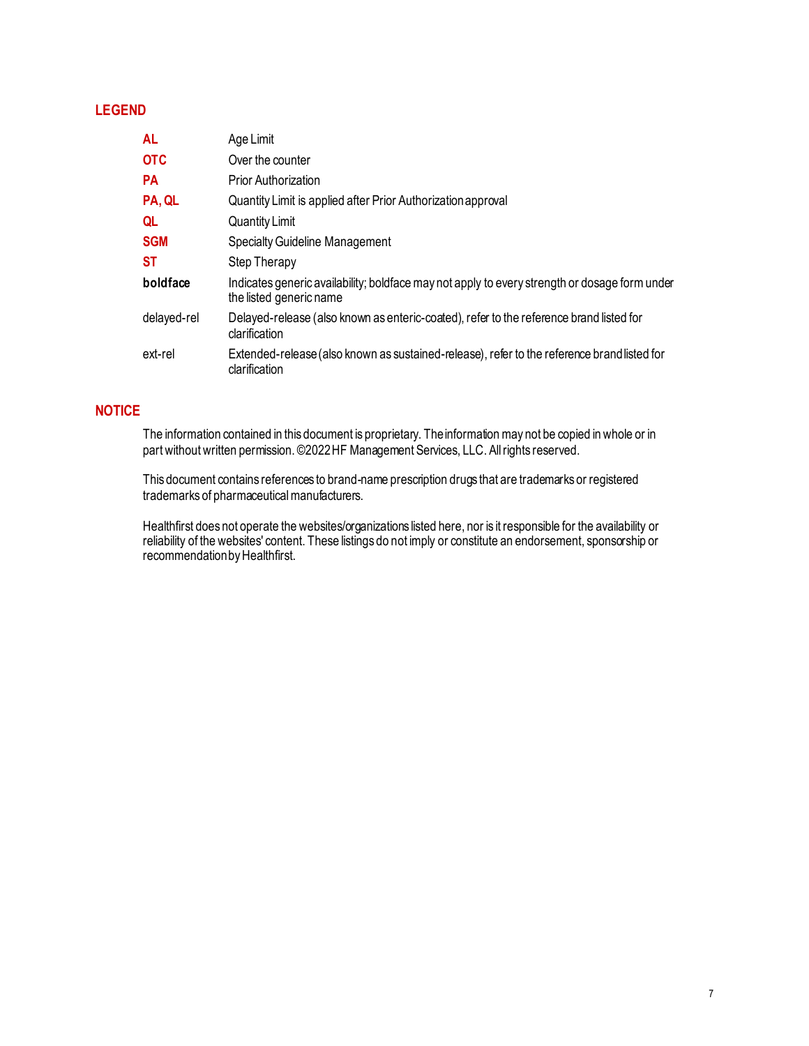## LEGEND

| | |
|---|---|
| **AL** | Age Limit |
| **OTC** | Over the counter |
| **PA** | Prior Authorization |
| **PA, QL** | Quantity Limit is applied after Prior Authorization approval |
| **QL** | Quantity Limit |
| **SGM** | Specialty Guideline Management |
| **ST** | Step Therapy |
| **boldface** | Indicates generic availability; boldface may not apply to every strength or dosage form under the listed generic name |
| delayed-rel | Delayed-release (also known as enteric-coated), refer to the reference brand listed for clarification |
| ext-rel | Extended-release (also known as sustained-release), refer to the reference brand listed for clarification |

## NOTICE

The information contained in this document is proprietary. The information may not be copied in whole or in part without written permission. ©2022 HF Management Services, LLC. All rights reserved.

This document contains references to brand-name prescription drugs that are trademarks or registered trademarks of pharmaceutical manufacturers.

Healthfirst does not operate the websites/organizations listed here, nor is it responsible for the availability or reliability of the websites' content. These listings do not imply or constitute an endorsement, sponsorship or recommendation by Healthfirst.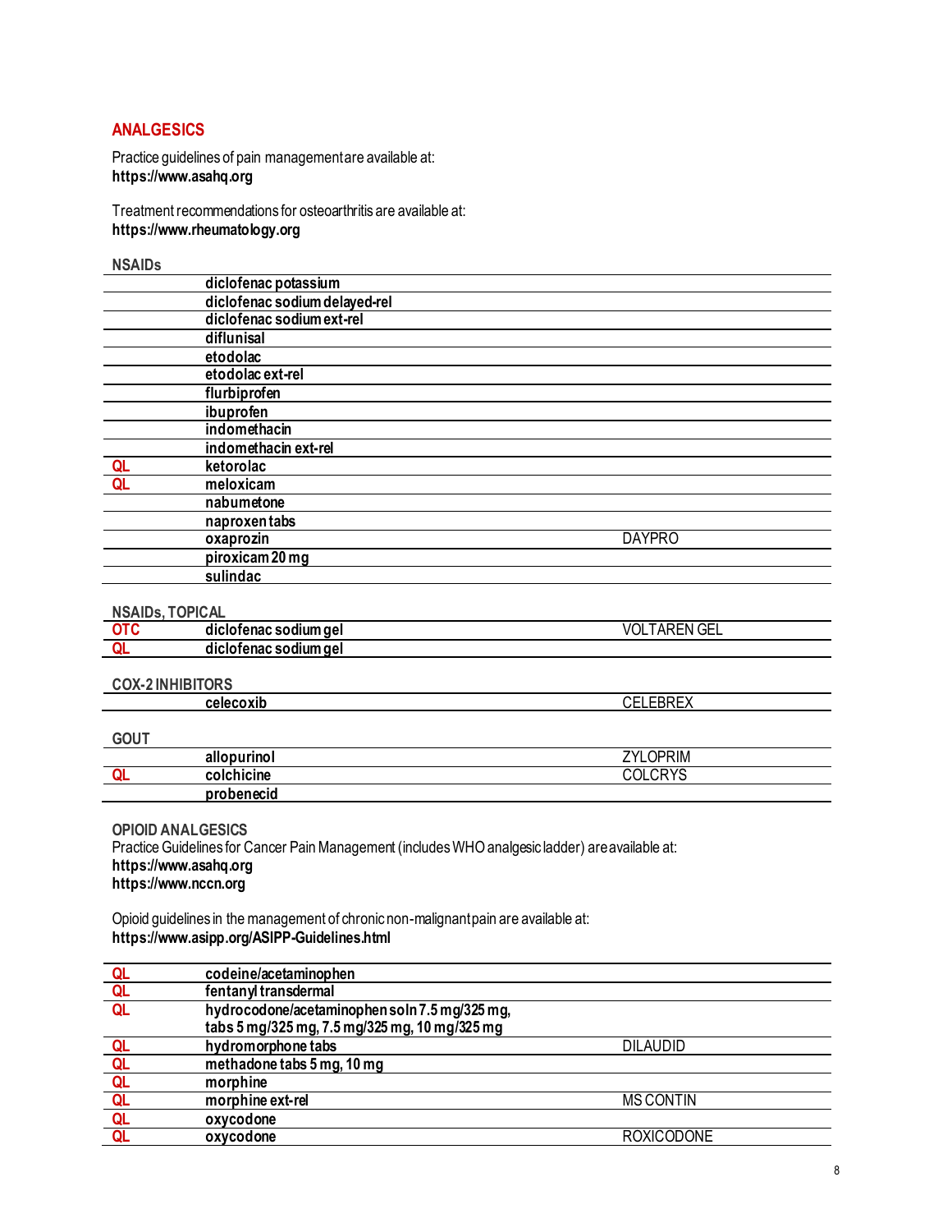## ANALGESICS

Practice guidelines of pain management are available at:
**https://www.asahq.org**

Treatment recommendations for osteoarthritis are available at:
**https://www.rheumatology.org**

### NSAIDs

| | | |
|---|---|---|
| | **diclofenac potassium** | |
| | **diclofenac sodium delayed-rel** | |
| | **diclofenac sodium ext-rel** | |
| | **diflunisal** | |
| | **etodolac** | |
| | **etodolac ext-rel** | |
| | **flurbiprofen** | |
| | **ibuprofen** | |
| | **indomethacin** | |
| | **indomethacin ext-rel** | |
| QL | **ketorolac** | |
| QL | **meloxicam** | |
| | **nabumetone** | |
| | **naproxen tabs** | |
| | **oxaprozin** | DAYPRO |
| | **piroxicam 20 mg** | |
| | **sulindac** | |

### NSAIDs, TOPICAL

| | | |
|---|---|---|
| OTC | **diclofenac sodium gel** | VOLTAREN GEL |
| QL | **diclofenac sodium gel** | |

### COX-2 INHIBITORS

| | | |
|---|---|---|
| | **celecoxib** | CELEBREX |

### GOUT

| | | |
|---|---|---|
| | **allopurinol** | ZYLOPRIM |
| QL | **colchicine** | COLCRYS |
| | **probenecid** | |

### OPIOID ANALGESICS

Practice Guidelines for Cancer Pain Management (includes WHO analgesic ladder) are available at:
**https://www.asahq.org**
**https://www.nccn.org**

Opioid guidelines in the management of chronic non-malignant pain are available at:
**https://www.asipp.org/ASIPP-Guidelines.html**

| | | |
|---|---|---|
| QL | **codeine/acetaminophen** | |
| QL | **fentanyl transdermal** | |
| QL | **hydrocodone/acetaminophen soln 7.5 mg/325 mg, tabs 5 mg/325 mg, 7.5 mg/325 mg, 10 mg/325 mg** | |
| QL | **hydromorphone tabs** | DILAUDID |
| QL | **methadone tabs 5 mg, 10 mg** | |
| QL | **morphine** | |
| QL | **morphine ext-rel** | MS CONTIN |
| QL | **oxycodone** | |
| QL | **oxycodone** | ROXICODONE |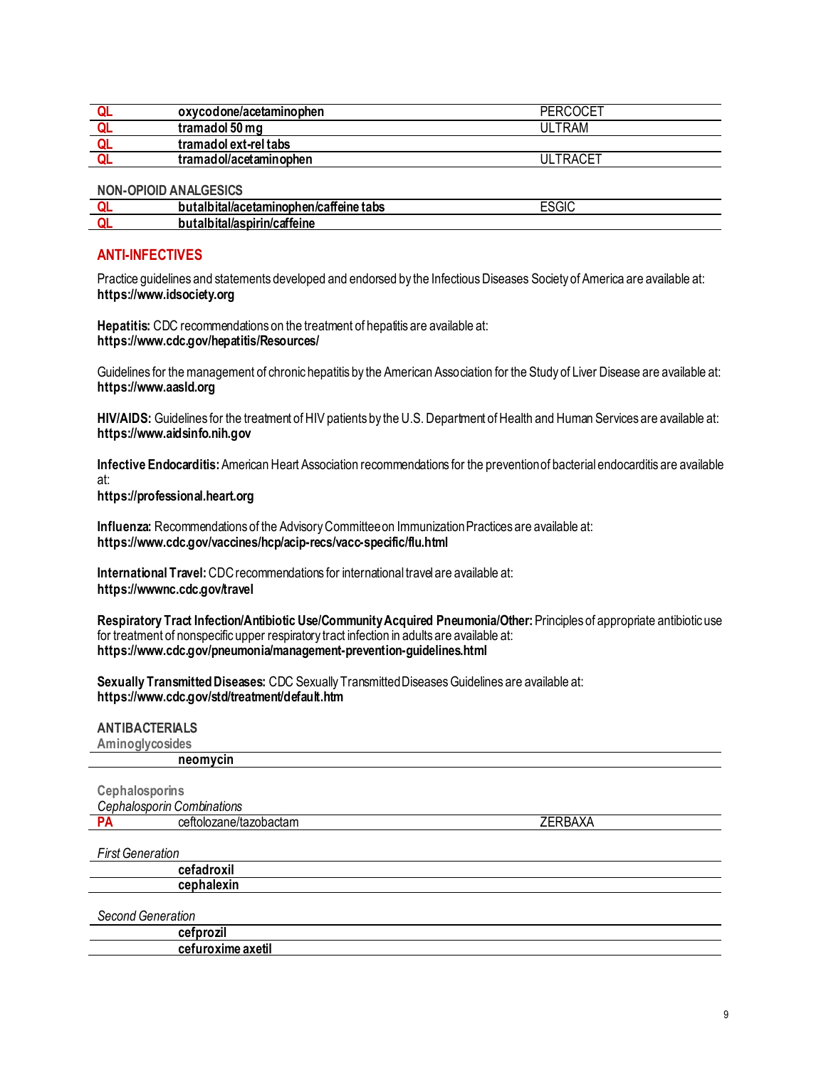| | | |
|---|---|---|
| QL | **oxycodone/acetaminophen** | PERCOCET |
| QL | **tramadol 50 mg** | ULTRAM |
| QL | **tramadol ext-rel tabs** | |
| QL | **tramadol/acetaminophen** | ULTRACET |

**NON-OPIOID ANALGESICS**

| | | |
|---|---|---|
| QL | **butalbital/acetaminophen/caffeine tabs** | ESGIC |
| QL | **butalbital/aspirin/caffeine** | |

## ANTI-INFECTIVES

Practice guidelines and statements developed and endorsed by the Infectious Diseases Society of America are available at: **https://www.idsociety.org**

**Hepatitis:** CDC recommendations on the treatment of hepatitis are available at:
**https://www.cdc.gov/hepatitis/Resources/**

Guidelines for the management of chronic hepatitis by the American Association for the Study of Liver Disease are available at: **https://www.aasld.org**

**HIV/AIDS:** Guidelines for the treatment of HIV patients by the U.S. Department of Health and Human Services are available at: **https://www.aidsinfo.nih.gov**

**Infective Endocarditis:** American Heart Association recommendations for the prevention of bacterial endocarditis are available at:
**https://professional.heart.org**

**Influenza:** Recommendations of the Advisory Committee on Immunization Practices are available at:
**https://www.cdc.gov/vaccines/hcp/acip-recs/vacc-specific/flu.html**

**International Travel:** CDC recommendations for international travel are available at:
**https://wwwnc.cdc.gov/travel**

**Respiratory Tract Infection/Antibiotic Use/Community Acquired Pneumonia/Other:** Principles of appropriate antibiotic use for treatment of nonspecific upper respiratory tract infection in adults are available at:
**https://www.cdc.gov/pneumonia/management-prevention-guidelines.html**

**Sexually Transmitted Diseases:** CDC Sexually Transmitted Diseases Guidelines are available at:
**https://www.cdc.gov/std/treatment/default.htm**

**ANTIBACTERIALS**

**Aminoglycosides**

| | | |
|---|---|---|
| | **neomycin** | |

**Cephalosporins**

*Cephalosporin Combinations*

| | | |
|---|---|---|
| PA | ceftolozane/tazobactam | ZERBAXA |

*First Generation*

| | | |
|---|---|---|
| | **cefadroxil** | |
| | **cephalexin** | |

*Second Generation*

| | | |
|---|---|---|
| | **cefprozil** | |
| | **cefuroxime axetil** | |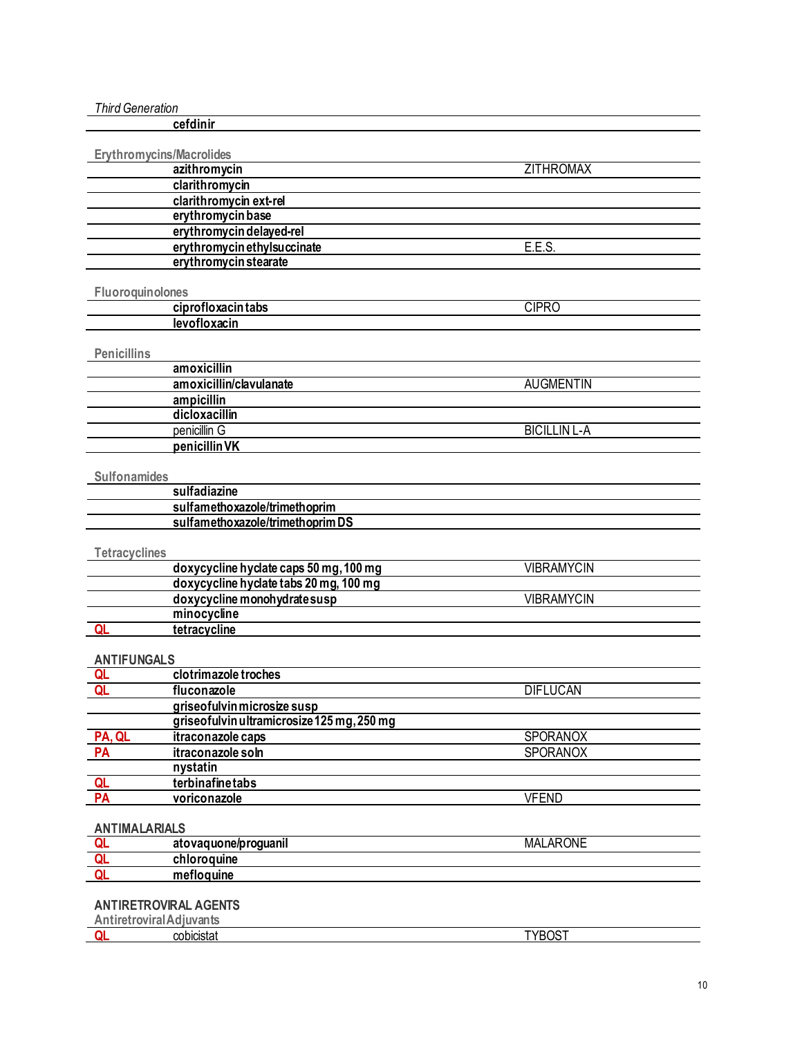*Third Generation*

| | | |
|---|---|---|
| | **cefdinir** | |

Erythromycins/Macrolides

| | | |
|---|---|---|
| | **azithromycin** | ZITHROMAX |
| | **clarithromycin** | |
| | **clarithromycin ext-rel** | |
| | **erythromycin base** | |
| | **erythromycin delayed-rel** | |
| | **erythromycin ethylsuccinate** | E.E.S. |
| | **erythromycin stearate** | |

Fluoroquinolones

| | | |
|---|---|---|
| | **ciprofloxacin tabs** | CIPRO |
| | **levofloxacin** | |

Penicillins

| | | |
|---|---|---|
| | **amoxicillin** | |
| | **amoxicillin/clavulanate** | AUGMENTIN |
| | **ampicillin** | |
| | **dicloxacillin** | |
| | penicillin G | BICILLIN L-A |
| | **penicillin VK** | |

Sulfonamides

| | | |
|---|---|---|
| | **sulfadiazine** | |
| | **sulfamethoxazole/trimethoprim** | |
| | **sulfamethoxazole/trimethoprim DS** | |

Tetracyclines

| | | |
|---|---|---|
| | **doxycycline hyclate caps 50 mg, 100 mg** | VIBRAMYCIN |
| | **doxycycline hyclate tabs 20 mg, 100 mg** | |
| | **doxycycline monohydrate susp** | VIBRAMYCIN |
| | **minocycline** | |
| QL | **tetracycline** | |

## ANTIFUNGALS

| | | |
|---|---|---|
| QL | **clotrimazole troches** | |
| QL | **fluconazole** | DIFLUCAN |
| | **griseofulvin microsize susp** | |
| | **griseofulvin ultramicrosize 125 mg, 250 mg** | |
| PA, QL | **itraconazole caps** | SPORANOX |
| PA | **itraconazole soln** | SPORANOX |
| | **nystatin** | |
| QL | **terbinafine tabs** | |
| PA | **voriconazole** | VFEND |

## ANTIMALARIALS

| | | |
|---|---|---|
| QL | **atovaquone/proguanil** | MALARONE |
| QL | **chloroquine** | |
| QL | **mefloquine** | |

## ANTIRETROVIRAL AGENTS

Antiretroviral Adjuvants

| | | |
|---|---|---|
| QL | cobicistat | TYBOST |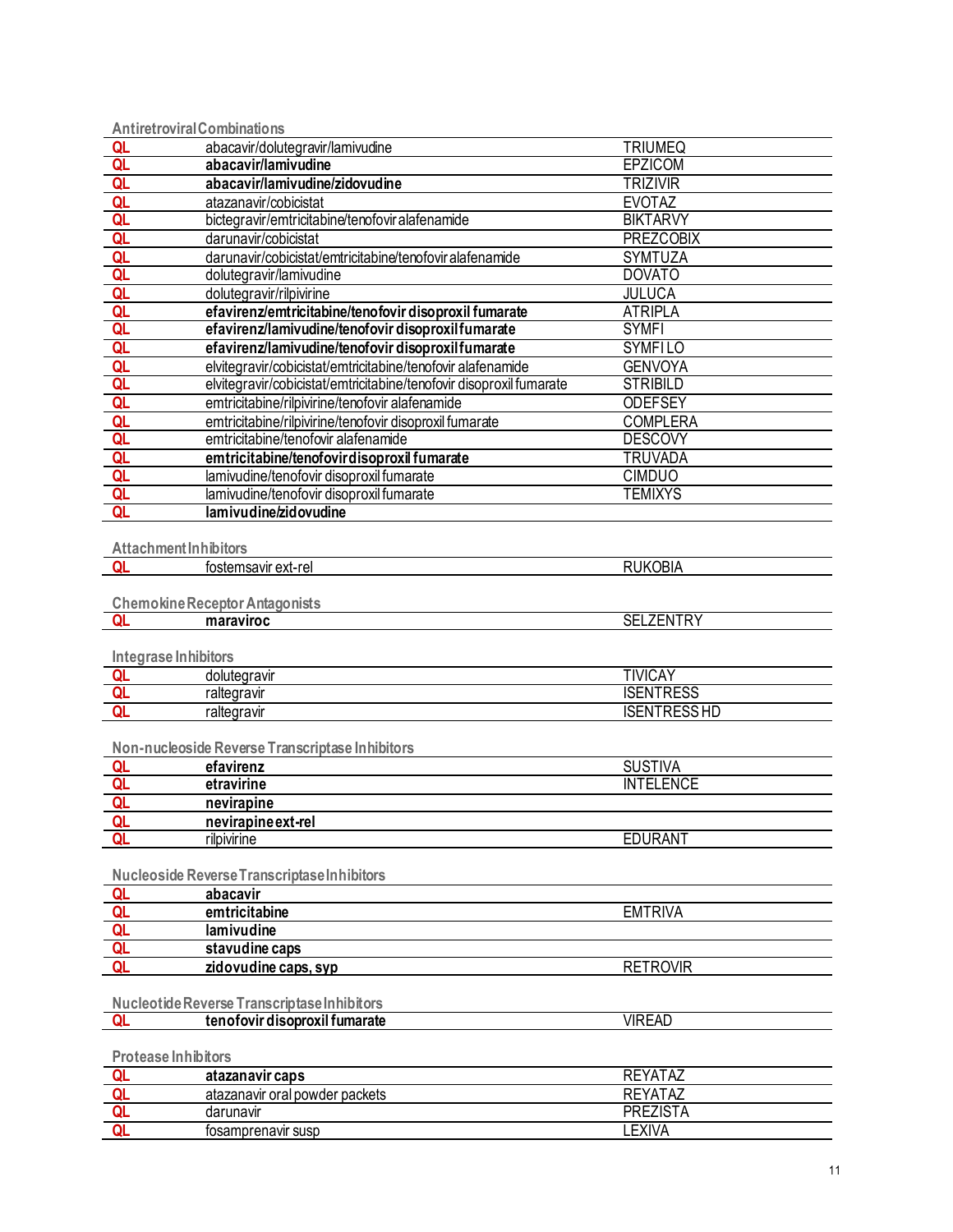### Antiretroviral Combinations

| | | |
|---|---|---|
| QL | abacavir/dolutegravir/lamivudine | TRIUMEQ |
| QL | **abacavir/lamivudine** | EPZICOM |
| QL | **abacavir/lamivudine/zidovudine** | TRIZIVIR |
| QL | atazanavir/cobicistat | EVOTAZ |
| QL | bictegravir/emtricitabine/tenofovir alafenamide | BIKTARVY |
| QL | darunavir/cobicistat | PREZCOBIX |
| QL | darunavir/cobicistat/emtricitabine/tenofovir alafenamide | SYMTUZA |
| QL | dolutegravir/lamivudine | DOVATO |
| QL | dolutegravir/rilpivirine | JULUCA |
| QL | **efavirenz/emtricitabine/tenofovir disoproxil fumarate** | ATRIPLA |
| QL | **efavirenz/lamivudine/tenofovir disoproxil fumarate** | SYMFI |
| QL | **efavirenz/lamivudine/tenofovir disoproxil fumarate** | SYMFI LO |
| QL | elvitegravir/cobicistat/emtricitabine/tenofovir alafenamide | GENVOYA |
| QL | elvitegravir/cobicistat/emtricitabine/tenofovir disoproxil fumarate | STRIBILD |
| QL | emtricitabine/rilpivirine/tenofovir alafenamide | ODEFSEY |
| QL | emtricitabine/rilpivirine/tenofovir disoproxil fumarate | COMPLERA |
| QL | emtricitabine/tenofovir alafenamide | DESCOVY |
| QL | **emtricitabine/tenofovir disoproxil fumarate** | TRUVADA |
| QL | lamivudine/tenofovir disoproxil fumarate | CIMDUO |
| QL | lamivudine/tenofovir disoproxil fumarate | TEMIXYS |
| QL | **lamivudine/zidovudine** | |

### Attachment Inhibitors

| | | |
|---|---|---|
| QL | fostemsavir ext-rel | RUKOBIA |

### Chemokine Receptor Antagonists

| | | |
|---|---|---|
| QL | **maraviroc** | SELZENTRY |

### Integrase Inhibitors

| | | |
|---|---|---|
| QL | dolutegravir | TIVICAY |
| QL | raltegravir | ISENTRESS |
| QL | raltegravir | ISENTRESS HD |

### Non-nucleoside Reverse Transcriptase Inhibitors

| | | |
|---|---|---|
| QL | **efavirenz** | SUSTIVA |
| QL | **etravirine** | INTELENCE |
| QL | **nevirapine** | |
| QL | **nevirapine ext-rel** | |
| QL | rilpivirine | EDURANT |

### Nucleoside Reverse Transcriptase Inhibitors

| | | |
|---|---|---|
| QL | **abacavir** | |
| QL | **emtricitabine** | EMTRIVA |
| QL | **lamivudine** | |
| QL | **stavudine caps** | |
| QL | **zidovudine caps, syp** | RETROVIR |

### Nucleotide Reverse Transcriptase Inhibitors

| | | |
|---|---|---|
| QL | **tenofovir disoproxil fumarate** | VIREAD |

### Protease Inhibitors

| | | |
|---|---|---|
| QL | **atazanavir caps** | REYATAZ |
| QL | atazanavir oral powder packets | REYATAZ |
| QL | darunavir | PREZISTA |
| QL | fosamprenavir susp | LEXIVA |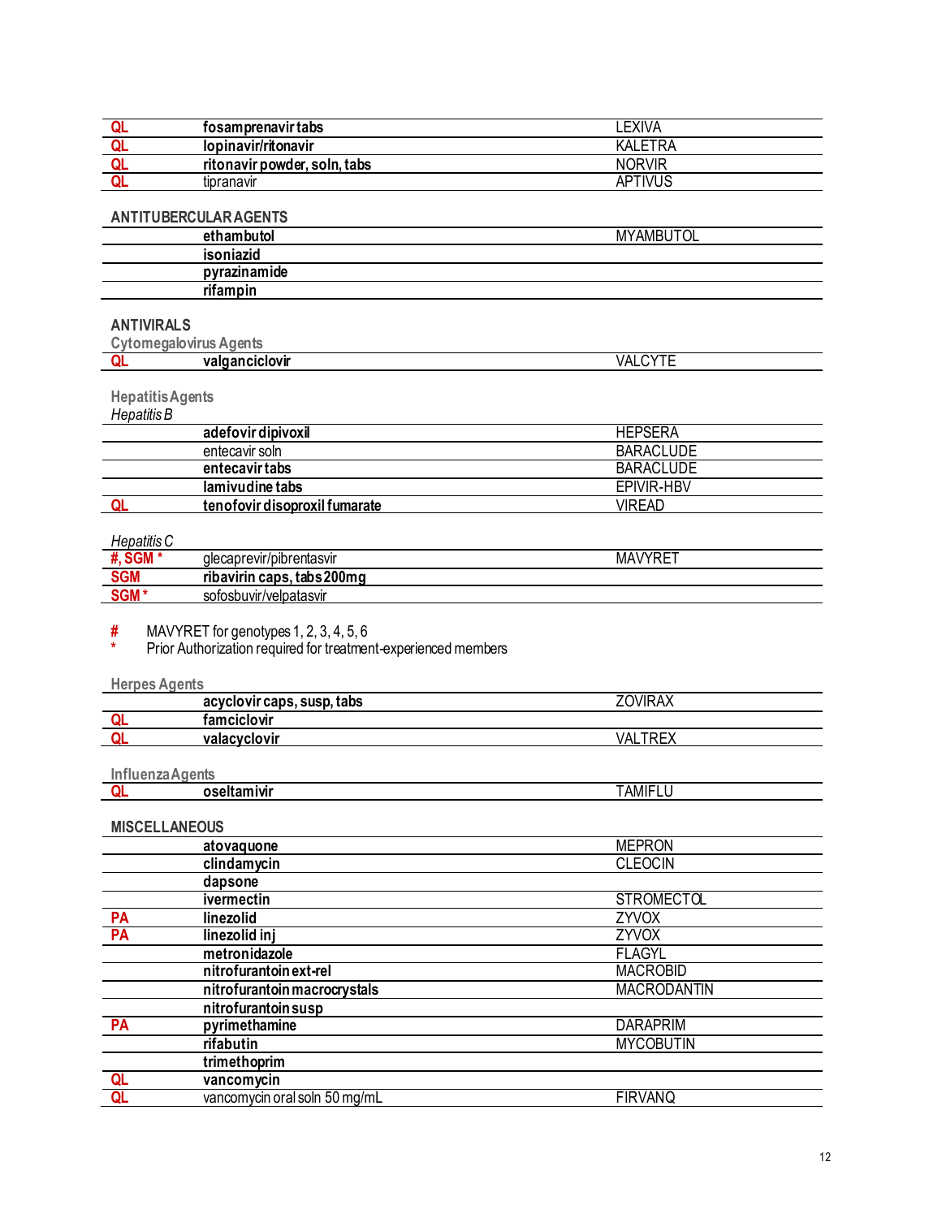| | | |
|---|---|---|
| QL | **fosamprenavir tabs** | LEXIVA |
| QL | **lopinavir/ritonavir** | KALETRA |
| QL | **ritonavir powder, soln, tabs** | NORVIR |
| QL | tipranavir | APTIVUS |

## ANTITUBERCULAR AGENTS

| | | |
|---|---|---|
| | **ethambutol** | MYAMBUTOL |
| | **isoniazid** | |
| | **pyrazinamide** | |
| | **rifampin** | |

## ANTIVIRALS

### Cytomegalovirus Agents

| | | |
|---|---|---|
| QL | **valganciclovir** | VALCYTE |

### Hepatitis Agents

*Hepatitis B*

| | | |
|---|---|---|
| | **adefovir dipivoxil** | HEPSERA |
| | entecavir soln | BARACLUDE |
| | **entecavir tabs** | BARACLUDE |
| | **lamivudine tabs** | EPIVIR-HBV |
| QL | **tenofovir disoproxil fumarate** | VIREAD |

*Hepatitis C*

| | | |
|---|---|---|
| #, SGM * | glecaprevir/pibrentasvir | MAVYRET |
| SGM | **ribavirin caps, tabs 200mg** | |
| SGM * | sofosbuvir/velpatasvir | |

# MAVYRET for genotypes 1, 2, 3, 4, 5, 6
* Prior Authorization required for treatment-experienced members

### Herpes Agents

| | | |
|---|---|---|
| | **acyclovir caps, susp, tabs** | ZOVIRAX |
| QL | **famciclovir** | |
| QL | **valacyclovir** | VALTREX |

### Influenza Agents

| | | |
|---|---|---|
| QL | **oseltamivir** | TAMIFLU |

## MISCELLANEOUS

| | | |
|---|---|---|
| | **atovaquone** | MEPRON |
| | **clindamycin** | CLEOCIN |
| | **dapsone** | |
| | **ivermectin** | STROMECTOL |
| PA | **linezolid** | ZYVOX |
| PA | **linezolid inj** | ZYVOX |
| | **metronidazole** | FLAGYL |
| | **nitrofurantoin ext-rel** | MACROBID |
| | **nitrofurantoin macrocrystals** | MACRODANTIN |
| | **nitrofurantoin susp** | |
| PA | **pyrimethamine** | DARAPRIM |
| | **rifabutin** | MYCOBUTIN |
| | **trimethoprim** | |
| QL | **vancomycin** | |
| QL | vancomycin oral soln 50 mg/mL | FIRVANQ |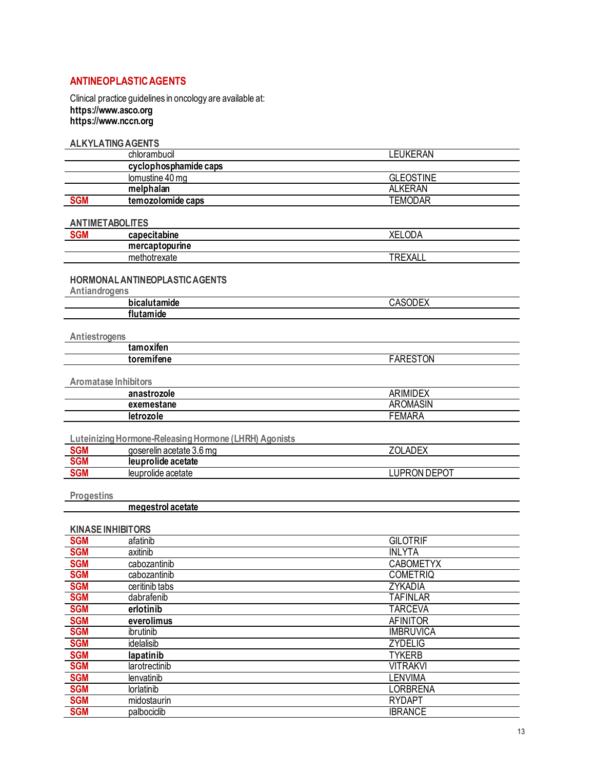## ANTINEOPLASTIC AGENTS

Clinical practice guidelines in oncology are available at:
**https://www.asco.org**
**https://www.nccn.org**

### ALKYLATING AGENTS

| | | |
|---|---|---|
| | chlorambucil | LEUKERAN |
| | **cyclophosphamide caps** | |
| | lomustine 40 mg | GLEOSTINE |
| | **melphalan** | ALKERAN |
| SGM | **temozolomide caps** | TEMODAR |

### ANTIMETABOLITES

| | | |
|---|---|---|
| SGM | **capecitabine** | XELODA |
| | **mercaptopurine** | |
| | methotrexate | TREXALL |

### HORMONAL ANTINEOPLASTIC AGENTS

#### Antiandrogens

| | | |
|---|---|---|
| | **bicalutamide** | CASODEX |
| | **flutamide** | |

#### Antiestrogens

| | | |
|---|---|---|
| | **tamoxifen** | |
| | **toremifene** | FARESTON |

#### Aromatase Inhibitors

| | | |
|---|---|---|
| | **anastrozole** | ARIMIDEX |
| | **exemestane** | AROMASIN |
| | **letrozole** | FEMARA |

#### Luteinizing Hormone-Releasing Hormone (LHRH) Agonists

| | | |
|---|---|---|
| SGM | goserelin acetate 3.6 mg | ZOLADEX |
| SGM | **leuprolide acetate** | |
| SGM | leuprolide acetate | LUPRON DEPOT |

#### Progestins

| | | |
|---|---|---|
| | **megestrol acetate** | |

### KINASE INHIBITORS

| | | |
|---|---|---|
| SGM | afatinib | GILOTRIF |
| SGM | axitinib | INLYTA |
| SGM | cabozantinib | CABOMETYX |
| SGM | cabozantinib | COMETRIQ |
| SGM | ceritinib tabs | ZYKADIA |
| SGM | dabrafenib | TAFINLAR |
| SGM | **erlotinib** | TARCEVA |
| SGM | **everolimus** | AFINITOR |
| SGM | ibrutinib | IMBRUVICA |
| SGM | idelalisib | ZYDELIG |
| SGM | **lapatinib** | TYKERB |
| SGM | larotrectinib | VITRAKVI |
| SGM | lenvatinib | LENVIMA |
| SGM | lorlatinib | LORBRENA |
| SGM | midostaurin | RYDAPT |
| SGM | palbociclib | IBRANCE |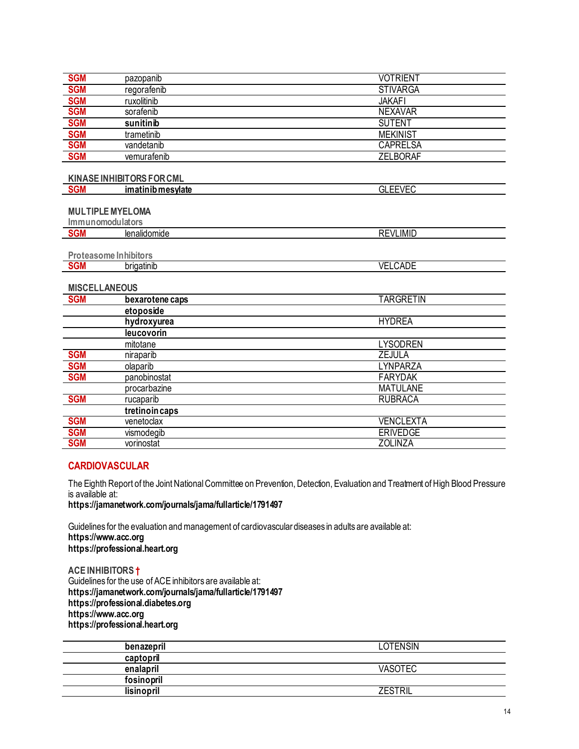| | | |
|---|---|---|
| SGM | pazopanib | VOTRIENT |
| SGM | regorafenib | STIVARGA |
| SGM | ruxolitinib | JAKAFI |
| SGM | sorafenib | NEXAVAR |
| SGM | **sunitinib** | SUTENT |
| SGM | trametinib | MEKINIST |
| SGM | vandetanib | CAPRELSA |
| SGM | vemurafenib | ZELBORAF |

**KINASE INHIBITORS FOR CML**

| | | |
|---|---|---|
| SGM | **imatinib mesylate** | GLEEVEC |

**MULTIPLE MYELOMA**

**Immunomodulators**

| | | |
|---|---|---|
| SGM | lenalidomide | REVLIMID |

**Proteasome Inhibitors**

| | | |
|---|---|---|
| SGM | brigatinib | VELCADE |

**MISCELLANEOUS**

| | | |
|---|---|---|
| SGM | **bexarotene caps** | TARGRETIN |
| | **etoposide** | |
| | **hydroxyurea** | HYDREA |
| | **leucovorin** | |
| | mitotane | LYSODREN |
| SGM | niraparib | ZEJULA |
| SGM | olaparib | LYNPARZA |
| SGM | panobinostat | FARYDAK |
| | procarbazine | MATULANE |
| SGM | rucaparib | RUBRACA |
| | **tretinoin caps** | |
| SGM | venetoclax | VENCLEXTA |
| SGM | vismodegib | ERIVEDGE |
| SGM | vorinostat | ZOLINZA |

## CARDIOVASCULAR

The Eighth Report of the Joint National Committee on Prevention, Detection, Evaluation and Treatment of High Blood Pressure is available at:
**https://jamanetwork.com/journals/jama/fullarticle/1791497**

Guidelines for the evaluation and management of cardiovascular diseases in adults are available at:
**https://www.acc.org**
**https://professional.heart.org**

**ACE INHIBITORS †**
Guidelines for the use of ACE inhibitors are available at:
**https://jamanetwork.com/journals/jama/fullarticle/1791497**
**https://professional.diabetes.org**
**https://www.acc.org**
**https://professional.heart.org**

| | | |
|---|---|---|
| | **benazepril** | LOTENSIN |
| | **captopril** | |
| | **enalapril** | VASOTEC |
| | **fosinopril** | |
| | **lisinopril** | ZESTRIL |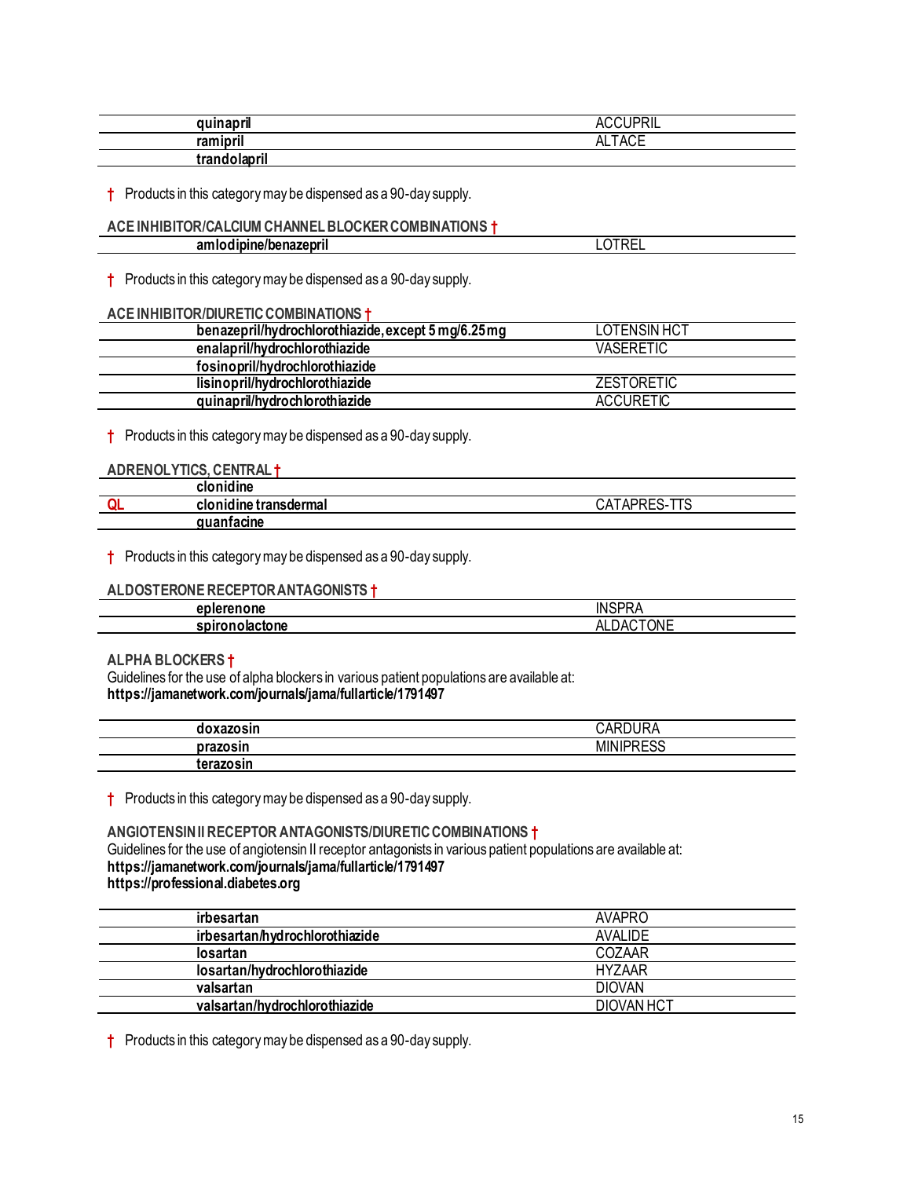| | | |
|---|---|---|
| | quinapril | ACCUPRIL |
| | ramipril | ALTACE |
| | trandolapril | |

† Products in this category may be dispensed as a 90-day supply.

**ACE INHIBITOR/CALCIUM CHANNEL BLOCKER COMBINATIONS †**

| | | |
|---|---|---|
| | amlodipine/benazepril | LOTREL |

† Products in this category may be dispensed as a 90-day supply.

**ACE INHIBITOR/DIURETIC COMBINATIONS †**

| | | |
|---|---|---|
| | benazepril/hydrochlorothiazide, except 5 mg/6.25 mg | LOTENSIN HCT |
| | enalapril/hydrochlorothiazide | VASERETIC |
| | fosinopril/hydrochlorothiazide | |
| | lisinopril/hydrochlorothiazide | ZESTORETIC |
| | quinapril/hydrochlorothiazide | ACCURETIC |

† Products in this category may be dispensed as a 90-day supply.

**ADRENOLYTICS, CENTRAL †**

| | | |
|---|---|---|
| | clonidine | |
| QL | clonidine transdermal | CATAPRES-TTS |
| | guanfacine | |

† Products in this category may be dispensed as a 90-day supply.

**ALDOSTERONE RECEPTOR ANTAGONISTS †**

| | | |
|---|---|---|
| | eplerenone | INSPRA |
| | spironolactone | ALDACTONE |

**ALPHA BLOCKERS †**

Guidelines for the use of alpha blockers in various patient populations are available at:
**https://jamanetwork.com/journals/jama/fullarticle/1791497**

| | | |
|---|---|---|
| | doxazosin | CARDURA |
| | prazosin | MINIPRESS |
| | terazosin | |

† Products in this category may be dispensed as a 90-day supply.

**ANGIOTENSIN II RECEPTOR ANTAGONISTS/DIURETIC COMBINATIONS †**

Guidelines for the use of angiotensin II receptor antagonists in various patient populations are available at:
**https://jamanetwork.com/journals/jama/fullarticle/1791497**
**https://professional.diabetes.org**

| | | |
|---|---|---|
| | irbesartan | AVAPRO |
| | irbesartan/hydrochlorothiazide | AVALIDE |
| | losartan | COZAAR |
| | losartan/hydrochlorothiazide | HYZAAR |
| | valsartan | DIOVAN |
| | valsartan/hydrochlorothiazide | DIOVAN HCT |

† Products in this category may be dispensed as a 90-day supply.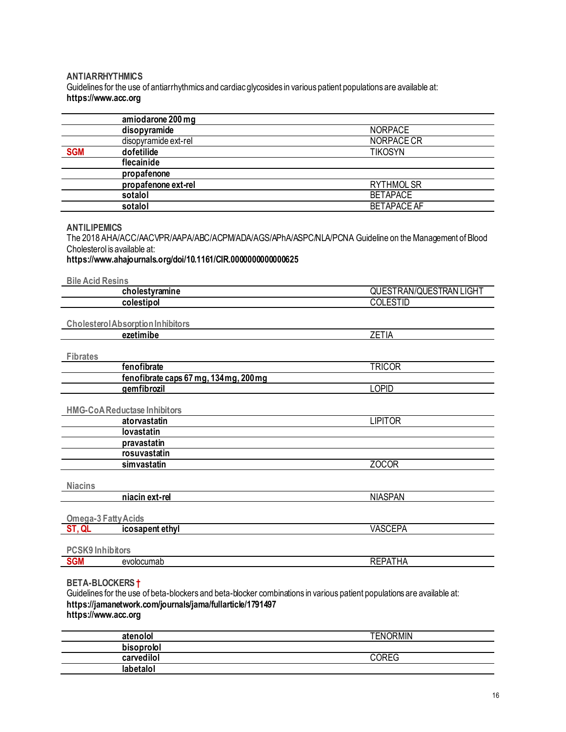## ANTIARRHYTHMICS

Guidelines for the use of antiarrhythmics and cardiac glycosides in various patient populations are available at:
**https://www.acc.org**

| | | |
|---|---|---|
| | **amiodarone 200 mg** | |
| | **disopyramide** | NORPACE |
| | disopyramide ext-rel | NORPACE CR |
| **SGM** | **dofetilide** | TIKOSYN |
| | **flecainide** | |
| | **propafenone** | |
| | **propafenone ext-rel** | RYTHMOL SR |
| | **sotalol** | BETAPACE |
| | **sotalol** | BETAPACE AF |

## ANTILIPEMICS

The 2018 AHA/ACC/AACVPR/AAPA/ABC/ACPM/ADA/AGS/APhA/ASPC/NLA/PCNA Guideline on the Management of Blood Cholesterol is available at:
**https://www.ahajournals.org/doi/10.1161/CIR.0000000000000625**

### Bile Acid Resins

| | | |
|---|---|---|
| | **cholestyramine** | QUESTRAN/QUESTRAN LIGHT |
| | **colestipol** | COLESTID |

### Cholesterol Absorption Inhibitors

| | | |
|---|---|---|
| | **ezetimibe** | ZETIA |

### Fibrates

| | | |
|---|---|---|
| | **fenofibrate** | TRICOR |
| | **fenofibrate caps 67 mg, 134 mg, 200 mg** | |
| | **gemfibrozil** | LOPID |

### HMG-CoA Reductase Inhibitors

| | | |
|---|---|---|
| | **atorvastatin** | LIPITOR |
| | **lovastatin** | |
| | **pravastatin** | |
| | **rosuvastatin** | |
| | **simvastatin** | ZOCOR |

### Niacins

| | | |
|---|---|---|
| | **niacin ext-rel** | NIASPAN |

### Omega-3 Fatty Acids

| | | |
|---|---|---|
| **ST, QL** | **icosapent ethyl** | VASCEPA |

### PCSK9 Inhibitors

| | | |
|---|---|---|
| **SGM** | evolocumab | REPATHA |

## BETA-BLOCKERS †

Guidelines for the use of beta-blockers and beta-blocker combinations in various patient populations are available at:
**https://jamanetwork.com/journals/jama/fullarticle/1791497**
**https://www.acc.org**

| | | |
|---|---|---|
| | **atenolol** | TENORMIN |
| | **bisoprolol** | |
| | **carvedilol** | COREG |
| | **labetalol** | |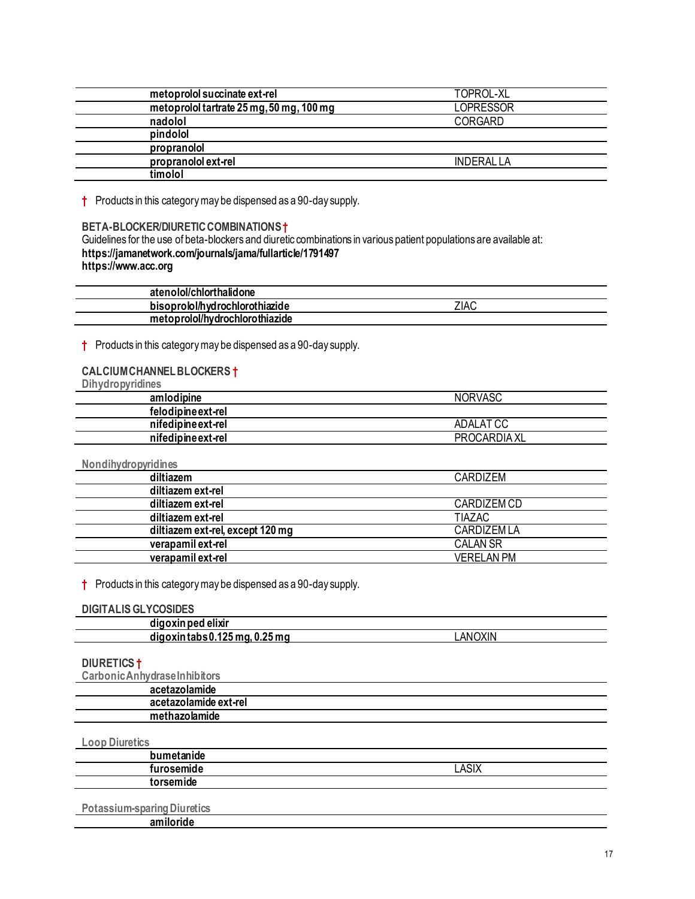| | |
|---|---|
| **metoprolol succinate ext-rel** | TOPROL-XL |
| **metoprolol tartrate 25 mg, 50 mg, 100 mg** | LOPRESSOR |
| **nadolol** | CORGARD |
| **pindolol** | |
| **propranolol** | |
| **propranolol ext-rel** | INDERAL LA |
| **timolol** | |

† Products in this category may be dispensed as a 90-day supply.

### BETA-BLOCKER/DIURETIC COMBINATIONS †

Guidelines for the use of beta-blockers and diuretic combinations in various patient populations are available at:
**https://jamanetwork.com/journals/jama/fullarticle/1791497**
**https://www.acc.org**

| | |
|---|---|
| **atenolol/chlorthalidone** | |
| **bisoprolol/hydrochlorothiazide** | ZIAC |
| **metoprolol/hydrochlorothiazide** | |

† Products in this category may be dispensed as a 90-day supply.

### CALCIUM CHANNEL BLOCKERS †

#### Dihydropyridines

| | |
|---|---|
| **amlodipine** | NORVASC |
| **felodipine ext-rel** | |
| **nifedipine ext-rel** | ADALAT CC |
| **nifedipine ext-rel** | PROCARDIA XL |

#### Nondihydropyridines

| | |
|---|---|
| **diltiazem** | CARDIZEM |
| **diltiazem ext-rel** | |
| **diltiazem ext-rel** | CARDIZEM CD |
| **diltiazem ext-rel** | TIAZAC |
| **diltiazem ext-rel, except 120 mg** | CARDIZEM LA |
| **verapamil ext-rel** | CALAN SR |
| **verapamil ext-rel** | VERELAN PM |

† Products in this category may be dispensed as a 90-day supply.

### DIGITALIS GLYCOSIDES

| | |
|---|---|
| **digoxin ped elixir** | |
| **digoxin tabs 0.125 mg, 0.25 mg** | LANOXIN |

### DIURETICS †

#### Carbonic Anhydrase Inhibitors

| | |
|---|---|
| **acetazolamide** | |
| **acetazolamide ext-rel** | |
| **methazolamide** | |

#### Loop Diuretics

| | |
|---|---|
| **bumetanide** | |
| **furosemide** | LASIX |
| **torsemide** | |

#### Potassium-sparing Diuretics

| | |
|---|---|
| **amiloride** | |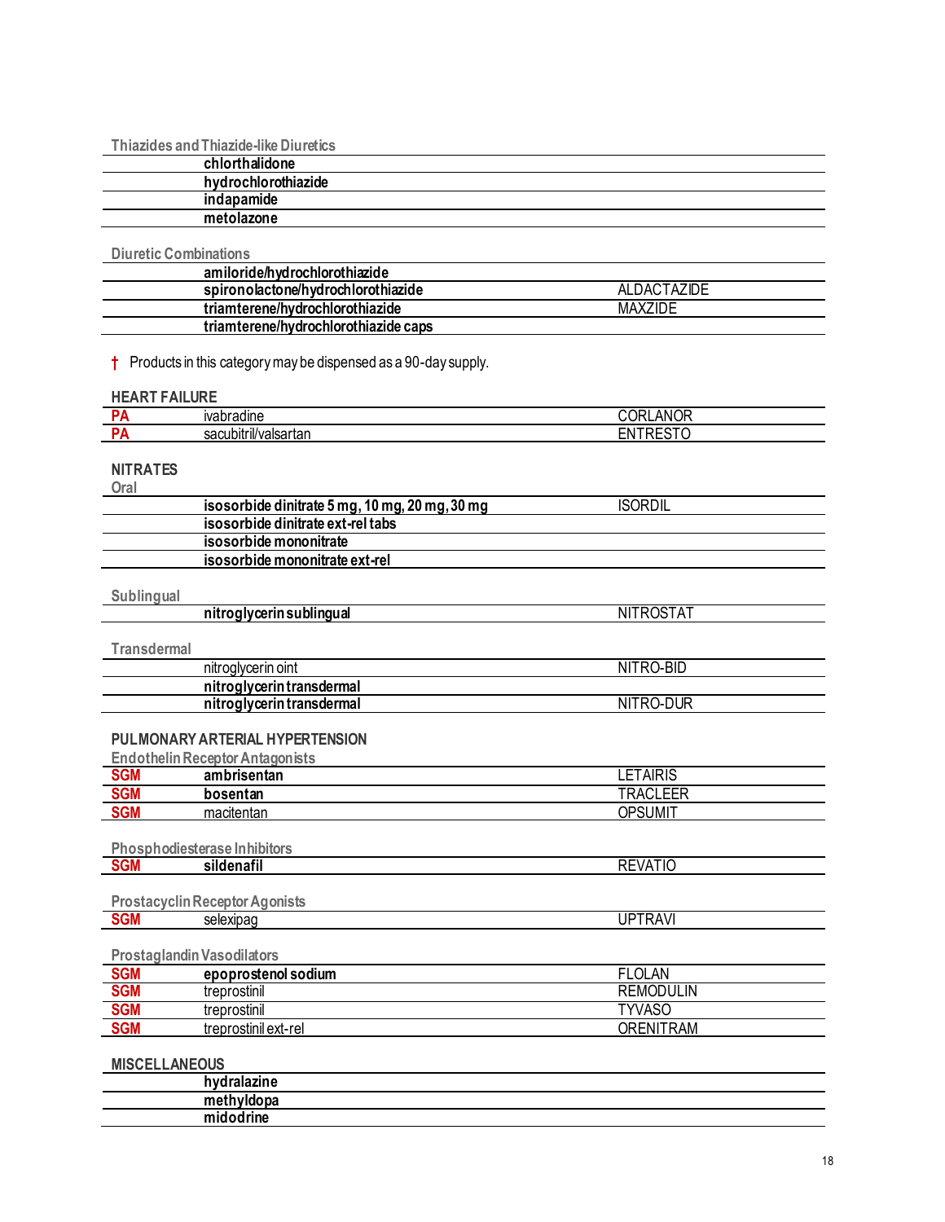Thiazides and Thiazide-like Diuretics

| | | |
|---|---|---|
| | **chlorthalidone** | |
| | **hydrochlorothiazide** | |
| | **indapamide** | |
| | **metolazone** | |

Diuretic Combinations

| | | |
|---|---|---|
| | **amiloride/hydrochlorothiazide** | |
| | **spironolactone/hydrochlorothiazide** | ALDACTAZIDE |
| | **triamterene/hydrochlorothiazide** | MAXZIDE |
| | **triamterene/hydrochlorothiazide caps** | |

† Products in this category may be dispensed as a 90-day supply.

## HEART FAILURE

| | | |
|---|---|---|
| PA | ivabradine | CORLANOR |
| PA | sacubitril/valsartan | ENTRESTO |

## NITRATES

Oral

| | | |
|---|---|---|
| | **isosorbide dinitrate 5 mg, 10 mg, 20 mg, 30 mg** | ISORDIL |
| | **isosorbide dinitrate ext-rel tabs** | |
| | **isosorbide mononitrate** | |
| | **isosorbide mononitrate ext-rel** | |

Sublingual

| | | |
|---|---|---|
| | **nitroglycerin sublingual** | NITROSTAT |

Transdermal

| | | |
|---|---|---|
| | nitroglycerin oint | NITRO-BID |
| | **nitroglycerin transdermal** | |
| | **nitroglycerin transdermal** | NITRO-DUR |

## PULMONARY ARTERIAL HYPERTENSION

Endothelin Receptor Antagonists

| | | |
|---|---|---|
| SGM | **ambrisentan** | LETAIRIS |
| SGM | **bosentan** | TRACLEER |
| SGM | macitentan | OPSUMIT |

Phosphodiesterase Inhibitors

| | | |
|---|---|---|
| SGM | **sildenafil** | REVATIO |

Prostacyclin Receptor Agonists

| | | |
|---|---|---|
| SGM | selexipag | UPTRAVI |

Prostaglandin Vasodilators

| | | |
|---|---|---|
| SGM | **epoprostenol sodium** | FLOLAN |
| SGM | treprostinil | REMODULIN |
| SGM | treprostinil | TYVASO |
| SGM | treprostinil ext-rel | ORENITRAM |

## MISCELLANEOUS

| | | |
|---|---|---|
| | **hydralazine** | |
| | **methyldopa** | |
| | **midodrine** | |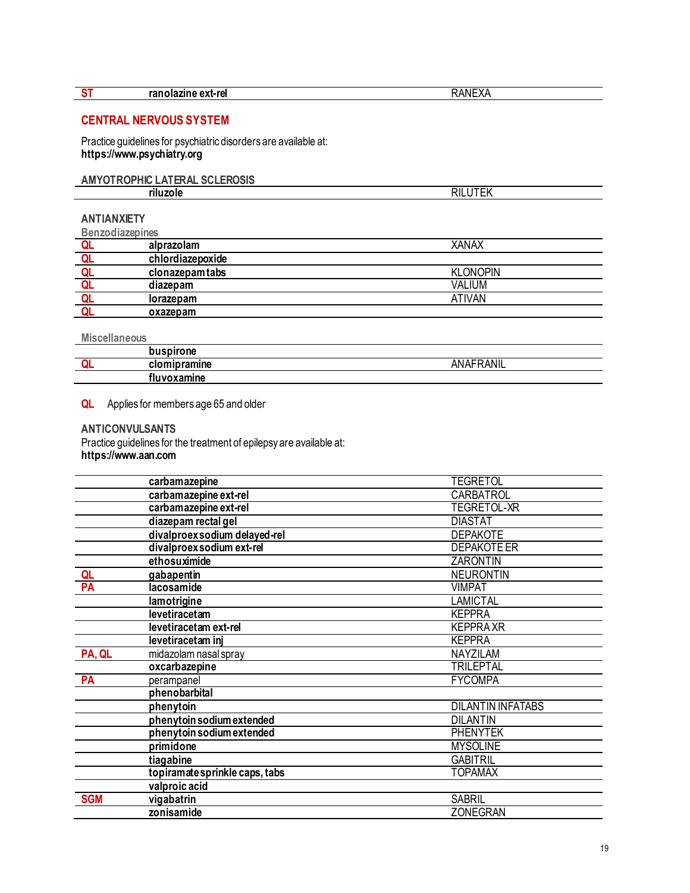| ST | **ranolazine ext-rel** | RANEXA |
|---|---|---|

## CENTRAL NERVOUS SYSTEM

Practice guidelines for psychiatric disorders are available at:
**https://www.psychiatry.org**

### AMYOTROPHIC LATERAL SCLEROSIS

| | | |
|---|---|---|
| | **riluzole** | RILUTEK |

### ANTIANXIETY

#### Benzodiazepines

| | | |
|---|---|---|
| QL | **alprazolam** | XANAX |
| QL | **chlordiazepoxide** | |
| QL | **clonazepam tabs** | KLONOPIN |
| QL | **diazepam** | VALIUM |
| QL | **lorazepam** | ATIVAN |
| QL | **oxazepam** | |

#### Miscellaneous

| | | |
|---|---|---|
| | **buspirone** | |
| QL | **clomipramine** | ANAFRANIL |
| | **fluvoxamine** | |

**QL** Applies for members age 65 and older

### ANTICONVULSANTS

Practice guidelines for the treatment of epilepsy are available at:
**https://www.aan.com**

| | | |
|---|---|---|
| | **carbamazepine** | TEGRETOL |
| | **carbamazepine ext-rel** | CARBATROL |
| | **carbamazepine ext-rel** | TEGRETOL-XR |
| | **diazepam rectal gel** | DIASTAT |
| | **divalproex sodium delayed-rel** | DEPAKOTE |
| | **divalproex sodium ext-rel** | DEPAKOTE ER |
| | **ethosuximide** | ZARONTIN |
| QL | **gabapentin** | NEURONTIN |
| PA | **lacosamide** | VIMPAT |
| | **lamotrigine** | LAMICTAL |
| | **levetiracetam** | KEPPRA |
| | **levetiracetam ext-rel** | KEPPRA XR |
| | **levetiracetam inj** | KEPPRA |
| PA, QL | midazolam nasal spray | NAYZILAM |
| | **oxcarbazepine** | TRILEPTAL |
| PA | perampanel | FYCOMPA |
| | **phenobarbital** | |
| | **phenytoin** | DILANTIN INFATABS |
| | **phenytoin sodium extended** | DILANTIN |
| | **phenytoin sodium extended** | PHENYTEK |
| | **primidone** | MYSOLINE |
| | **tiagabine** | GABITRIL |
| | **topiramate sprinkle caps, tabs** | TOPAMAX |
| | **valproic acid** | |
| SGM | **vigabatrin** | SABRIL |
| | **zonisamide** | ZONEGRAN |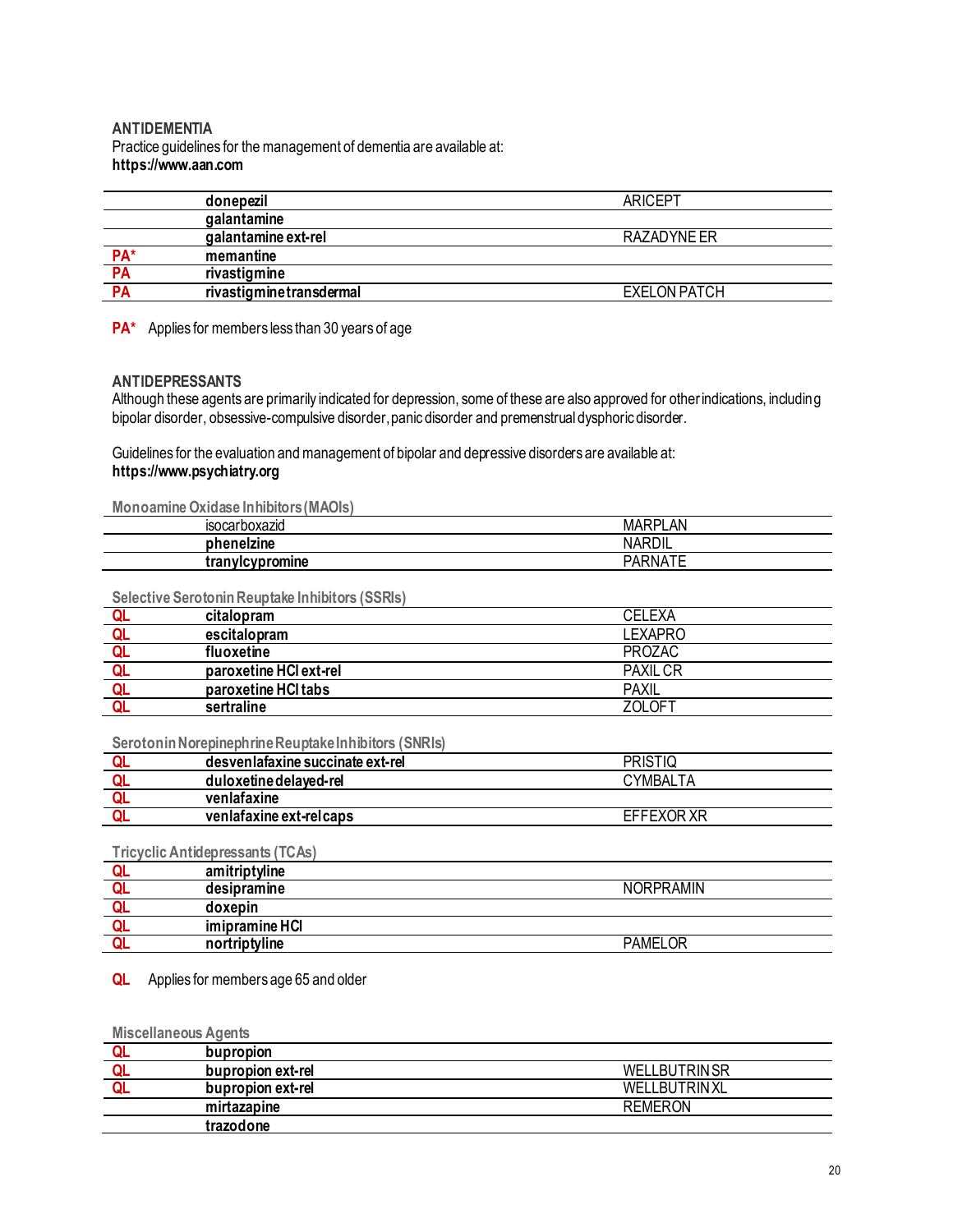### ANTIDEMENTIA

Practice guidelines for the management of dementia are available at:
**https://www.aan.com**

| | | |
|---|---|---|
| | **donepezil** | ARICEPT |
| | **galantamine** | |
| | **galantamine ext-rel** | RAZADYNE ER |
| PA* | **memantine** | |
| PA | **rivastigmine** | |
| PA | **rivastigmine transdermal** | EXELON PATCH |

**PA*** Applies for members less than 30 years of age

### ANTIDEPRESSANTS

Although these agents are primarily indicated for depression, some of these are also approved for other indications, including bipolar disorder, obsessive-compulsive disorder, panic disorder and premenstrual dysphoric disorder.

Guidelines for the evaluation and management of bipolar and depressive disorders are available at:
**https://www.psychiatry.org**

**Monoamine Oxidase Inhibitors (MAOIs)**

| | | |
|---|---|---|
| | isocarboxazid | MARPLAN |
| | **phenelzine** | NARDIL |
| | **tranylcypromine** | PARNATE |

**Selective Serotonin Reuptake Inhibitors (SSRIs)**

| | | |
|---|---|---|
| QL | **citalopram** | CELEXA |
| QL | **escitalopram** | LEXAPRO |
| QL | **fluoxetine** | PROZAC |
| QL | **paroxetine HCl ext-rel** | PAXIL CR |
| QL | **paroxetine HCl tabs** | PAXIL |
| QL | **sertraline** | ZOLOFT |

**Serotonin Norepinephrine Reuptake Inhibitors (SNRIs)**

| | | |
|---|---|---|
| QL | **desvenlafaxine succinate ext-rel** | PRISTIQ |
| QL | **duloxetine delayed-rel** | CYMBALTA |
| QL | **venlafaxine** | |
| QL | **venlafaxine ext-rel caps** | EFFEXOR XR |

**Tricyclic Antidepressants (TCAs)**

| | | |
|---|---|---|
| QL | **amitriptyline** | |
| QL | **desipramine** | NORPRAMIN |
| QL | **doxepin** | |
| QL | **imipramine HCl** | |
| QL | **nortriptyline** | PAMELOR |

**QL** Applies for members age 65 and older

**Miscellaneous Agents**

| | | |
|---|---|---|
| QL | **bupropion** | |
| QL | **bupropion ext-rel** | WELLBUTRIN SR |
| QL | **bupropion ext-rel** | WELLBUTRIN XL |
| | **mirtazapine** | REMERON |
| | **trazodone** | |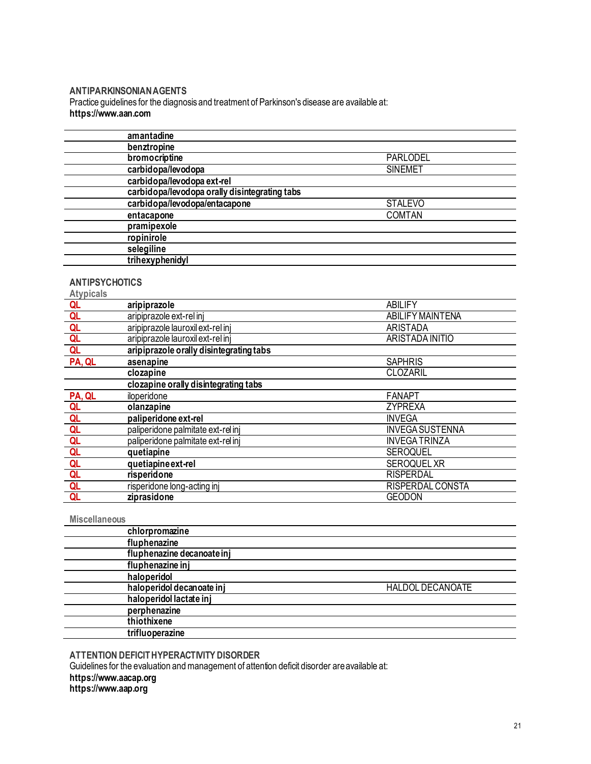### ANTIPARKINSONIAN AGENTS

Practice guidelines for the diagnosis and treatment of Parkinson's disease are available at:
**https://www.aan.com**

| | | |
|---|---|---|
| | **amantadine** | |
| | **benztropine** | |
| | **bromocriptine** | PARLODEL |
| | **carbidopa/levodopa** | SINEMET |
| | **carbidopa/levodopa ext-rel** | |
| | **carbidopa/levodopa orally disintegrating tabs** | |
| | **carbidopa/levodopa/entacapone** | STALEVO |
| | **entacapone** | COMTAN |
| | **pramipexole** | |
| | **ropinirole** | |
| | **selegiline** | |
| | **trihexyphenidyl** | |

### ANTIPSYCHOTICS

**Atypicals**

| | | |
|---|---|---|
| QL | **aripiprazole** | ABILIFY |
| QL | aripiprazole ext-rel inj | ABILIFY MAINTENA |
| QL | aripiprazole lauroxil ext-rel inj | ARISTADA |
| QL | aripiprazole lauroxil ext-rel inj | ARISTADA INITIO |
| QL | **aripiprazole orally disintegrating tabs** | |
| PA, QL | **asenapine** | SAPHRIS |
| | **clozapine** | CLOZARIL |
| | **clozapine orally disintegrating tabs** | |
| PA, QL | iloperidone | FANAPT |
| QL | **olanzapine** | ZYPREXA |
| QL | **paliperidone ext-rel** | INVEGA |
| QL | paliperidone palmitate ext-rel inj | INVEGA SUSTENNA |
| QL | paliperidone palmitate ext-rel inj | INVEGA TRINZA |
| QL | **quetiapine** | SEROQUEL |
| QL | **quetiapine ext-rel** | SEROQUEL XR |
| QL | **risperidone** | RISPERDAL |
| QL | risperidone long-acting inj | RISPERDAL CONSTA |
| QL | **ziprasidone** | GEODON |

**Miscellaneous**

| | | |
|---|---|---|
| | **chlorpromazine** | |
| | **fluphenazine** | |
| | **fluphenazine decanoate inj** | |
| | **fluphenazine inj** | |
| | **haloperidol** | |
| | **haloperidol decanoate inj** | HALDOL DECANOATE |
| | **haloperidol lactate inj** | |
| | **perphenazine** | |
| | **thiothixene** | |
| | **trifluoperazine** | |

### ATTENTION DEFICIT HYPERACTIVITY DISORDER

Guidelines for the evaluation and management of attention deficit disorder are available at:
**https://www.aacap.org**
**https://www.aap.org**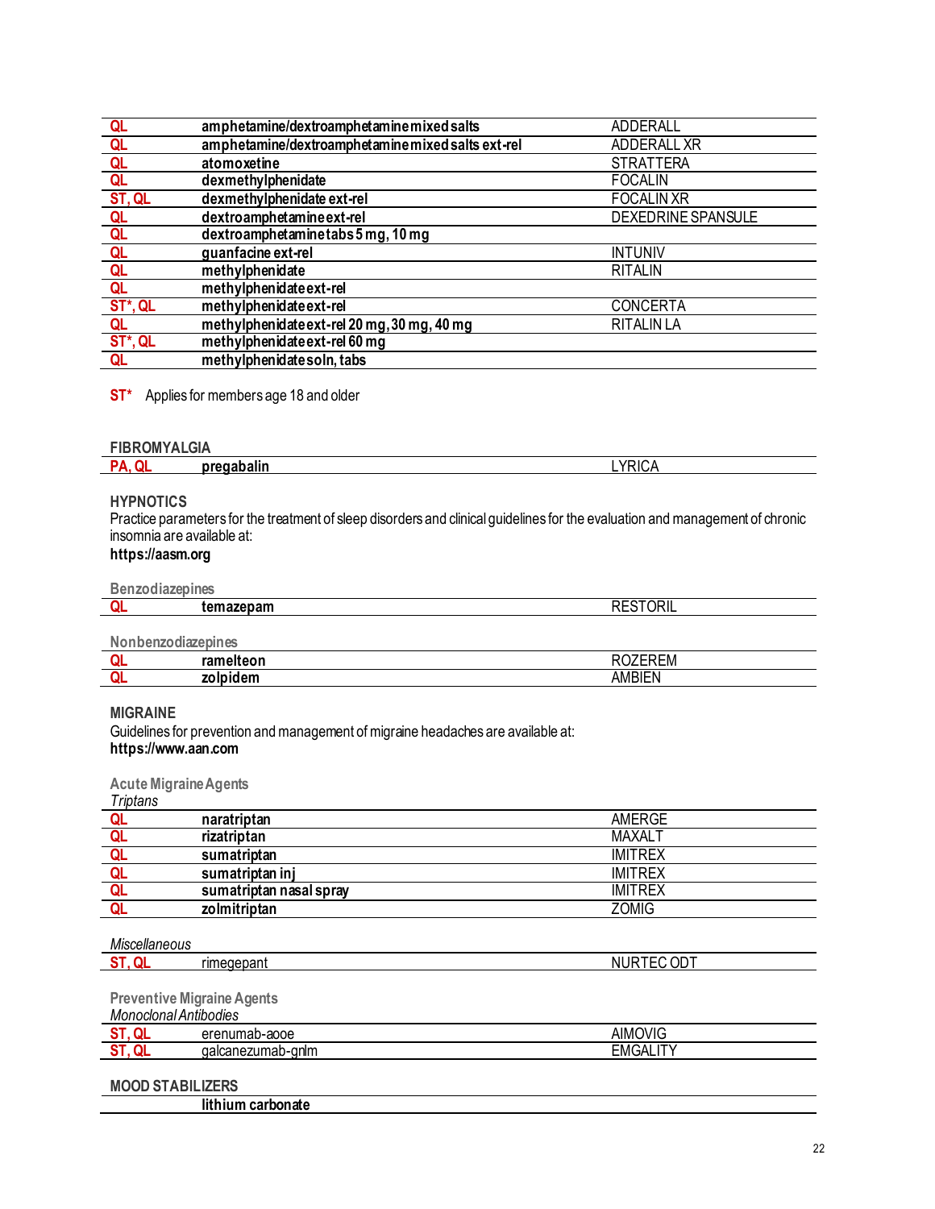| | | |
|---|---|---|
| QL | **amphetamine/dextroamphetamine mixed salts** | ADDERALL |
| QL | **amphetamine/dextroamphetamine mixed salts ext-rel** | ADDERALL XR |
| QL | **atomoxetine** | STRATTERA |
| QL | **dexmethylphenidate** | FOCALIN |
| ST, QL | **dexmethylphenidate ext-rel** | FOCALIN XR |
| QL | **dextroamphetamine ext-rel** | DEXEDRINE SPANSULE |
| QL | **dextroamphetamine tabs 5 mg, 10 mg** | |
| QL | **guanfacine ext-rel** | INTUNIV |
| QL | **methylphenidate** | RITALIN |
| QL | **methylphenidate ext-rel** | |
| ST*, QL | **methylphenidate ext-rel** | CONCERTA |
| QL | **methylphenidate ext-rel 20 mg, 30 mg, 40 mg** | RITALIN LA |
| ST*, QL | **methylphenidate ext-rel 60 mg** | |
| QL | **methylphenidate soln, tabs** | |

**ST*** Applies for members age 18 and older

### FIBROMYALGIA

| | | |
|---|---|---|
| PA, QL | **pregabalin** | LYRICA |

### HYPNOTICS

Practice parameters for the treatment of sleep disorders and clinical guidelines for the evaluation and management of chronic insomnia are available at:
**https://aasm.org**

#### Benzodiazepines

| | | |
|---|---|---|
| QL | **temazepam** | RESTORIL |

#### Nonbenzodiazepines

| | | |
|---|---|---|
| QL | **ramelteon** | ROZEREM |
| QL | **zolpidem** | AMBIEN |

### MIGRAINE

Guidelines for prevention and management of migraine headaches are available at:
**https://www.aan.com**

#### Acute Migraine Agents

*Triptans*

| | | |
|---|---|---|
| QL | **naratriptan** | AMERGE |
| QL | **rizatriptan** | MAXALT |
| QL | **sumatriptan** | IMITREX |
| QL | **sumatriptan inj** | IMITREX |
| QL | **sumatriptan nasal spray** | IMITREX |
| QL | **zolmitriptan** | ZOMIG |

*Miscellaneous*

| | | |
|---|---|---|
| ST, QL | rimegepant | NURTEC ODT |

#### Preventive Migraine Agents

*Monoclonal Antibodies*

| | | |
|---|---|---|
| ST, QL | erenumab-aooe | AIMOVIG |
| ST, QL | galcanezumab-gnlm | EMGALITY |

### MOOD STABILIZERS

| | | |
|---|---|---|
| | **lithium carbonate** | |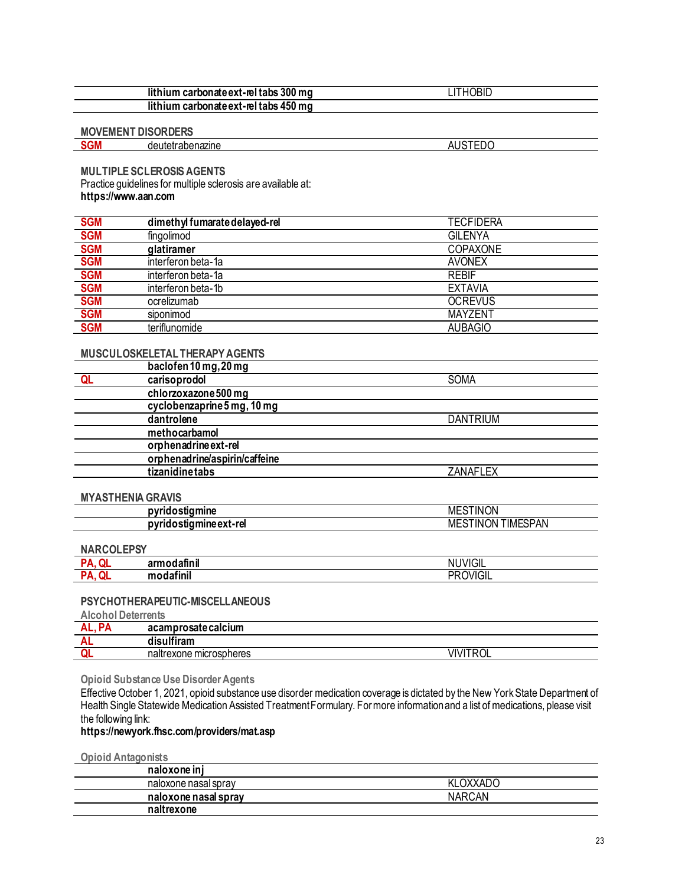| | | |
|---|---|---|
| | **lithium carbonate ext-rel tabs 300 mg** | LITHOBID |
| | **lithium carbonate ext-rel tabs 450 mg** | |

**MOVEMENT DISORDERS**

| | | |
|---|---|---|
| SGM | deutetrabenazine | AUSTEDO |

**MULTIPLE SCLEROSIS AGENTS**

Practice guidelines for multiple sclerosis are available at:
**https://www.aan.com**

| | | |
|---|---|---|
| SGM | **dimethyl fumarate delayed-rel** | TECFIDERA |
| SGM | fingolimod | GILENYA |
| SGM | **glatiramer** | COPAXONE |
| SGM | interferon beta-1a | AVONEX |
| SGM | interferon beta-1a | REBIF |
| SGM | interferon beta-1b | EXTAVIA |
| SGM | ocrelizumab | OCREVUS |
| SGM | siponimod | MAYZENT |
| SGM | teriflunomide | AUBAGIO |

**MUSCULOSKELETAL THERAPY AGENTS**

| | | |
|---|---|---|
| | **baclofen 10 mg, 20 mg** | |
| QL | **carisoprodol** | SOMA |
| | **chlorzoxazone 500 mg** | |
| | **cyclobenzaprine 5 mg, 10 mg** | |
| | **dantrolene** | DANTRIUM |
| | **methocarbamol** | |
| | **orphenadrine ext-rel** | |
| | **orphenadrine/aspirin/caffeine** | |
| | **tizanidine tabs** | ZANAFLEX |

**MYASTHENIA GRAVIS**

| | | |
|---|---|---|
| | **pyridostigmine** | MESTINON |
| | **pyridostigmine ext-rel** | MESTINON TIMESPAN |

**NARCOLEPSY**

| | | |
|---|---|---|
| PA, QL | **armodafinil** | NUVIGIL |
| PA, QL | **modafinil** | PROVIGIL |

**PSYCHOTHERAPEUTIC-MISCELLANEOUS**

**Alcohol Deterrents**

| | | |
|---|---|---|
| AL, PA | **acamprosate calcium** | |
| AL | **disulfiram** | |
| QL | naltrexone microspheres | VIVITROL |

**Opioid Substance Use Disorder Agents**

Effective October 1, 2021, opioid substance use disorder medication coverage is dictated by the New York State Department of Health Single Statewide Medication Assisted Treatment Formulary. For more information and a list of medications, please visit the following link:
**https://newyork.fhsc.com/providers/mat.asp**

**Opioid Antagonists**

| | | |
|---|---|---|
| | **naloxone inj** | |
| | naloxone nasal spray | KLOXXADO |
| | **naloxone nasal spray** | NARCAN |
| | **naltrexone** | |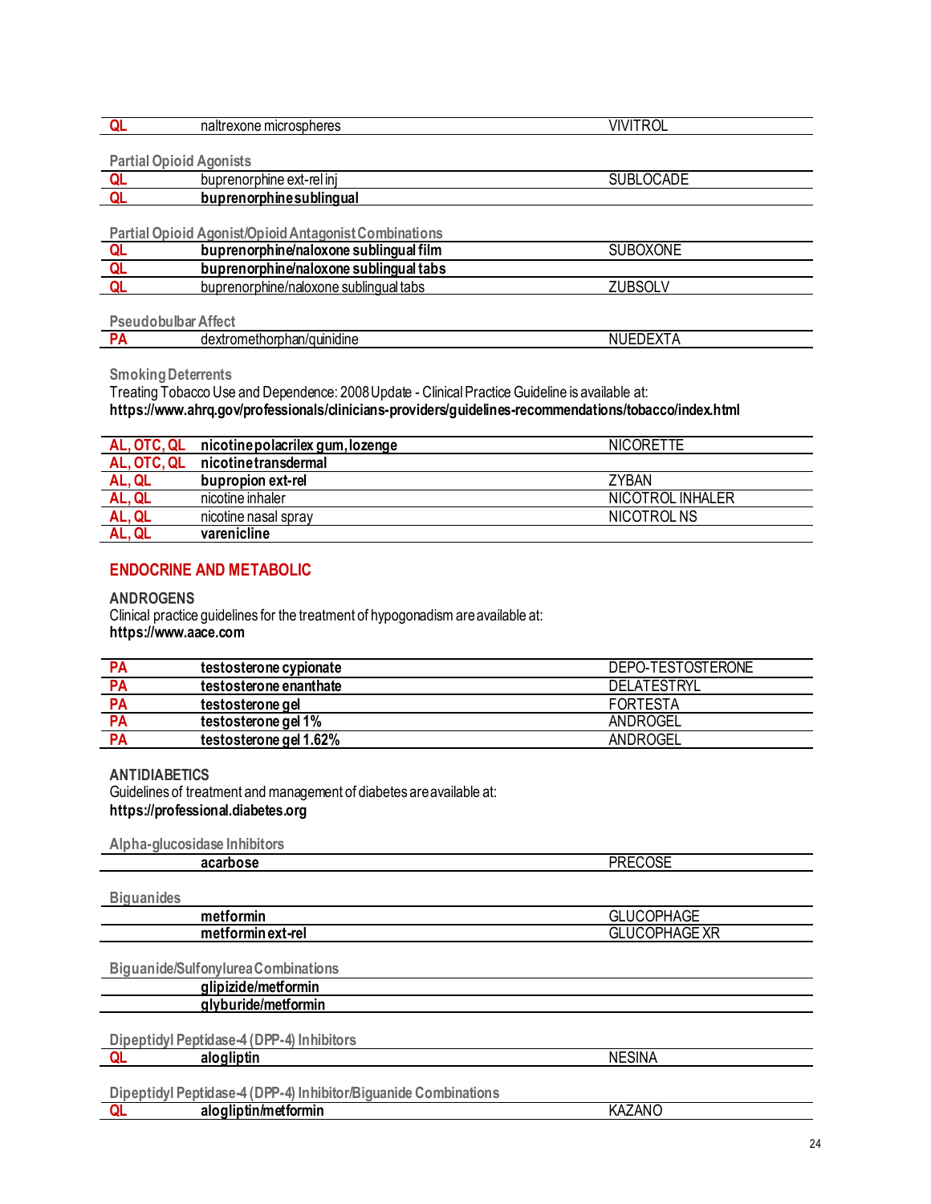| | | |
|---|---|---|
| QL | naltrexone microspheres | VIVITROL |

#### Partial Opioid Agonists

| | | |
|---|---|---|
| QL | buprenorphine ext-rel inj | SUBLOCADE |
| QL | **buprenorphine sublingual** | |

#### Partial Opioid Agonist/Opioid Antagonist Combinations

| | | |
|---|---|---|
| QL | **buprenorphine/naloxone sublingual film** | SUBOXONE |
| QL | **buprenorphine/naloxone sublingual tabs** | |
| QL | buprenorphine/naloxone sublingual tabs | ZUBSOLV |

#### Pseudobulbar Affect

| | | |
|---|---|---|
| PA | dextromethorphan/quinidine | NUEDEXTA |

#### Smoking Deterrents

Treating Tobacco Use and Dependence: 2008 Update - Clinical Practice Guideline is available at:
**https://www.ahrq.gov/professionals/clinicians-providers/guidelines-recommendations/tobacco/index.html**

| | | |
|---|---|---|
| AL, OTC, QL | **nicotine polacrilex gum, lozenge** | NICORETTE |
| AL, OTC, QL | **nicotine transdermal** | |
| AL, QL | **bupropion ext-rel** | ZYBAN |
| AL, QL | nicotine inhaler | NICOTROL INHALER |
| AL, QL | nicotine nasal spray | NICOTROL NS |
| AL, QL | **varenicline** | |

## ENDOCRINE AND METABOLIC

### ANDROGENS

Clinical practice guidelines for the treatment of hypogonadism are available at:
**https://www.aace.com**

| | | |
|---|---|---|
| PA | **testosterone cypionate** | DEPO-TESTOSTERONE |
| PA | **testosterone enanthate** | DELATESTRYL |
| PA | **testosterone gel** | FORTESTA |
| PA | **testosterone gel 1%** | ANDROGEL |
| PA | **testosterone gel 1.62%** | ANDROGEL |

### ANTIDIABETICS

Guidelines of treatment and management of diabetes are available at:
**https://professional.diabetes.org**

#### Alpha-glucosidase Inhibitors

| | | |
|---|---|---|
| | **acarbose** | PRECOSE |

#### Biguanides

| | | |
|---|---|---|
| | **metformin** | GLUCOPHAGE |
| | **metformin ext-rel** | GLUCOPHAGE XR |

#### Biguanide/Sulfonylurea Combinations

| | | |
|---|---|---|
| | **glipizide/metformin** | |
| | **glyburide/metformin** | |

#### Dipeptidyl Peptidase-4 (DPP-4) Inhibitors

| | | |
|---|---|---|
| QL | **alogliptin** | NESINA |

#### Dipeptidyl Peptidase-4 (DPP-4) Inhibitor/Biguanide Combinations

| | | |
|---|---|---|
| QL | **alogliptin/metformin** | KAZANO |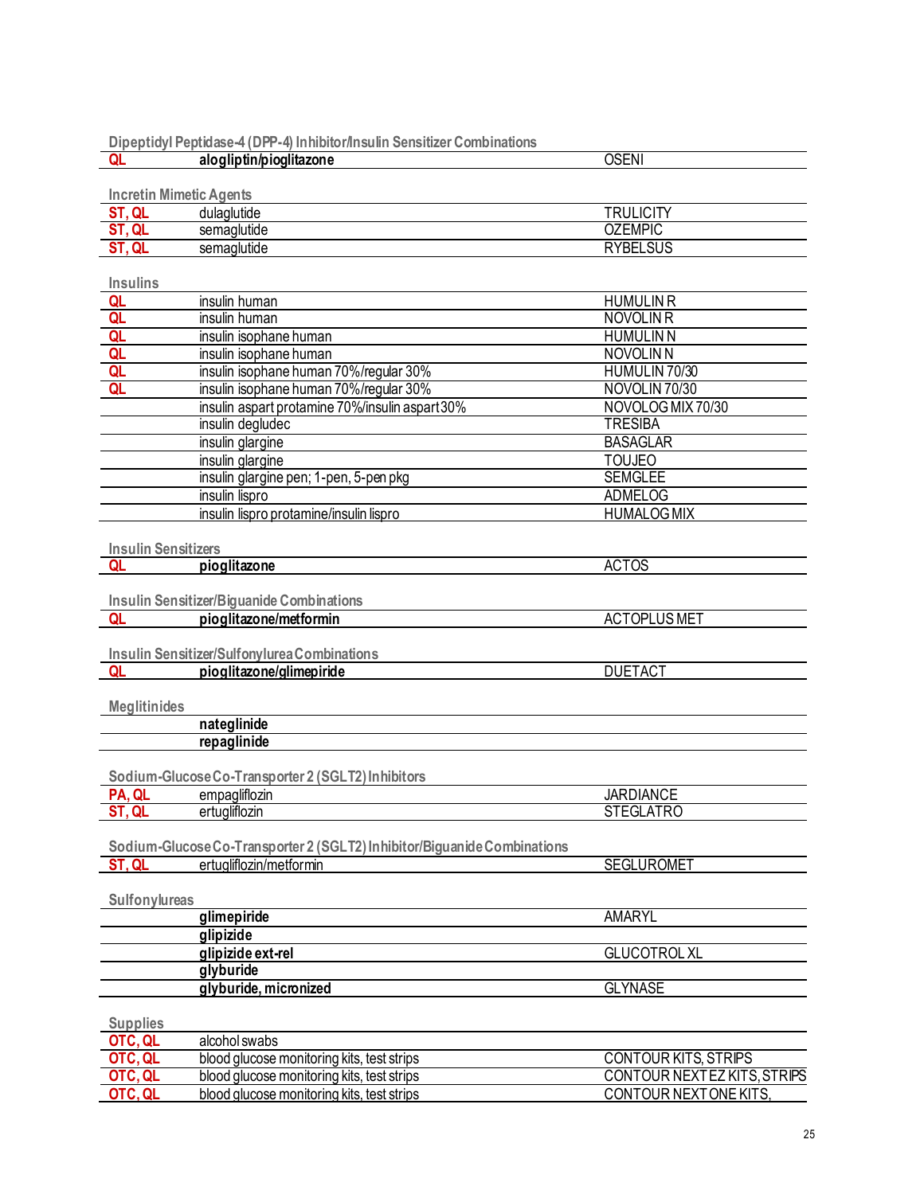**Dipeptidyl Peptidase-4 (DPP-4) Inhibitor/Insulin Sensitizer Combinations**

| | | |
|---|---|---|
| QL | **alogliptin/pioglitazone** | OSENI |

**Incretin Mimetic Agents**

| | | |
|---|---|---|
| ST, QL | dulaglutide | TRULICITY |
| ST, QL | semaglutide | OZEMPIC |
| ST, QL | semaglutide | RYBELSUS |

**Insulins**

| | | |
|---|---|---|
| QL | insulin human | HUMULIN R |
| QL | insulin human | NOVOLIN R |
| QL | insulin isophane human | HUMULIN N |
| QL | insulin isophane human | NOVOLIN N |
| QL | insulin isophane human 70%/regular 30% | HUMULIN 70/30 |
| QL | insulin isophane human 70%/regular 30% | NOVOLIN 70/30 |
| | insulin aspart protamine 70%/insulin aspart 30% | NOVOLOG MIX 70/30 |
| | insulin degludec | TRESIBA |
| | insulin glargine | BASAGLAR |
| | insulin glargine | TOUJEO |
| | insulin glargine pen; 1-pen, 5-pen pkg | SEMGLEE |
| | insulin lispro | ADMELOG |
| | insulin lispro protamine/insulin lispro | HUMALOG MIX |

**Insulin Sensitizers**

| | | |
|---|---|---|
| QL | **pioglitazone** | ACTOS |

**Insulin Sensitizer/Biguanide Combinations**

| | | |
|---|---|---|
| QL | **pioglitazone/metformin** | ACTOPLUS MET |

**Insulin Sensitizer/Sulfonylurea Combinations**

| | | |
|---|---|---|
| QL | **pioglitazone/glimepiride** | DUETACT |

**Meglitinides**

| | | |
|---|---|---|
| | **nateglinide** | |
| | **repaglinide** | |

**Sodium-Glucose Co-Transporter 2 (SGLT2) Inhibitors**

| | | |
|---|---|---|
| PA, QL | empagliflozin | JARDIANCE |
| ST, QL | ertugliflozin | STEGLATRO |

**Sodium-Glucose Co-Transporter 2 (SGLT2) Inhibitor/Biguanide Combinations**

| | | |
|---|---|---|
| ST, QL | ertugliflozin/metformin | SEGLUROMET |

**Sulfonylureas**

| | | |
|---|---|---|
| | **glimepiride** | AMARYL |
| | **glipizide** | |
| | **glipizide ext-rel** | GLUCOTROL XL |
| | **glyburide** | |
| | **glyburide, micronized** | GLYNASE |

**Supplies**

| | | |
|---|---|---|
| OTC, QL | alcohol swabs | |
| OTC, QL | blood glucose monitoring kits, test strips | CONTOUR KITS, STRIPS |
| OTC, QL | blood glucose monitoring kits, test strips | CONTOUR NEXT EZ KITS, STRIPS |
| OTC, QL | blood glucose monitoring kits, test strips | CONTOUR NEXT ONE KITS, |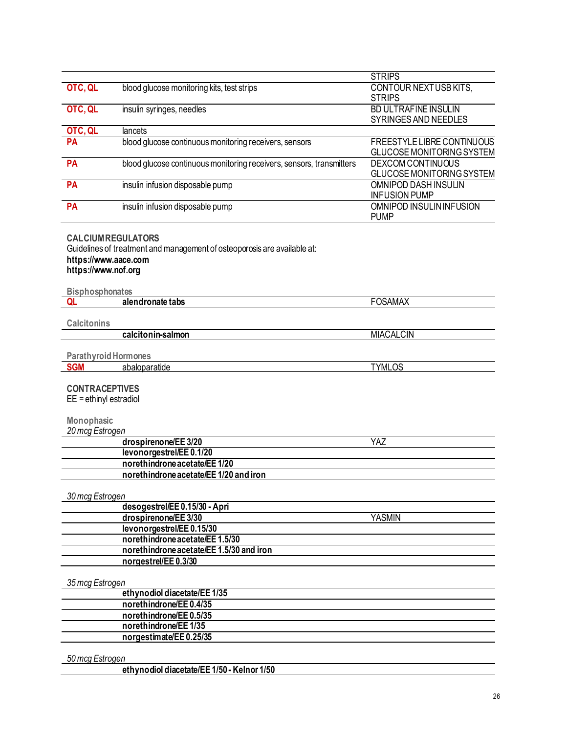| | | STRIPS |
|---|---|---|
| **OTC, QL** | blood glucose monitoring kits, test strips | CONTOUR NEXT USB KITS, STRIPS |
| **OTC, QL** | insulin syringes, needles | BD ULTRAFINE INSULIN SYRINGES AND NEEDLES |
| **OTC, QL** | lancets | |
| **PA** | blood glucose continuous monitoring receivers, sensors | FREESTYLE LIBRE CONTINUOUS GLUCOSE MONITORING SYSTEM |
| **PA** | blood glucose continuous monitoring receivers, sensors, transmitters | DEXCOM CONTINUOUS GLUCOSE MONITORING SYSTEM |
| **PA** | insulin infusion disposable pump | OMNIPOD DASH INSULIN INFUSION PUMP |
| **PA** | insulin infusion disposable pump | OMNIPOD INSULIN INFUSION PUMP |

## CALCIUM REGULATORS

Guidelines of treatment and management of osteoporosis are available at:
**https://www.aace.com**
**https://www.nof.org**

### Bisphosphonates

| | | |
|---|---|---|
| **QL** | **alendronate tabs** | FOSAMAX |

### Calcitonins

| | | |
|---|---|---|
| | **calcitonin-salmon** | MIACALCIN |

### Parathyroid Hormones

| | | |
|---|---|---|
| **SGM** | abaloparatide | TYMLOS |

## CONTRACEPTIVES

EE = ethinyl estradiol

### Monophasic

*20 mcg Estrogen*

| | | |
|---|---|---|
| | **drospirenone/EE 3/20** | YAZ |
| | **levonorgestrel/EE 0.1/20** | |
| | **norethindrone acetate/EE 1/20** | |
| | **norethindrone acetate/EE 1/20 and iron** | |

*30 mcg Estrogen*

| | | |
|---|---|---|
| | **desogestrel/EE 0.15/30 - Apri** | |
| | **drospirenone/EE 3/30** | YASMIN |
| | **levonorgestrel/EE 0.15/30** | |
| | **norethindrone acetate/EE 1.5/30** | |
| | **norethindrone acetate/EE 1.5/30 and iron** | |
| | **norgestrel/EE 0.3/30** | |

*35 mcg Estrogen*

| | | |
|---|---|---|
| | **ethynodiol diacetate/EE 1/35** | |
| | **norethindrone/EE 0.4/35** | |
| | **norethindrone/EE 0.5/35** | |
| | **norethindrone/EE 1/35** | |
| | **norgestimate/EE 0.25/35** | |

*50 mcg Estrogen*

| | | |
|---|---|---|
| | **ethynodiol diacetate/EE 1/50 - Kelnor 1/50** | |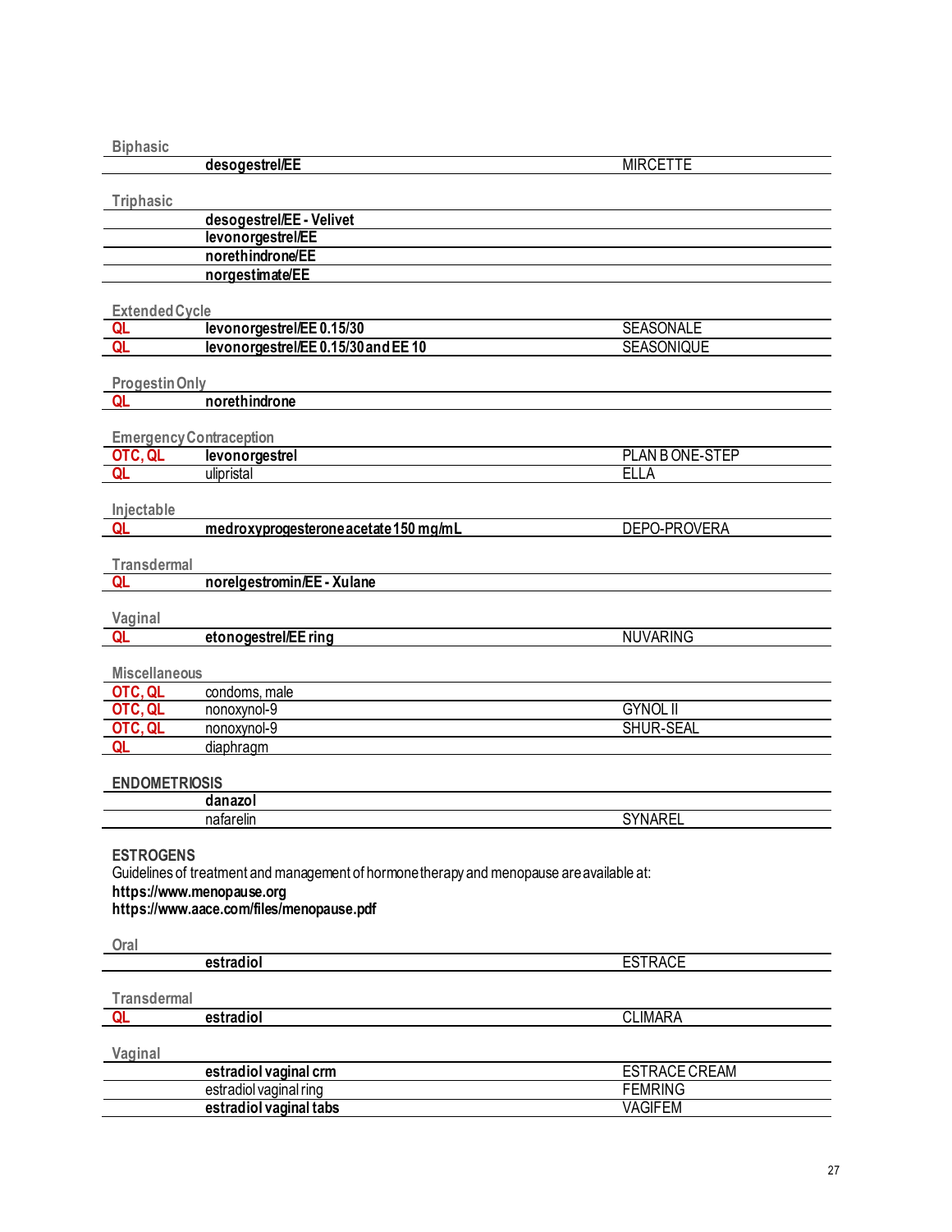Biphasic

| | | |
|---|---|---|
| | **desogestrel/EE** | MIRCETTE |

Triphasic

| | | |
|---|---|---|
| | **desogestrel/EE - Velivet** | |
| | **levonorgestrel/EE** | |
| | **norethindrone/EE** | |
| | **norgestimate/EE** | |

Extended Cycle

| | | |
|---|---|---|
| QL | **levonorgestrel/EE 0.15/30** | SEASONALE |
| QL | **levonorgestrel/EE 0.15/30 and EE 10** | SEASONIQUE |

Progestin Only

| | | |
|---|---|---|
| QL | **norethindrone** | |

Emergency Contraception

| | | |
|---|---|---|
| OTC, QL | **levonorgestrel** | PLAN B ONE-STEP |
| QL | ulipristal | ELLA |

Injectable

| | | |
|---|---|---|
| QL | **medroxyprogesterone acetate 150 mg/mL** | DEPO-PROVERA |

Transdermal

| | | |
|---|---|---|
| QL | **norelgestromin/EE - Xulane** | |

Vaginal

| | | |
|---|---|---|
| QL | **etonogestrel/EE ring** | NUVARING |

Miscellaneous

| | | |
|---|---|---|
| OTC, QL | condoms, male | |
| OTC, QL | nonoxynol-9 | GYNOL II |
| OTC, QL | nonoxynol-9 | SHUR-SEAL |
| QL | diaphragm | |

**ENDOMETRIOSIS**

| | | |
|---|---|---|
| | **danazol** | |
| | nafarelin | SYNAREL |

**ESTROGENS**

Guidelines of treatment and management of hormone therapy and menopause are available at:
**https://www.menopause.org**
**https://www.aace.com/files/menopause.pdf**

Oral

| | | |
|---|---|---|
| | **estradiol** | ESTRACE |

Transdermal

| | | |
|---|---|---|
| QL | **estradiol** | CLIMARA |

Vaginal

| | | |
|---|---|---|
| | **estradiol vaginal crm** | ESTRACE CREAM |
| | estradiol vaginal ring | FEMRING |
| | **estradiol vaginal tabs** | VAGIFEM |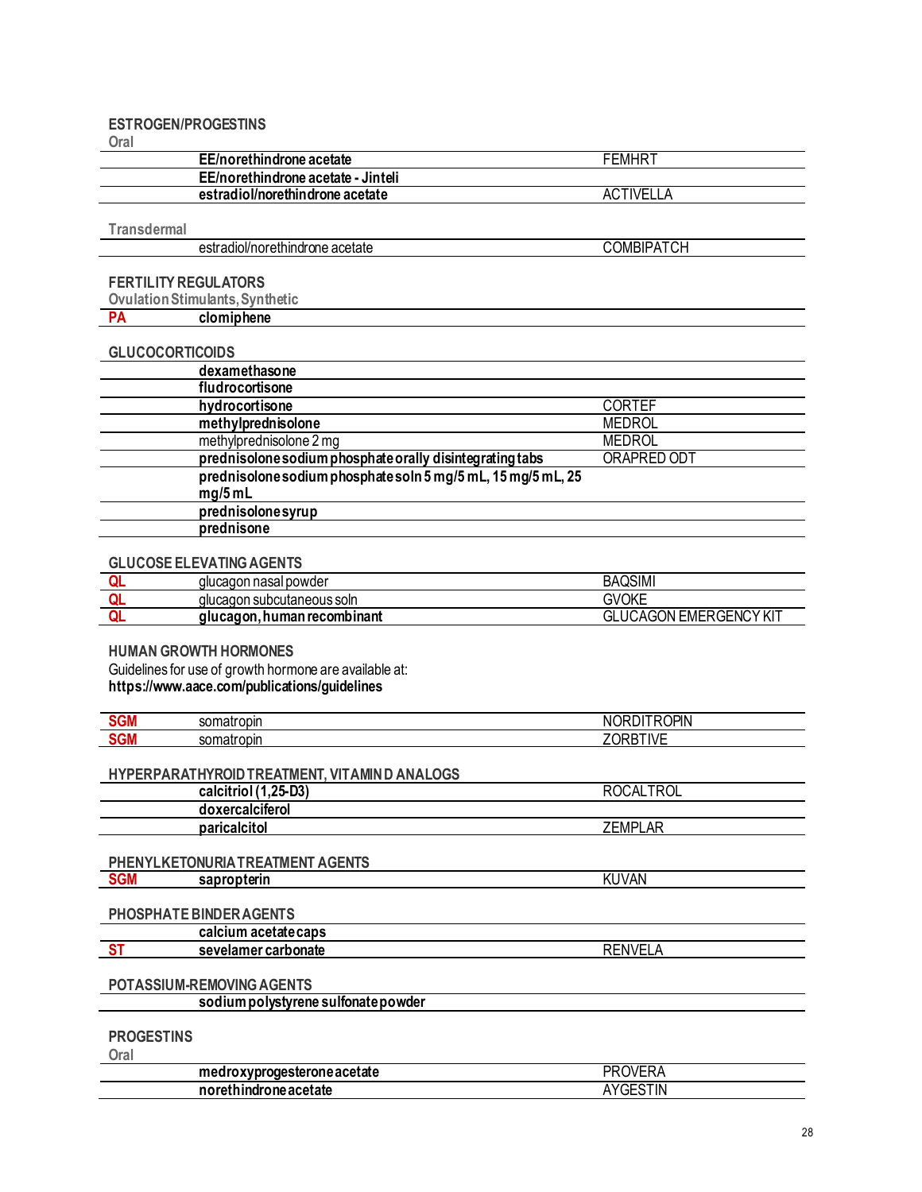### ESTROGEN/PROGESTINS

Oral

| | | |
|---|---|---|
| | **EE/norethindrone acetate** | FEMHRT |
| | **EE/norethindrone acetate - Jinteli** | |
| | **estradiol/norethindrone acetate** | ACTIVELLA |

Transdermal

| | | |
|---|---|---|
| | estradiol/norethindrone acetate | COMBIPATCH |

### FERTILITY REGULATORS

Ovulation Stimulants, Synthetic

| | | |
|---|---|---|
| PA | **clomiphene** | |

### GLUCOCORTICOIDS

| | | |
|---|---|---|
| | **dexamethasone** | |
| | **fludrocortisone** | |
| | **hydrocortisone** | CORTEF |
| | **methylprednisolone** | MEDROL |
| | methylprednisolone 2 mg | MEDROL |
| | **prednisolone sodium phosphate orally disintegrating tabs** | ORAPRED ODT |
| | **prednisolone sodium phosphate soln 5 mg/5 mL, 15 mg/5 mL, 25 mg/5 mL** | |
| | **prednisolone syrup** | |
| | **prednisone** | |

### GLUCOSE ELEVATING AGENTS

| | | |
|---|---|---|
| QL | glucagon nasal powder | BAQSIMI |
| QL | glucagon subcutaneous soln | GVOKE |
| QL | **glucagon, human recombinant** | GLUCAGON EMERGENCY KIT |

### HUMAN GROWTH HORMONES

Guidelines for use of growth hormone are available at:
**https://www.aace.com/publications/guidelines**

| | | |
|---|---|---|
| SGM | somatropin | NORDITROPIN |
| SGM | somatropin | ZORBTIVE |

### HYPERPARATHYROID TREATMENT, VITAMIN D ANALOGS

| | | |
|---|---|---|
| | **calcitriol (1,25-D3)** | ROCALTROL |
| | **doxercalciferol** | |
| | **paricalcitol** | ZEMPLAR |

### PHENYLKETONURIA TREATMENT AGENTS

| | | |
|---|---|---|
| SGM | **sapropterin** | KUVAN |

### PHOSPHATE BINDER AGENTS

| | | |
|---|---|---|
| | **calcium acetate caps** | |
| ST | **sevelamer carbonate** | RENVELA |

### POTASSIUM-REMOVING AGENTS

| | | |
|---|---|---|
| | **sodium polystyrene sulfonate powder** | |

### PROGESTINS

Oral

| | | |
|---|---|---|
| | **medroxyprogesterone acetate** | PROVERA |
| | **norethindrone acetate** | AYGESTIN |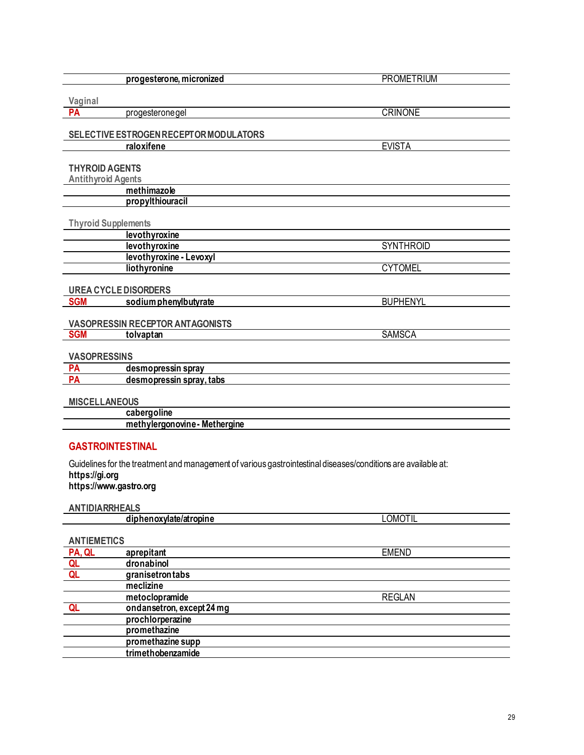| | | |
|---|---|---|
| | **progesterone, micronized** | PROMETRIUM |

Vaginal

| | | |
|---|---|---|
| PA | progesterone gel | CRINONE |

### SELECTIVE ESTROGEN RECEPTOR MODULATORS

| | | |
|---|---|---|
| | **raloxifene** | EVISTA |

### THYROID AGENTS

Antithyroid Agents

| | | |
|---|---|---|
| | **methimazole** | |
| | **propylthiouracil** | |

Thyroid Supplements

| | | |
|---|---|---|
| | **levothyroxine** | |
| | **levothyroxine** | SYNTHROID |
| | **levothyroxine - Levoxyl** | |
| | **liothyronine** | CYTOMEL |

### UREA CYCLE DISORDERS

| | | |
|---|---|---|
| SGM | **sodium phenylbutyrate** | BUPHENYL |

### VASOPRESSIN RECEPTOR ANTAGONISTS

| | | |
|---|---|---|
| SGM | **tolvaptan** | SAMSCA |

### VASOPRESSINS

| | | |
|---|---|---|
| PA | **desmopressin spray** | |
| PA | **desmopressin spray, tabs** | |

### MISCELLANEOUS

| | | |
|---|---|---|
| | **cabergoline** | |
| | **methylergonovine - Methergine** | |

## GASTROINTESTINAL

Guidelines for the treatment and management of various gastrointestinal diseases/conditions are available at:
**https://gi.org**
**https://www.gastro.org**

### ANTIDIARRHEALS

| | | |
|---|---|---|
| | **diphenoxylate/atropine** | LOMOTIL |

### ANTIEMETICS

| | | |
|---|---|---|
| PA, QL | **aprepitant** | EMEND |
| QL | **dronabinol** | |
| QL | **granisetron tabs** | |
| | **meclizine** | |
| | **metoclopramide** | REGLAN |
| QL | **ondansetron, except 24 mg** | |
| | **prochlorperazine** | |
| | **promethazine** | |
| | **promethazine supp** | |
| | **trimethobenzamide** | |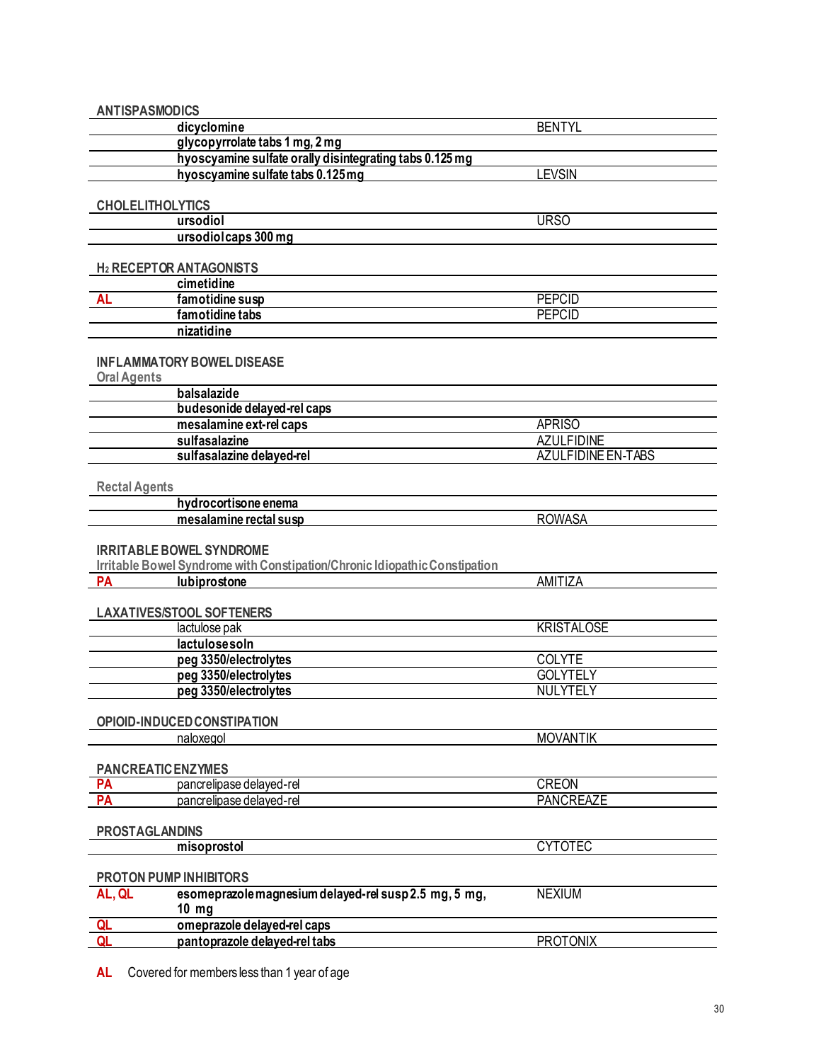## ANTISPASMODICS

| | | |
|---|---|---|
| | **dicyclomine** | BENTYL |
| | **glycopyrrolate tabs 1 mg, 2 mg** | |
| | **hyoscyamine sulfate orally disintegrating tabs 0.125 mg** | |
| | **hyoscyamine sulfate tabs 0.125 mg** | LEVSIN |

## CHOLELITHOLYTICS

| | | |
|---|---|---|
| | **ursodiol** | URSO |
| | **ursodiol caps 300 mg** | |

## $H_2$ RECEPTOR ANTAGONISTS

| | | |
|---|---|---|
| | **cimetidine** | |
| AL | **famotidine susp** | PEPCID |
| | **famotidine tabs** | PEPCID |
| | **nizatidine** | |

## INFLAMMATORY BOWEL DISEASE

### Oral Agents

| | | |
|---|---|---|
| | **balsalazide** | |
| | **budesonide delayed-rel caps** | |
| | **mesalamine ext-rel caps** | APRISO |
| | **sulfasalazine** | AZULFIDINE |
| | **sulfasalazine delayed-rel** | AZULFIDINE EN-TABS |

### Rectal Agents

| | | |
|---|---|---|
| | **hydrocortisone enema** | |
| | **mesalamine rectal susp** | ROWASA |

## IRRITABLE BOWEL SYNDROME

### Irritable Bowel Syndrome with Constipation/Chronic Idiopathic Constipation

| | | |
|---|---|---|
| PA | **lubiprostone** | AMITIZA |

## LAXATIVES/STOOL SOFTENERS

| | | |
|---|---|---|
| | lactulose pak | KRISTALOSE |
| | **lactulose soln** | |
| | **peg 3350/electrolytes** | COLYTE |
| | **peg 3350/electrolytes** | GOLYTELY |
| | **peg 3350/electrolytes** | NULYTELY |

## OPIOID-INDUCED CONSTIPATION

| | | |
|---|---|---|
| | naloxegol | MOVANTIK |

## PANCREATIC ENZYMES

| | | |
|---|---|---|
| PA | pancrelipase delayed-rel | CREON |
| PA | pancrelipase delayed-rel | PANCREAZE |

## PROSTAGLANDINS

| | | |
|---|---|---|
| | **misoprostol** | CYTOTEC |

## PROTON PUMP INHIBITORS

| | | |
|---|---|---|
| AL, QL | **esomeprazole magnesium delayed-rel susp 2.5 mg, 5 mg, 10 mg** | NEXIUM |
| QL | **omeprazole delayed-rel caps** | |
| QL | **pantoprazole delayed-rel tabs** | PROTONIX |

**AL** Covered for members less than 1 year of age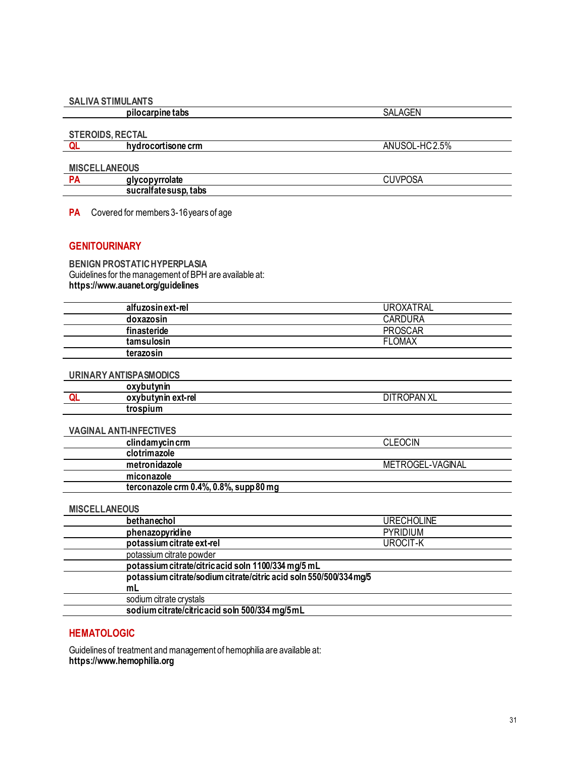### SALIVA STIMULANTS

| | | |
|---|---|---|
| | **pilocarpine tabs** | SALAGEN |

### STEROIDS, RECTAL

| | | |
|---|---|---|
| QL | **hydrocortisone crm** | ANUSOL-HC 2.5% |

### MISCELLANEOUS

| | | |
|---|---|---|
| PA | **glycopyrrolate** | CUVPOSA |
| | **sucralfate susp, tabs** | |

**PA** Covered for members 3-16 years of age

## GENITOURINARY

### BENIGN PROSTATIC HYPERPLASIA

Guidelines for the management of BPH are available at:
**https://www.auanet.org/guidelines**

| | | |
|---|---|---|
| | **alfuzosin ext-rel** | UROXATRAL |
| | **doxazosin** | CARDURA |
| | **finasteride** | PROSCAR |
| | **tamsulosin** | FLOMAX |
| | **terazosin** | |

### URINARY ANTISPASMODICS

| | | |
|---|---|---|
| | **oxybutynin** | |
| QL | **oxybutynin ext-rel** | DITROPAN XL |
| | **trospium** | |

### VAGINAL ANTI-INFECTIVES

| | | |
|---|---|---|
| | **clindamycin crm** | CLEOCIN |
| | **clotrimazole** | |
| | **metronidazole** | METROGEL-VAGINAL |
| | **miconazole** | |
| | **terconazole crm 0.4%, 0.8%, supp 80 mg** | |

### MISCELLANEOUS

| | | |
|---|---|---|
| | **bethanechol** | URECHOLINE |
| | **phenazopyridine** | PYRIDIUM |
| | **potassium citrate ext-rel** | UROCIT-K |
| | potassium citrate powder | |
| | **potassium citrate/citric acid soln 1100/334 mg/5 mL** | |
| | **potassium citrate/sodium citrate/citric acid soln 550/500/334 mg/5 mL** | |
| | sodium citrate crystals | |
| | **sodium citrate/citric acid soln 500/334 mg/5 mL** | |

## HEMATOLOGIC

Guidelines of treatment and management of hemophilia are available at:
**https://www.hemophilia.org**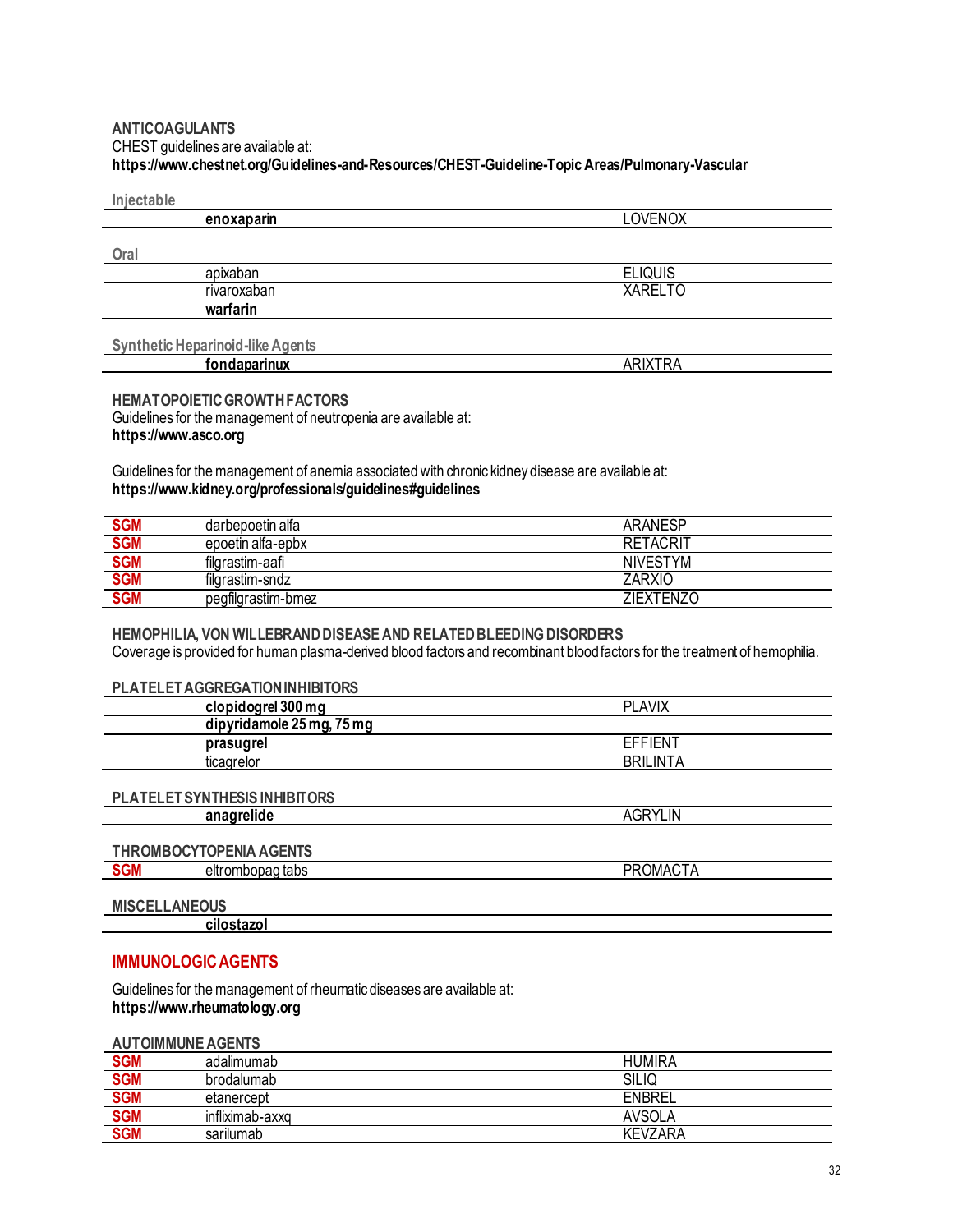### ANTICOAGULANTS

CHEST guidelines are available at:
**https://www.chestnet.org/Guidelines-and-Resources/CHEST-Guideline-Topic Areas/Pulmonary-Vascular**

Injectable

| | | |
|---|---|---|
| | **enoxaparin** | LOVENOX |

Oral

| | | |
|---|---|---|
| | apixaban | ELIQUIS |
| | rivaroxaban | XARELTO |
| | **warfarin** | |

Synthetic Heparinoid-like Agents

| | | |
|---|---|---|
| | **fondaparinux** | ARIXTRA |

### HEMATOPOIETIC GROWTH FACTORS

Guidelines for the management of neutropenia are available at:
**https://www.asco.org**

Guidelines for the management of anemia associated with chronic kidney disease are available at:
**https://www.kidney.org/professionals/guidelines#guidelines**

| | | |
|---|---|---|
| SGM | darbepoetin alfa | ARANESP |
| SGM | epoetin alfa-epbx | RETACRIT |
| SGM | filgrastim-aafi | NIVESTYM |
| SGM | filgrastim-sndz | ZARXIO |
| SGM | pegfilgrastim-bmez | ZIEXTENZO |

### HEMOPHILIA, VON WILLEBRAND DISEASE AND RELATED BLEEDING DISORDERS

Coverage is provided for human plasma-derived blood factors and recombinant blood factors for the treatment of hemophilia.

### PLATELET AGGREGATION INHIBITORS

| | | |
|---|---|---|
| | **clopidogrel 300 mg** | PLAVIX |
| | **dipyridamole 25 mg, 75 mg** | |
| | **prasugrel** | EFFIENT |
| | ticagrelor | BRILINTA |

### PLATELET SYNTHESIS INHIBITORS

| | | |
|---|---|---|
| | **anagrelide** | AGRYLIN |

### THROMBOCYTOPENIA AGENTS

| | | |
|---|---|---|
| SGM | eltrombopag tabs | PROMACTA |

### MISCELLANEOUS

| | | |
|---|---|---|
| | **cilostazol** | |

## IMMUNOLOGIC AGENTS

Guidelines for the management of rheumatic diseases are available at:
**https://www.rheumatology.org**

### AUTOIMMUNE AGENTS

| | | |
|---|---|---|
| SGM | adalimumab | HUMIRA |
| SGM | brodalumab | SILIQ |
| SGM | etanercept | ENBREL |
| SGM | infliximab-axxq | AVSOLA |
| SGM | sarilumab | KEVZARA |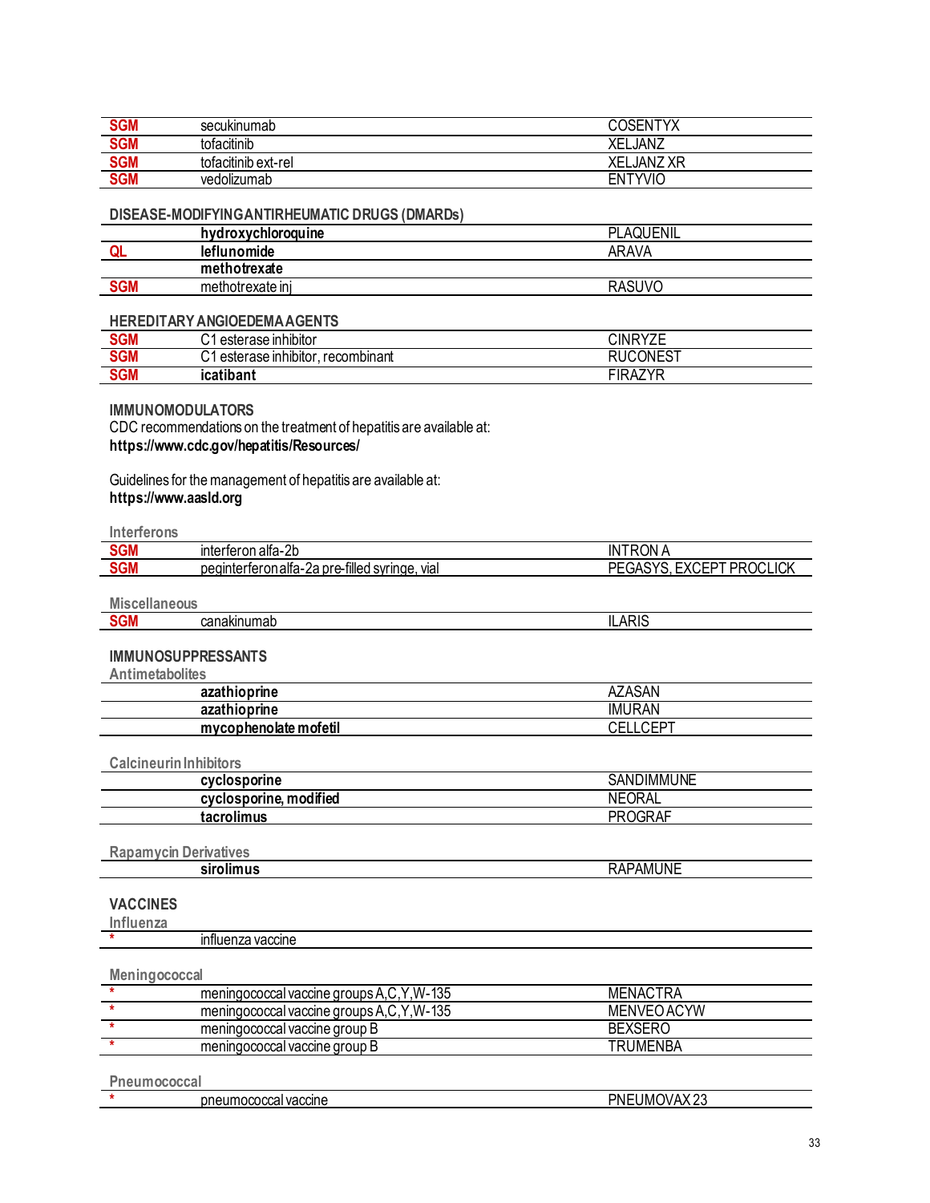| | | |
|---|---|---|
| SGM | secukinumab | COSENTYX |
| SGM | tofacitinib | XELJANZ |
| SGM | tofacitinib ext-rel | XELJANZ XR |
| SGM | vedolizumab | ENTYVIO |

### DISEASE-MODIFYING ANTIRHEUMATIC DRUGS (DMARDs)

| | | |
|---|---|---|
| | **hydroxychloroquine** | PLAQUENIL |
| QL | **leflunomide** | ARAVA |
| | **methotrexate** | |
| SGM | methotrexate inj | RASUVO |

### HEREDITARY ANGIOEDEMA AGENTS

| | | |
|---|---|---|
| SGM | C1 esterase inhibitor | CINRYZE |
| SGM | C1 esterase inhibitor, recombinant | RUCONEST |
| SGM | **icatibant** | FIRAZYR |

### IMMUNOMODULATORS

CDC recommendations on the treatment of hepatitis are available at:
**https://www.cdc.gov/hepatitis/Resources/**

Guidelines for the management of hepatitis are available at:
**https://www.aasld.org**

#### Interferons

| | | |
|---|---|---|
| SGM | interferon alfa-2b | INTRON A |
| SGM | peginterferon alfa-2a pre-filled syringe, vial | PEGASYS, EXCEPT PROCLICK |

#### Miscellaneous

| | | |
|---|---|---|
| SGM | canakinumab | ILARIS |

### IMMUNOSUPPRESSANTS

#### Antimetabolites

| | | |
|---|---|---|
| | **azathioprine** | AZASAN |
| | **azathioprine** | IMURAN |
| | **mycophenolate mofetil** | CELLCEPT |

#### Calcineurin Inhibitors

| | | |
|---|---|---|
| | **cyclosporine** | SANDIMMUNE |
| | **cyclosporine, modified** | NEORAL |
| | **tacrolimus** | PROGRAF |

#### Rapamycin Derivatives

| | | |
|---|---|---|
| | **sirolimus** | RAPAMUNE |

### VACCINES

#### Influenza

| | | |
|---|---|---|
| * | influenza vaccine | |

#### Meningococcal

| | | |
|---|---|---|
| * | meningococcal vaccine groups A,C,Y,W-135 | MENACTRA |
| * | meningococcal vaccine groups A,C,Y,W-135 | MENVEO ACYW |
| * | meningococcal vaccine group B | BEXSERO |
| * | meningococcal vaccine group B | TRUMENBA |

#### Pneumococcal

| | | |
|---|---|---|
| * | pneumococcal vaccine | PNEUMOVAX 23 |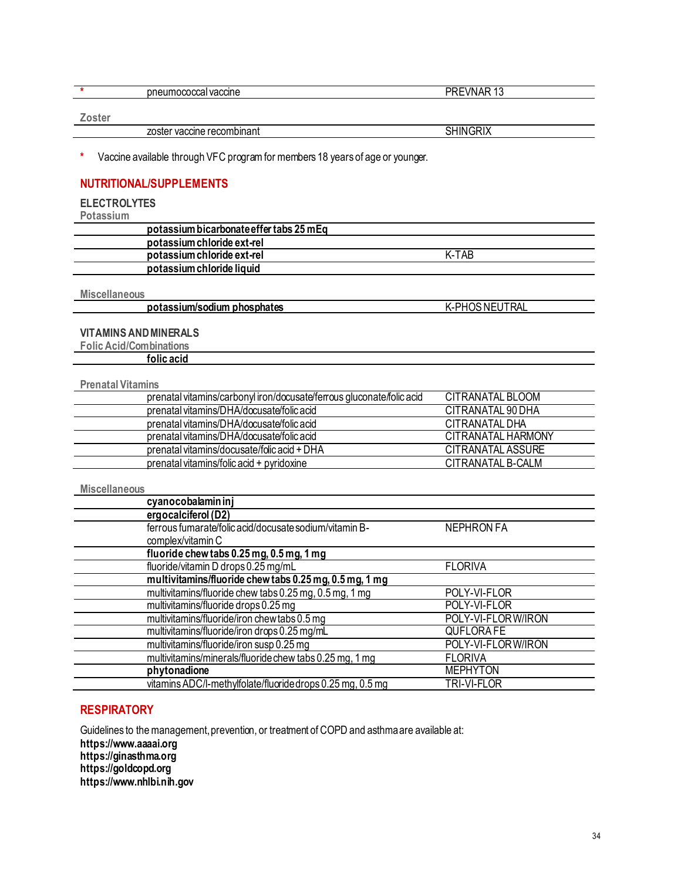| | | |
|---|---|---|
| * | pneumococcal vaccine | PREVNAR 13 |

**Zoster**

| | | |
|---|---|---|
| | zoster vaccine recombinant | SHINGRIX |

* Vaccine available through VFC program for members 18 years of age or younger.

## NUTRITIONAL/SUPPLEMENTS

### ELECTROLYTES

**Potassium**

| | | |
|---|---|---|
| | **potassium bicarbonate effer tabs 25 mEq** | |
| | **potassium chloride ext-rel** | |
| | **potassium chloride ext-rel** | K-TAB |
| | **potassium chloride liquid** | |

**Miscellaneous**

| | | |
|---|---|---|
| | **potassium/sodium phosphates** | K-PHOS NEUTRAL |

### VITAMINS AND MINERALS

**Folic Acid/Combinations**

| | | |
|---|---|---|
| | **folic acid** | |

**Prenatal Vitamins**

| | | |
|---|---|---|
| | prenatal vitamins/carbonyl iron/docusate/ferrous gluconate/folic acid | CITRANATAL BLOOM |
| | prenatal vitamins/DHA/docusate/folic acid | CITRANATAL 90 DHA |
| | prenatal vitamins/DHA/docusate/folic acid | CITRANATAL DHA |
| | prenatal vitamins/DHA/docusate/folic acid | CITRANATAL HARMONY |
| | prenatal vitamins/docusate/folic acid + DHA | CITRANATAL ASSURE |
| | prenatal vitamins/folic acid + pyridoxine | CITRANATAL B-CALM |

**Miscellaneous**

| | | |
|---|---|---|
| | **cyanocobalamin inj** | |
| | **ergocalciferol (D2)** | |
| | ferrous fumarate/folic acid/docusate sodium/vitamin B-complex/vitamin C | NEPHRON FA |
| | **fluoride chew tabs 0.25 mg, 0.5 mg, 1 mg** | |
| | fluoride/vitamin D drops 0.25 mg/mL | FLORIVA |
| | **multivitamins/fluoride chew tabs 0.25 mg, 0.5 mg, 1 mg** | |
| | multivitamins/fluoride chew tabs 0.25 mg, 0.5 mg, 1 mg | POLY-VI-FLOR |
| | multivitamins/fluoride drops 0.25 mg | POLY-VI-FLOR |
| | multivitamins/fluoride/iron chew tabs 0.5 mg | POLY-VI-FLOR W/IRON |
| | multivitamins/fluoride/iron drops 0.25 mg/mL | QUFLORA FE |
| | multivitamins/fluoride/iron susp 0.25 mg | POLY-VI-FLOR W/IRON |
| | multivitamins/minerals/fluoride chew tabs 0.25 mg, 1 mg | FLORIVA |
| | **phytonadione** | MEPHYTON |
| | vitamins ADC/l-methylfolate/fluoride drops 0.25 mg, 0.5 mg | TRI-VI-FLOR |

## RESPIRATORY

Guidelines to the management, prevention, or treatment of COPD and asthma are available at:
**https://www.aaaai.org**
**https://ginasthma.org**
**https://goldcopd.org**
**https://www.nhlbi.nih.gov**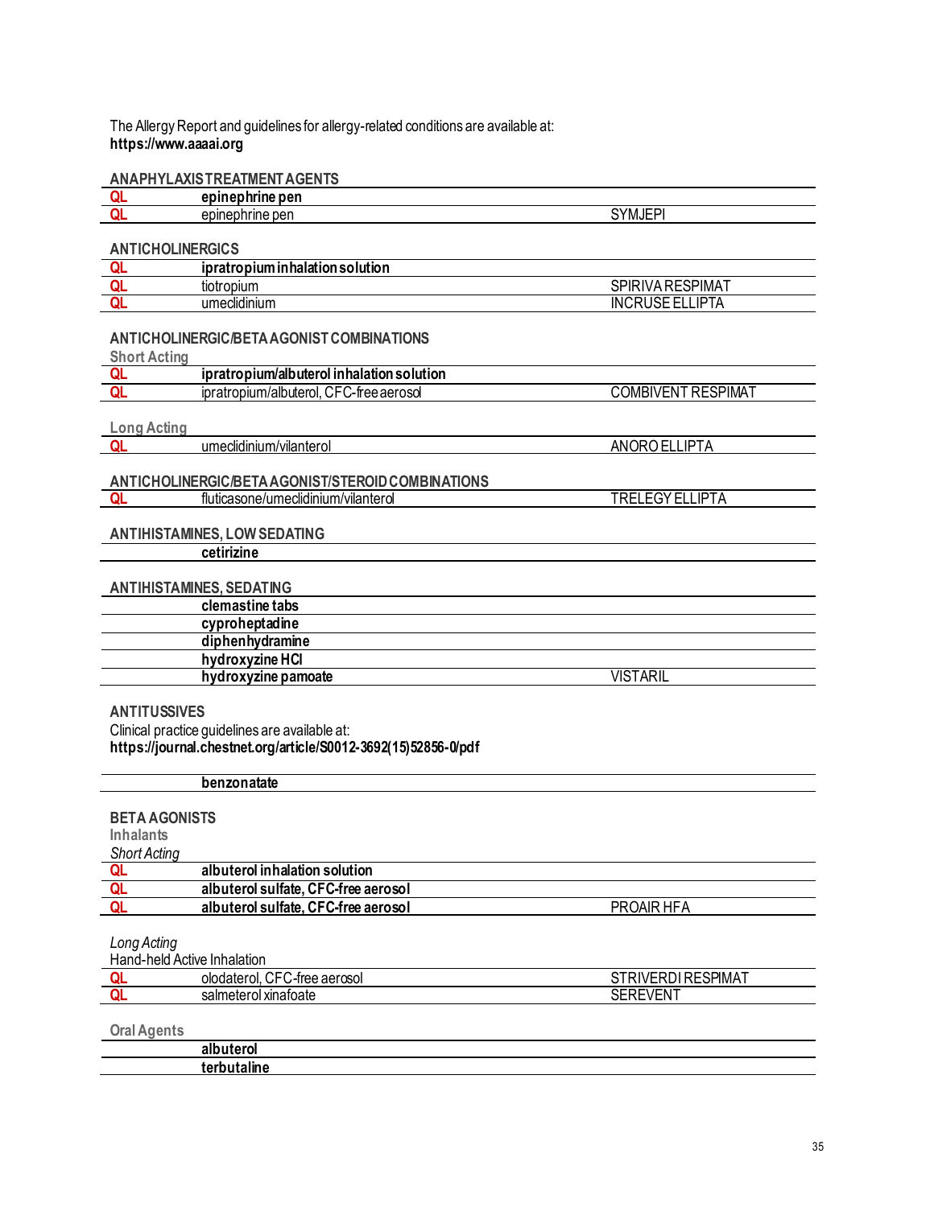The Allergy Report and guidelines for allergy-related conditions are available at:
**https://www.aaaai.org**

**ANAPHYLAXIS TREATMENT AGENTS**

| | | |
|---|---|---|
| QL | **epinephrine pen** | |
| QL | epinephrine pen | SYMJEPI |

**ANTICHOLINERGICS**

| | | |
|---|---|---|
| QL | **ipratropium inhalation solution** | |
| QL | tiotropium | SPIRIVA RESPIMAT |
| QL | umeclidinium | INCRUSE ELLIPTA |

**ANTICHOLINERGIC/BETA AGONIST COMBINATIONS**

Short Acting

| | | |
|---|---|---|
| QL | **ipratropium/albuterol inhalation solution** | |
| QL | ipratropium/albuterol, CFC-free aerosol | COMBIVENT RESPIMAT |

Long Acting

| | | |
|---|---|---|
| QL | umeclidinium/vilanterol | ANORO ELLIPTA |

**ANTICHOLINERGIC/BETA AGONIST/STEROID COMBINATIONS**

| | | |
|---|---|---|
| QL | fluticasone/umeclidinium/vilanterol | TRELEGY ELLIPTA |

**ANTIHISTAMINES, LOW SEDATING**

| | | |
|---|---|---|
| | **cetirizine** | |

**ANTIHISTAMINES, SEDATING**

| | | |
|---|---|---|
| | **clemastine tabs** | |
| | **cyproheptadine** | |
| | **diphenhydramine** | |
| | **hydroxyzine HCl** | |
| | **hydroxyzine pamoate** | VISTARIL |

**ANTITUSSIVES**

Clinical practice guidelines are available at:
**https://journal.chestnet.org/article/S0012-3692(15)52856-0/pdf**

| | | |
|---|---|---|
| | **benzonatate** | |

**BETA AGONISTS**

Inhalants

*Short Acting*

| | | |
|---|---|---|
| QL | **albuterol inhalation solution** | |
| QL | **albuterol sulfate, CFC-free aerosol** | |
| QL | **albuterol sulfate, CFC-free aerosol** | PROAIR HFA |

*Long Acting*

Hand-held Active Inhalation

| | | |
|---|---|---|
| QL | olodaterol, CFC-free aerosol | STRIVERDI RESPIMAT |
| QL | salmeterol xinafoate | SEREVENT |

Oral Agents

| | | |
|---|---|---|
| | **albuterol** | |
| | **terbutaline** | |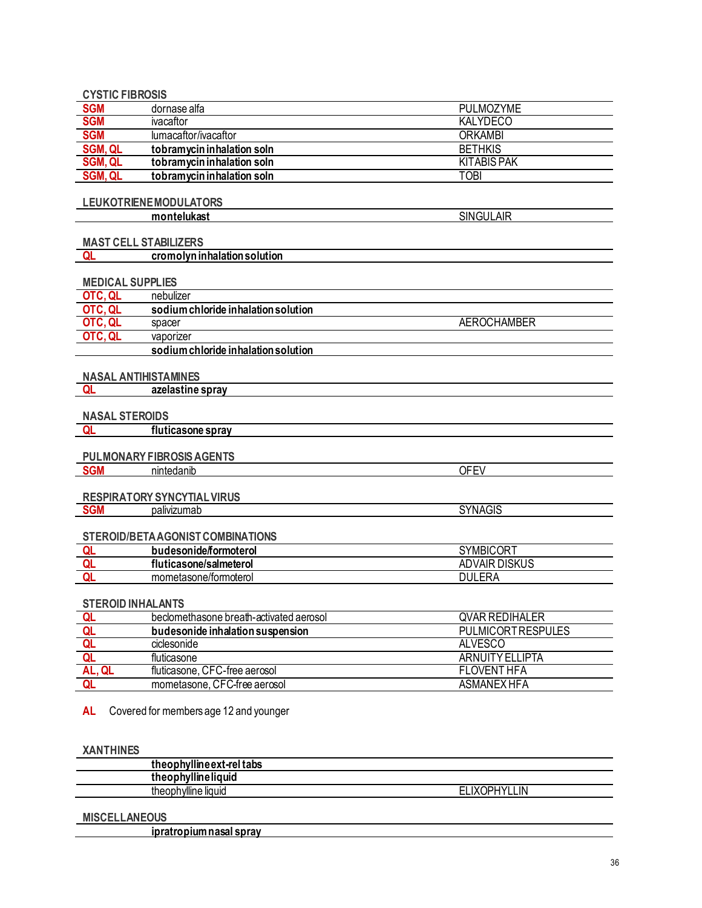## CYSTIC FIBROSIS

| | | |
|---|---|---|
| SGM | dornase alfa | PULMOZYME |
| SGM | ivacaftor | KALYDECO |
| SGM | lumacaftor/ivacaftor | ORKAMBI |
| SGM, QL | **tobramycin inhalation soln** | BETHKIS |
| SGM, QL | **tobramycin inhalation soln** | KITABIS PAK |
| SGM, QL | **tobramycin inhalation soln** | TOBI |

## LEUKOTRIENE MODULATORS

| | | |
|---|---|---|
| | **montelukast** | SINGULAIR |

## MAST CELL STABILIZERS

| | | |
|---|---|---|
| QL | **cromolyn inhalation solution** | |

## MEDICAL SUPPLIES

| | | |
|---|---|---|
| OTC, QL | nebulizer | |
| OTC, QL | **sodium chloride inhalation solution** | |
| OTC, QL | spacer | AEROCHAMBER |
| OTC, QL | vaporizer | |
| | **sodium chloride inhalation solution** | |

## NASAL ANTIHISTAMINES

| | | |
|---|---|---|
| QL | **azelastine spray** | |

## NASAL STEROIDS

| | | |
|---|---|---|
| QL | **fluticasone spray** | |

## PULMONARY FIBROSIS AGENTS

| | | |
|---|---|---|
| SGM | nintedanib | OFEV |

## RESPIRATORY SYNCYTIAL VIRUS

| | | |
|---|---|---|
| SGM | palivizumab | SYNAGIS |

## STEROID/BETA AGONIST COMBINATIONS

| | | |
|---|---|---|
| QL | **budesonide/formoterol** | SYMBICORT |
| QL | **fluticasone/salmeterol** | ADVAIR DISKUS |
| QL | mometasone/formoterol | DULERA |

## STEROID INHALANTS

| | | |
|---|---|---|
| QL | beclomethasone breath-activated aerosol | QVAR REDIHALER |
| QL | **budesonide inhalation suspension** | PULMICORT RESPULES |
| QL | ciclesonide | ALVESCO |
| QL | fluticasone | ARNUITY ELLIPTA |
| AL, QL | fluticasone, CFC-free aerosol | FLOVENT HFA |
| QL | mometasone, CFC-free aerosol | ASMANEX HFA |

**AL** Covered for members age 12 and younger

## XANTHINES

| | | |
|---|---|---|
| | **theophylline ext-rel tabs** | |
| | **theophylline liquid** | |
| | theophylline liquid | ELIXOPHYLLIN |

## MISCELLANEOUS

| | | |
|---|---|---|
| | **ipratropium nasal spray** | |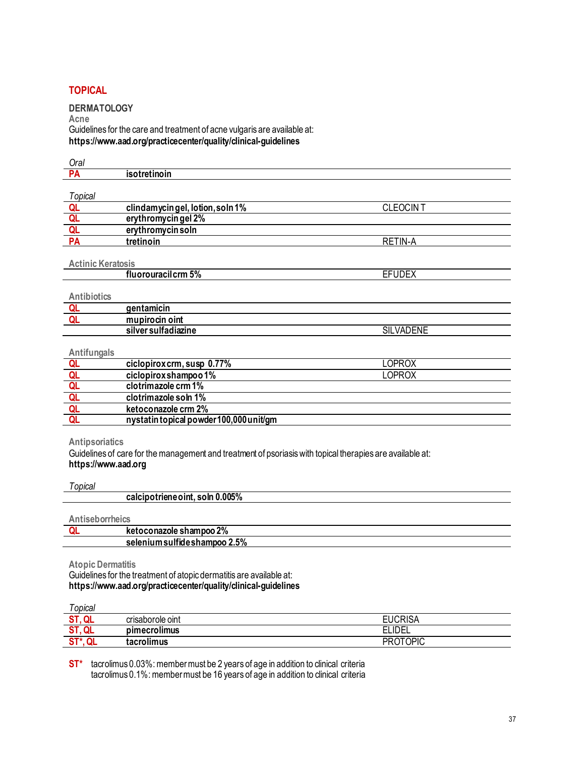# TOPICAL

## DERMATOLOGY

### Acne

Guidelines for the care and treatment of acne vulgaris are available at:
**https://www.aad.org/practicecenter/quality/clinical-guidelines**

*Oral*

| | | |
|---|---|---|
| PA | **isotretinoin** | |

*Topical*

| | | |
|---|---|---|
| QL | **clindamycin gel, lotion, soln 1%** | CLEOCIN T |
| QL | **erythromycin gel 2%** | |
| QL | **erythromycin soln** | |
| PA | **tretinoin** | RETIN-A |

### Actinic Keratosis

| | | |
|---|---|---|
| | **fluorouracil crm 5%** | EFUDEX |

### Antibiotics

| | | |
|---|---|---|
| QL | **gentamicin** | |
| QL | **mupirocin oint** | |
| | **silver sulfadiazine** | SILVADENE |

### Antifungals

| | | |
|---|---|---|
| QL | **ciclopirox crm, susp 0.77%** | LOPROX |
| QL | **ciclopirox shampoo 1%** | LOPROX |
| QL | **clotrimazole crm 1%** | |
| QL | **clotrimazole soln 1%** | |
| QL | **ketoconazole crm 2%** | |
| QL | **nystatin topical powder 100,000 unit/gm** | |

### Antipsoriatics

Guidelines of care for the management and treatment of psoriasis with topical therapies are available at:
**https://www.aad.org**

*Topical*

| | | |
|---|---|---|
| | **calcipotriene oint, soln 0.005%** | |

### Antiseborrheics

| | | |
|---|---|---|
| QL | **ketoconazole shampoo 2%** | |
| | **selenium sulfide shampoo 2.5%** | |

### Atopic Dermatitis

Guidelines for the treatment of atopic dermatitis are available at:
**https://www.aad.org/practicecenter/quality/clinical-guidelines**

*Topical*

| | | |
|---|---|---|
| ST, QL | crisaborole oint | EUCRISA |
| ST, QL | **pimecrolimus** | ELIDEL |
| ST*, QL | **tacrolimus** | PROTOPIC |

**ST*** tacrolimus 0.03%: member must be 2 years of age in addition to clinical criteria
tacrolimus 0.1%: member must be 16 years of age in addition to clinical criteria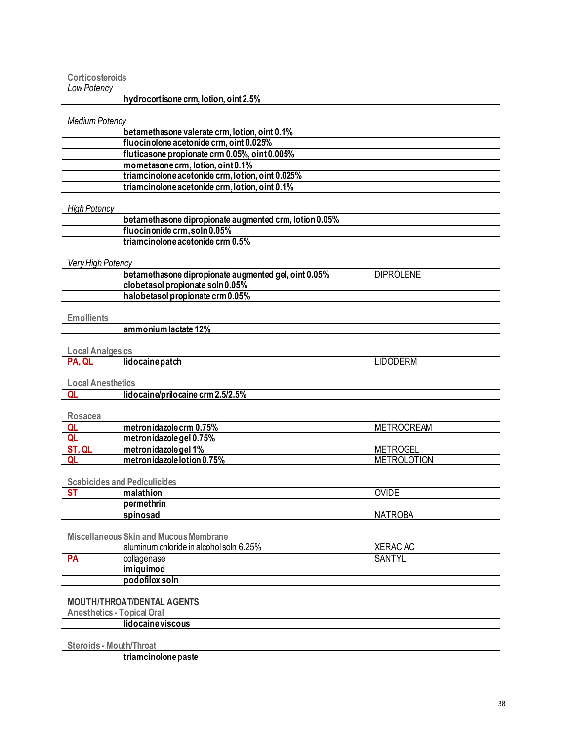### Corticosteroids

*Low Potency*

| | | |
|---|---|---|
| | **hydrocortisone crm, lotion, oint 2.5%** | |

*Medium Potency*

| | | |
|---|---|---|
| | **betamethasone valerate crm, lotion, oint 0.1%** | |
| | **fluocinolone acetonide crm, oint 0.025%** | |
| | **fluticasone propionate crm 0.05%, oint 0.005%** | |
| | **mometasone crm, lotion, oint 0.1%** | |
| | **triamcinolone acetonide crm, lotion, oint 0.025%** | |
| | **triamcinolone acetonide crm, lotion, oint 0.1%** | |

*High Potency*

| | | |
|---|---|---|
| | **betamethasone dipropionate augmented crm, lotion 0.05%** | |
| | **fluocinonide crm, soln 0.05%** | |
| | **triamcinolone acetonide crm 0.5%** | |

*Very High Potency*

| | | |
|---|---|---|
| | **betamethasone dipropionate augmented gel, oint 0.05%** | DIPROLENE |
| | **clobetasol propionate soln 0.05%** | |
| | **halobetasol propionate crm 0.05%** | |

### Emollients

| | | |
|---|---|---|
| | **ammonium lactate 12%** | |

### Local Analgesics

| | | |
|---|---|---|
| PA, QL | **lidocaine patch** | LIDODERM |

### Local Anesthetics

| | | |
|---|---|---|
| QL | **lidocaine/prilocaine crm 2.5/2.5%** | |

### Rosacea

| | | |
|---|---|---|
| QL | **metronidazole crm 0.75%** | METROCREAM |
| QL | **metronidazole gel 0.75%** | |
| ST, QL | **metronidazole gel 1%** | METROGEL |
| QL | **metronidazole lotion 0.75%** | METROLOTION |

### Scabicides and Pediculicides

| | | |
|---|---|---|
| ST | **malathion** | OVIDE |
| | **permethrin** | |
| | **spinosad** | NATROBA |

### Miscellaneous Skin and Mucous Membrane

| | | |
|---|---|---|
| | aluminum chloride in alcohol soln 6.25% | XERAC AC |
| PA | collagenase | SANTYL |
| | **imiquimod** | |
| | **podofilox soln** | |

## MOUTH/THROAT/DENTAL AGENTS

### Anesthetics - Topical Oral

| | | |
|---|---|---|
| | **lidocaine viscous** | |

### Steroids - Mouth/Throat

| | | |
|---|---|---|
| | **triamcinolone paste** | |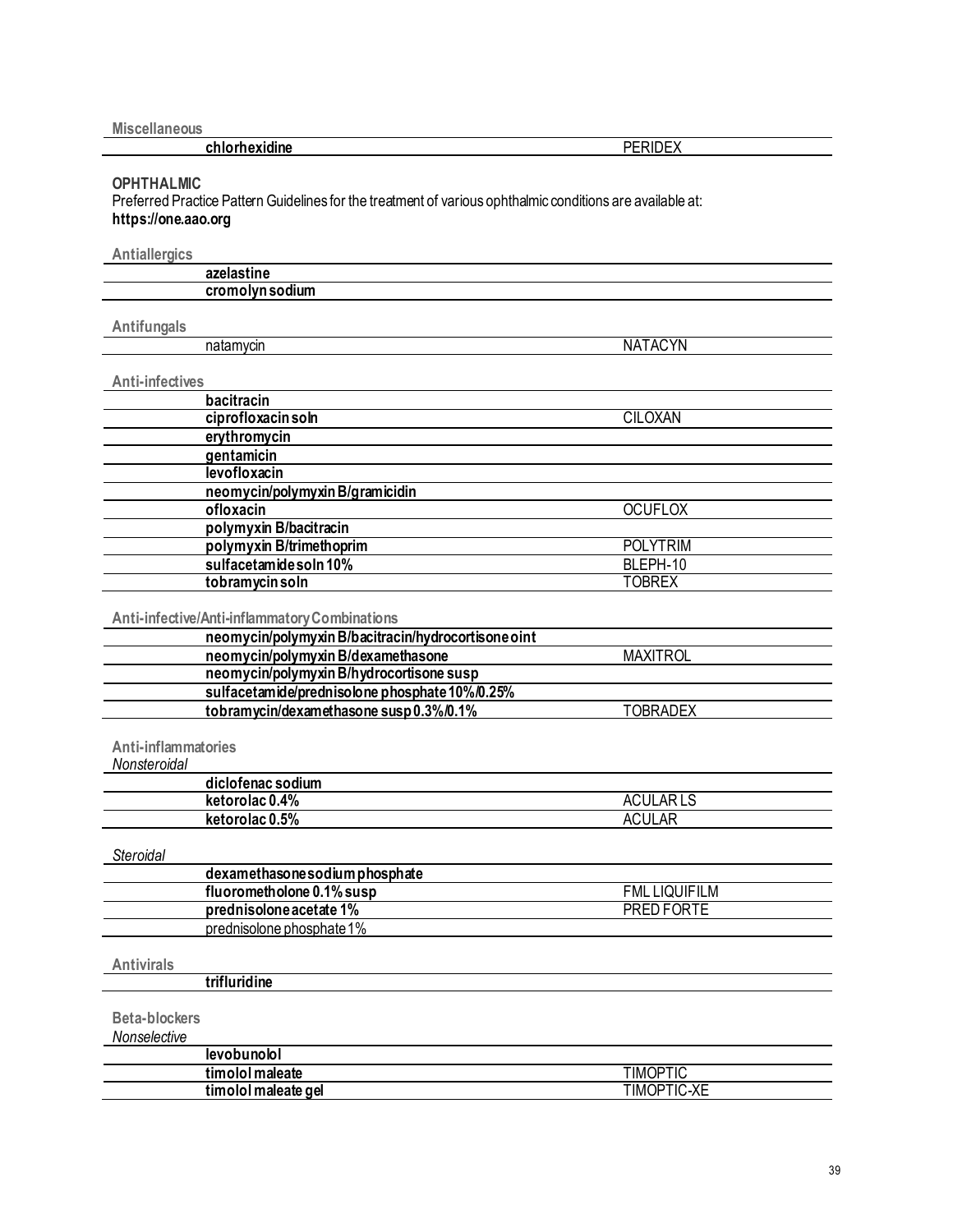**Miscellaneous**

| | |
|---|---|
| **chlorhexidine** | PERIDEX |

## OPHTHALMIC

Preferred Practice Pattern Guidelines for the treatment of various ophthalmic conditions are available at:
**https://one.aao.org**

**Antiallergics**

| | |
|---|---|
| **azelastine** | |
| **cromolyn sodium** | |

**Antifungals**

| | |
|---|---|
| natamycin | NATACYN |

**Anti-infectives**

| | |
|---|---|
| **bacitracin** | |
| **ciprofloxacin soln** | CILOXAN |
| **erythromycin** | |
| **gentamicin** | |
| **levofloxacin** | |
| **neomycin/polymyxin B/gramicidin** | |
| **ofloxacin** | OCUFLOX |
| **polymyxin B/bacitracin** | |
| **polymyxin B/trimethoprim** | POLYTRIM |
| **sulfacetamide soln 10%** | BLEPH-10 |
| **tobramycin soln** | TOBREX |

**Anti-infective/Anti-inflammatory Combinations**

| | |
|---|---|
| **neomycin/polymyxin B/bacitracin/hydrocortisone oint** | |
| **neomycin/polymyxin B/dexamethasone** | MAXITROL |
| **neomycin/polymyxin B/hydrocortisone susp** | |
| **sulfacetamide/prednisolone phosphate 10%/0.25%** | |
| **tobramycin/dexamethasone susp 0.3%/0.1%** | TOBRADEX |

**Anti-inflammatories**

*Nonsteroidal*

| | |
|---|---|
| **diclofenac sodium** | |
| **ketorolac 0.4%** | ACULAR LS |
| **ketorolac 0.5%** | ACULAR |

*Steroidal*

| | |
|---|---|
| **dexamethasone sodium phosphate** | |
| **fluorometholone 0.1% susp** | FML LIQUIFILM |
| **prednisolone acetate 1%** | PRED FORTE |
| prednisolone phosphate 1% | |

**Antivirals**

| | |
|---|---|
| **trifluridine** | |

**Beta-blockers**

*Nonselective*

| | |
|---|---|
| **levobunolol** | |
| **timolol maleate** | TIMOPTIC |
| **timolol maleate gel** | TIMOPTIC-XE |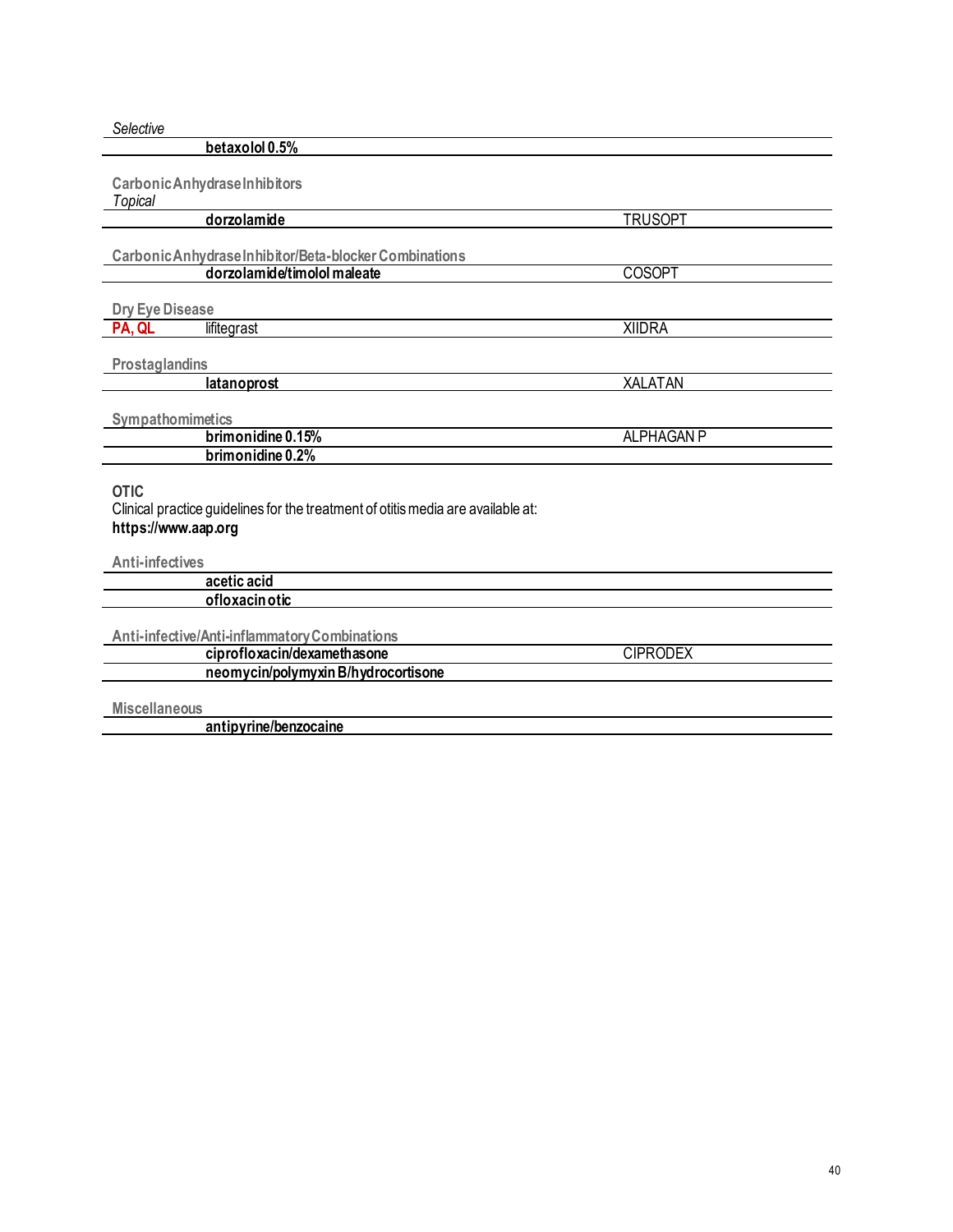*Selective*

| | | |
|---|---|---|
| | **betaxolol 0.5%** | |

**Carbonic Anhydrase Inhibitors**

*Topical*

| | | |
|---|---|---|
| | **dorzolamide** | TRUSOPT |

**Carbonic Anhydrase Inhibitor/Beta-blocker Combinations**

| | | |
|---|---|---|
| | **dorzolamide/timolol maleate** | COSOPT |

**Dry Eye Disease**

| | | |
|---|---|---|
| **PA, QL** | lifitegrast | XIIDRA |

**Prostaglandins**

| | | |
|---|---|---|
| | **latanoprost** | XALATAN |

**Sympathomimetics**

| | | |
|---|---|---|
| | **brimonidine 0.15%** | ALPHAGAN P |
| | **brimonidine 0.2%** | |

**OTIC**

Clinical practice guidelines for the treatment of otitis media are available at:
**https://www.aap.org**

**Anti-infectives**

| | | |
|---|---|---|
| | **acetic acid** | |
| | **ofloxacin otic** | |

**Anti-infective/Anti-inflammatory Combinations**

| | | |
|---|---|---|
| | **ciprofloxacin/dexamethasone** | CIPRODEX |
| | **neomycin/polymyxin B/hydrocortisone** | |

**Miscellaneous**

| | | |
|---|---|---|
| | **antipyrine/benzocaine** | |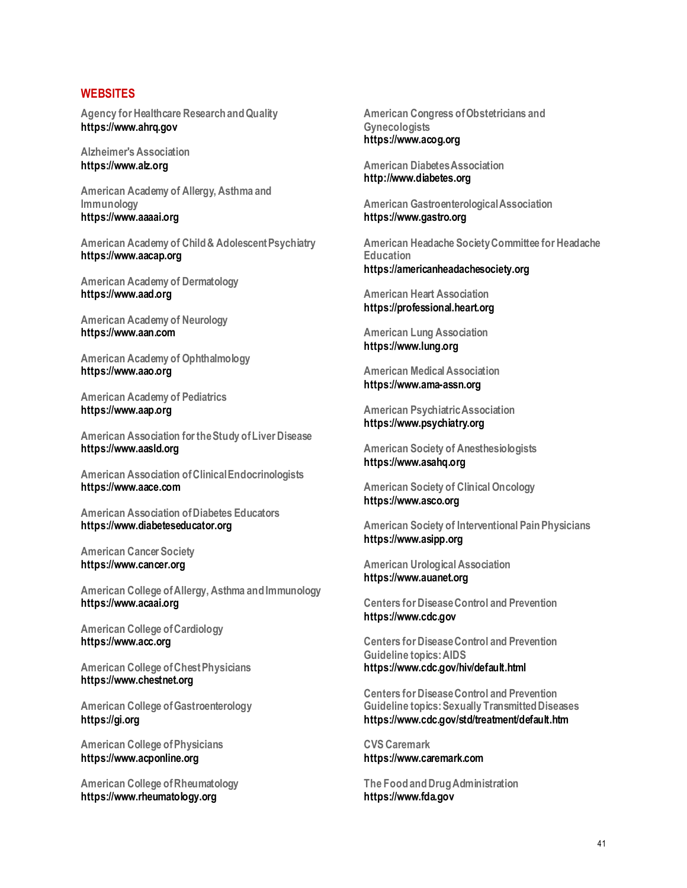## WEBSITES

Agency for Healthcare Research and Quality
**https://www.ahrq.gov**

Alzheimer's Association
**https://www.alz.org**

American Academy of Allergy, Asthma and Immunology
**https://www.aaaai.org**

American Academy of Child & Adolescent Psychiatry
**https://www.aacap.org**

American Academy of Dermatology
**https://www.aad.org**

American Academy of Neurology
**https://www.aan.com**

American Academy of Ophthalmology
**https://www.aao.org**

American Academy of Pediatrics
**https://www.aap.org**

American Association for the Study of Liver Disease
**https://www.aasld.org**

American Association of Clinical Endocrinologists
**https://www.aace.com**

American Association of Diabetes Educators
**https://www.diabeteseducator.org**

American Cancer Society
**https://www.cancer.org**

American College of Allergy, Asthma and Immunology
**https://www.acaai.org**

American College of Cardiology
**https://www.acc.org**

American College of Chest Physicians
**https://www.chestnet.org**

American College of Gastroenterology
**https://gi.org**

American College of Physicians
**https://www.acponline.org**

American College of Rheumatology
**https://www.rheumatology.org**

American Congress of Obstetricians and Gynecologists
**https://www.acog.org**

American Diabetes Association
**http://www.diabetes.org**

American Gastroenterological Association
**https://www.gastro.org**

American Headache Society Committee for Headache Education
**https://americanheadachesociety.org**

American Heart Association
**https://professional.heart.org**

American Lung Association
**https://www.lung.org**

American Medical Association
**https://www.ama-assn.org**

American Psychiatric Association
**https://www.psychiatry.org**

American Society of Anesthesiologists
**https://www.asahq.org**

American Society of Clinical Oncology
**https://www.asco.org**

American Society of Interventional Pain Physicians
**https://www.asipp.org**

American Urological Association
**https://www.auanet.org**

Centers for Disease Control and Prevention
**https://www.cdc.gov**

Centers for Disease Control and Prevention Guideline topics: AIDS
**https://www.cdc.gov/hiv/default.html**

Centers for Disease Control and Prevention Guideline topics: Sexually Transmitted Diseases
**https://www.cdc.gov/std/treatment/default.htm**

CVS Caremark
**https://www.caremark.com**

The Food and Drug Administration
**https://www.fda.gov**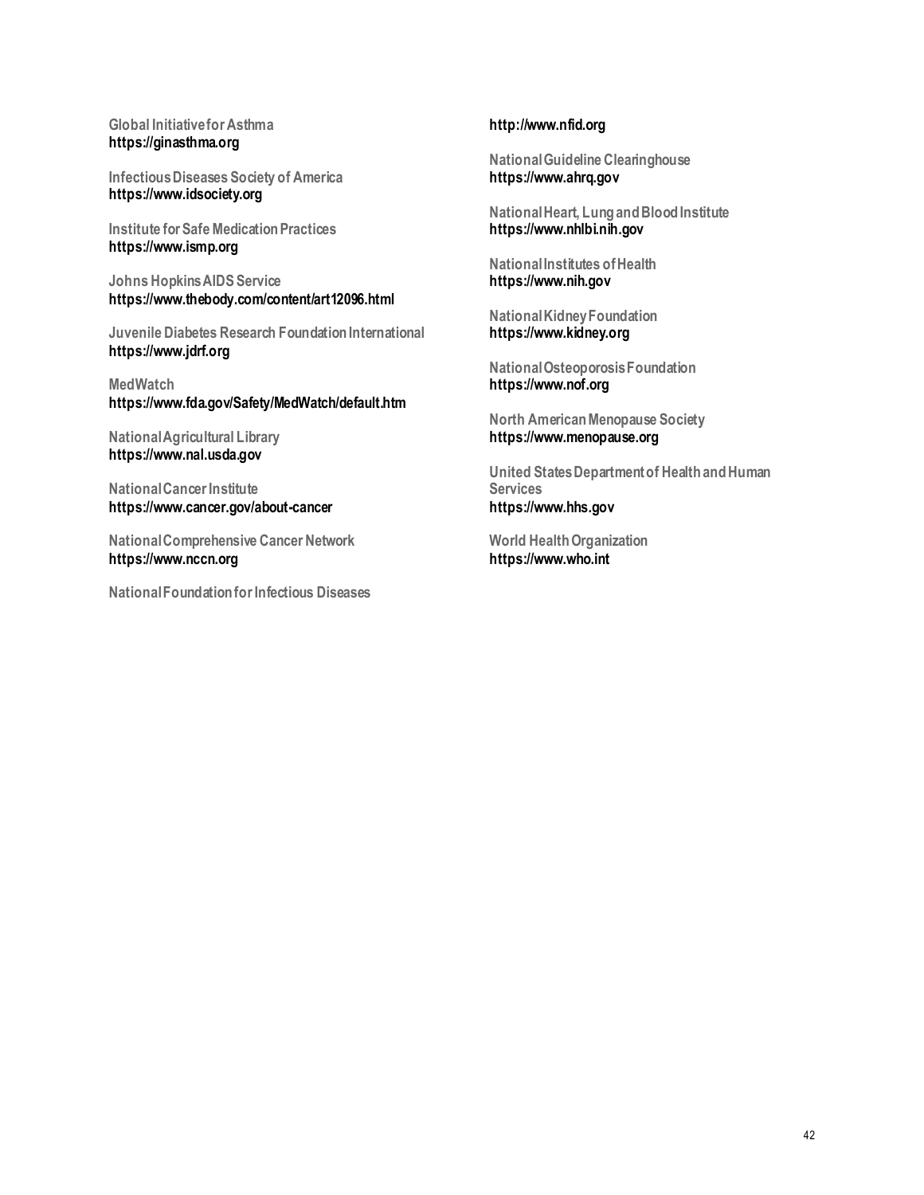**Global Initiative for Asthma**
**https://ginasthma.org**

**Infectious Diseases Society of America**
**https://www.idsociety.org**

**Institute for Safe Medication Practices**
**https://www.ismp.org**

**Johns Hopkins AIDS Service**
**https://www.thebody.com/content/art12096.html**

**Juvenile Diabetes Research Foundation International**
**https://www.jdrf.org**

**MedWatch**
**https://www.fda.gov/Safety/MedWatch/default.htm**

**National Agricultural Library**
**https://www.nal.usda.gov**

**National Cancer Institute**
**https://www.cancer.gov/about-cancer**

**National Comprehensive Cancer Network**
**https://www.nccn.org**

**National Foundation for Infectious Diseases**
**http://www.nfid.org**

**National Guideline Clearinghouse**
**https://www.ahrq.gov**

**National Heart, Lung and Blood Institute**
**https://www.nhlbi.nih.gov**

**National Institutes of Health**
**https://www.nih.gov**

**National Kidney Foundation**
**https://www.kidney.org**

**National Osteoporosis Foundation**
**https://www.nof.org**

**North American Menopause Society**
**https://www.menopause.org**

**United States Department of Health and Human Services**
**https://www.hhs.gov**

**World Health Organization**
**https://www.who.int**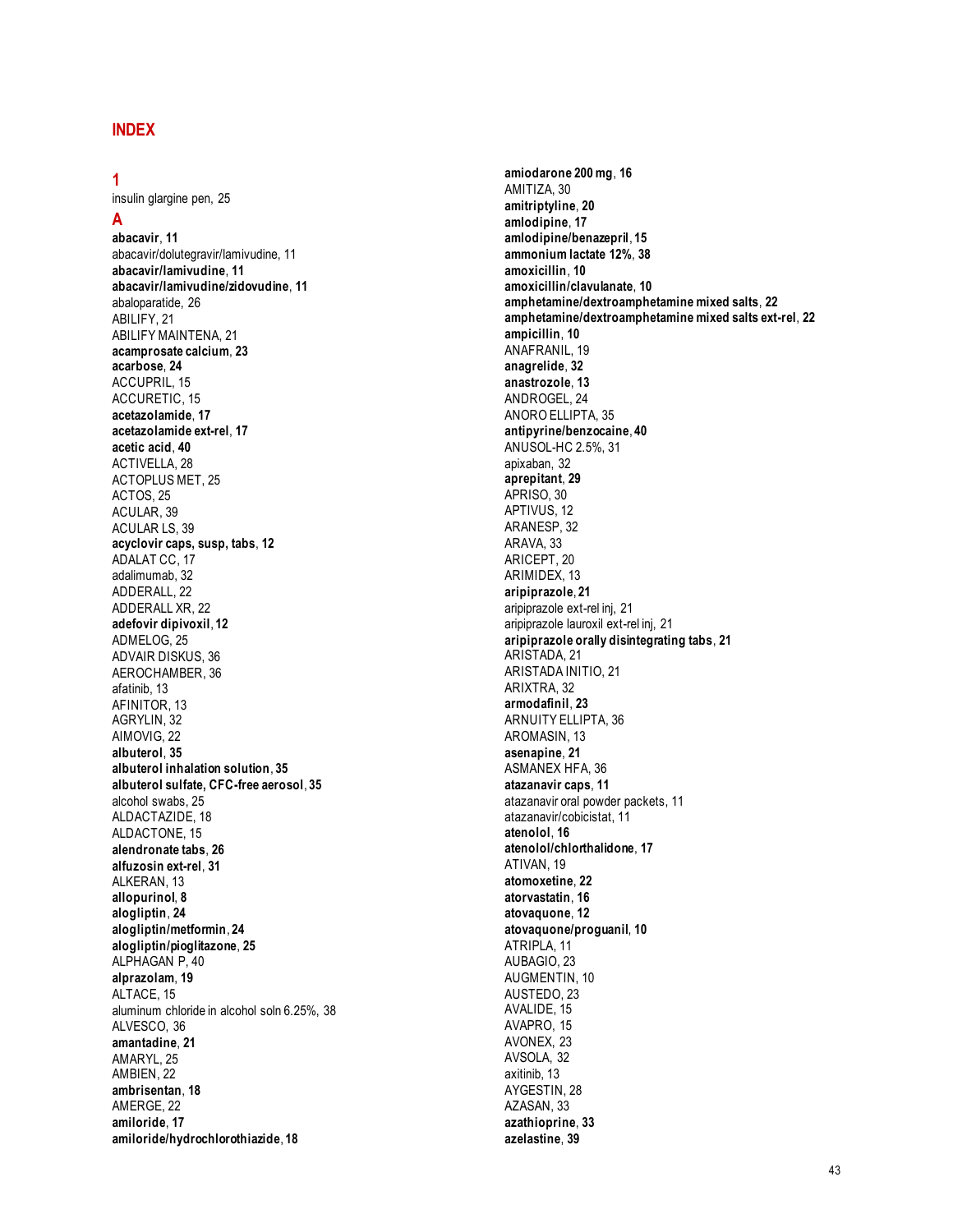## INDEX

### 1

insulin glargine pen, 25

### A

**abacavir**, **11**
abacavir/dolutegravir/lamivudine, 11
**abacavir/lamivudine**, **11**
**abacavir/lamivudine/zidovudine**, **11**
abaloparatide, 26
ABILIFY, 21
ABILIFY MAINTENA, 21
**acamprosate calcium**, **23**
**acarbose**, **24**
ACCUPRIL, 15
ACCURETIC, 15
**acetazolamide**, **17**
**acetazolamide ext-rel**, **17**
**acetic acid**, **40**
ACTIVELLA, 28
ACTOPLUS MET, 25
ACTOS, 25
ACULAR, 39
ACULAR LS, 39
**acyclovir caps, susp, tabs**, **12**
ADALAT CC, 17
adalimumab, 32
ADDERALL, 22
ADDERALL XR, 22
**adefovir dipivoxil**, **12**
ADMELOG, 25
ADVAIR DISKUS, 36
AEROCHAMBER, 36
afatinib, 13
AFINITOR, 13
AGRYLIN, 32
AIMOVIG, 22
**albuterol**, **35**
**albuterol inhalation solution**, **35**
**albuterol sulfate, CFC-free aerosol**, **35**
alcohol swabs, 25
ALDACTAZIDE, 18
ALDACTONE, 15
**alendronate tabs**, **26**
**alfuzosin ext-rel**, **31**
ALKERAN, 13
**allopurinol**, **8**
**alogliptin**, **24**
**alogliptin/metformin**, **24**
**alogliptin/pioglitazone**, **25**
ALPHAGAN P, 40
**alprazolam**, **19**
ALTACE, 15
aluminum chloride in alcohol soln 6.25%, 38
ALVESCO, 36
**amantadine**, **21**
AMARYL, 25
AMBIEN, 22
**ambrisentan**, **18**
AMERGE, 22
**amiloride**, **17**
**amiloride/hydrochlorothiazide**, **18**
**amiodarone 200 mg**, **16**
AMITIZA, 30
**amitriptyline**, **20**
**amlodipine**, **17**
**amlodipine/benazepril**, **15**
**ammonium lactate 12%**, **38**
**amoxicillin**, **10**
**amoxicillin/clavulanate**, **10**
**amphetamine/dextroamphetamine mixed salts**, **22**
**amphetamine/dextroamphetamine mixed salts ext-rel**, **22**
**ampicillin**, **10**
ANAFRANIL, 19
**anagrelide**, **32**
**anastrozole**, **13**
ANDROGEL, 24
ANORO ELLIPTA, 35
**antipyrine/benzocaine**, **40**
ANUSOL-HC 2.5%, 31
apixaban, 32
**aprepitant**, **29**
APRISO, 30
APTIVUS, 12
ARANESP, 32
ARAVA, 33
ARICEPT, 20
ARIMIDEX, 13
**aripiprazole**, **21**
aripiprazole ext-rel inj, 21
aripiprazole lauroxil ext-rel inj, 21
**aripiprazole orally disintegrating tabs**, **21**
ARISTADA, 21
ARISTADA INITIO, 21
ARIXTRA, 32
**armodafinil**, **23**
ARNUITY ELLIPTA, 36
AROMASIN, 13
**asenapine**, **21**
ASMANEX HFA, 36
**atazanavir caps**, **11**
atazanavir oral powder packets, 11
atazanavir/cobicistat, 11
**atenolol**, **16**
**atenolol/chlorthalidone**, **17**
ATIVAN, 19
**atomoxetine**, **22**
**atorvastatin**, **16**
**atovaquone**, **12**
**atovaquone/proguanil**, **10**
ATRIPLA, 11
AUBAGIO, 23
AUGMENTIN, 10
AUSTEDO, 23
AVALIDE, 15
AVAPRO, 15
AVONEX, 23
AVSOLA, 32
axitinib, 13
AYGESTIN, 28
AZASAN, 33
**azathioprine**, **33**
**azelastine**, **39**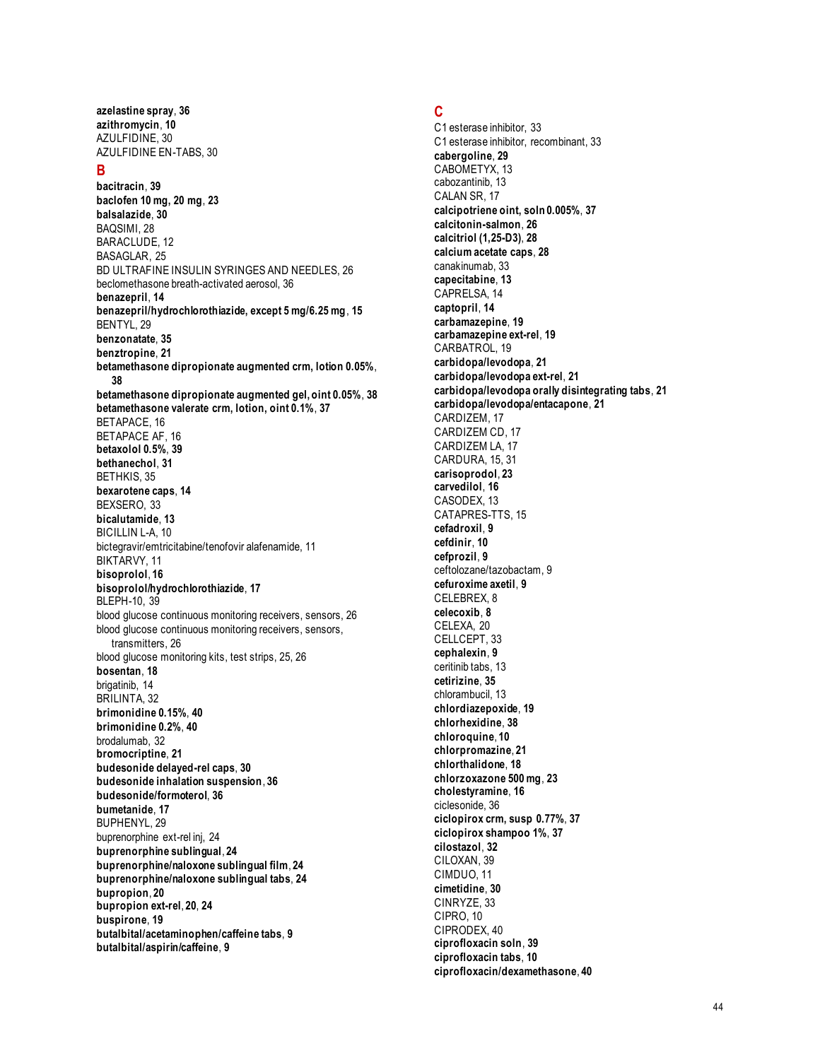**azelastine spray**, **36**
**azithromycin**, **10**
AZULFIDINE, 30
AZULFIDINE EN-TABS, 30

## B

**bacitracin**, **39**
**baclofen 10 mg, 20 mg**, **23**
**balsalazide**, **30**
BAQSIMI, 28
BARACLUDE, 12
BASAGLAR, 25
BD ULTRAFINE INSULIN SYRINGES AND NEEDLES, 26
beclomethasone breath-activated aerosol, 36
**benazepril**, **14**
**benazepril/hydrochlorothiazide, except 5 mg/6.25 mg**, **15**
BENTYL, 29
**benzonatate**, **35**
**benztropine**, **21**
**betamethasone dipropionate augmented crm, lotion 0.05%**, **38**
**betamethasone dipropionate augmented gel, oint 0.05%**, **38**
**betamethasone valerate crm, lotion, oint 0.1%**, **37**
BETAPACE, 16
BETAPACE AF, 16
**betaxolol 0.5%**, **39**
**bethanechol**, **31**
BETHKIS, 35
**bexarotene caps**, **14**
BEXSERO, 33
**bicalutamide**, **13**
BICILLIN L-A, 10
bictegravir/emtricitabine/tenofovir alafenamide, 11
BIKTARVY, 11
**bisoprolol**, **16**
**bisoprolol/hydrochlorothiazide**, **17**
BLEPH-10, 39
blood glucose continuous monitoring receivers, sensors, 26
blood glucose continuous monitoring receivers, sensors, transmitters, 26
blood glucose monitoring kits, test strips, 25, 26
**bosentan**, **18**
brigatinib, 14
BRILINTA, 32
**brimonidine 0.15%**, **40**
**brimonidine 0.2%**, **40**
brodalumab, 32
**bromocriptine**, **21**
**budesonide delayed-rel caps**, **30**
**budesonide inhalation suspension**, **36**
**budesonide/formoterol**, **36**
**bumetanide**, **17**
BUPHENYL, 29
buprenorphine ext-rel inj, 24
**buprenorphine sublingual**, **24**
**buprenorphine/naloxone sublingual film**, **24**
**buprenorphine/naloxone sublingual tabs**, **24**
**bupropion**, **20**
**bupropion ext-rel**, **20**, **24**
**buspirone**, **19**
**butalbital/acetaminophen/caffeine tabs**, **9**
**butalbital/aspirin/caffeine**, **9**

## C

C1 esterase inhibitor, 33
C1 esterase inhibitor, recombinant, 33
**cabergoline**, **29**
CABOMETYX, 13
cabozantinib, 13
CALAN SR, 17
**calcipotriene oint, soln 0.005%**, **37**
**calcitonin-salmon**, **26**
**calcitriol (1,25-D3)**, **28**
**calcium acetate caps**, **28**
canakinumab, 33
**capecitabine**, **13**
CAPRELSA, 14
**captopril**, **14**
**carbamazepine**, **19**
**carbamazepine ext-rel**, **19**
CARBATROL, 19
**carbidopa/levodopa**, **21**
**carbidopa/levodopa ext-rel**, **21**
**carbidopa/levodopa orally disintegrating tabs**, **21**
**carbidopa/levodopa/entacapone**, **21**
CARDIZEM, 17
CARDIZEM CD, 17
CARDIZEM LA, 17
CARDURA, 15, 31
**carisoprodol**, **23**
**carvedilol**, **16**
CASODEX, 13
CATAPRES-TTS, 15
**cefadroxil**, **9**
**cefdinir**, **10**
**cefprozil**, **9**
ceftolozane/tazobactam, 9
**cefuroxime axetil**, **9**
CELEBREX, 8
**celecoxib**, **8**
CELEXA, 20
CELLCEPT, 33
**cephalexin**, **9**
ceritinib tabs, 13
**cetirizine**, **35**
chlorambucil, 13
**chlordiazepoxide**, **19**
**chlorhexidine**, **38**
**chloroquine**, **10**
**chlorpromazine**, **21**
**chlorthalidone**, **18**
**chlorzoxazone 500 mg**, **23**
**cholestyramine**, **16**
ciclesonide, 36
**ciclopirox crm, susp 0.77%**, **37**
**ciclopirox shampoo 1%**, **37**
**cilostazol**, **32**
CILOXAN, 39
CIMDUO, 11
**cimetidine**, **30**
CINRYZE, 33
CIPRO, 10
CIPRODEX, 40
**ciprofloxacin soln**, **39**
**ciprofloxacin tabs**, **10**
**ciprofloxacin/dexamethasone**, **40**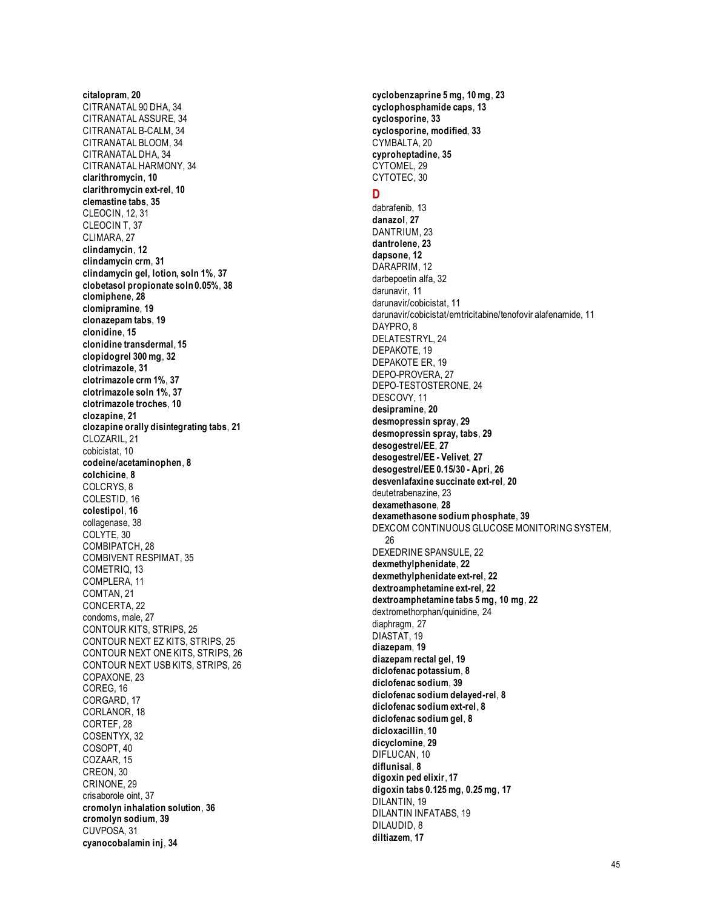**citalopram**, **20**
CITRANATAL 90 DHA, 34
CITRANATAL ASSURE, 34
CITRANATAL B-CALM, 34
CITRANATAL BLOOM, 34
CITRANATAL DHA, 34
CITRANATAL HARMONY, 34
**clarithromycin**, **10**
**clarithromycin ext-rel**, **10**
**clemastine tabs**, **35**
CLEOCIN, 12, 31
CLEOCIN T, 37
CLIMARA, 27
**clindamycin**, **12**
**clindamycin crm**, **31**
**clindamycin gel, lotion, soln 1%**, **37**
**clobetasol propionate soln 0.05%**, **38**
**clomiphene**, **28**
**clomipramine**, **19**
**clonazepam tabs**, **19**
**clonidine**, **15**
**clonidine transdermal**, **15**
**clopidogrel 300 mg**, **32**
**clotrimazole**, **31**
**clotrimazole crm 1%**, **37**
**clotrimazole soln 1%**, **37**
**clotrimazole troches**, **10**
**clozapine**, **21**
**clozapine orally disintegrating tabs**, **21**
CLOZARIL, 21
cobicistat, 10
**codeine/acetaminophen**, **8**
**colchicine**, **8**
COLCRYS, 8
COLESTID, 16
**colestipol**, **16**
collagenase, 38
COLYTE, 30
COMBIPATCH, 28
COMBIVENT RESPIMAT, 35
COMETRIQ, 13
COMPLERA, 11
COMTAN, 21
CONCERTA, 22
condoms, male, 27
CONTOUR KITS, STRIPS, 25
CONTOUR NEXT EZ KITS, STRIPS, 25
CONTOUR NEXT ONE KITS, STRIPS, 26
CONTOUR NEXT USB KITS, STRIPS, 26
COPAXONE, 23
COREG, 16
CORGARD, 17
CORLANOR, 18
CORTEF, 28
COSENTYX, 32
COSOPT, 40
COZAAR, 15
CREON, 30
CRINONE, 29
crisaborole oint, 37
**cromolyn inhalation solution**, **36**
**cromolyn sodium**, **39**
CUVPOSA, 31
**cyanocobalamin inj**, **34**
**cyclobenzaprine 5 mg, 10 mg**, **23**
**cyclophosphamide caps**, **13**
**cyclosporine**, **33**
**cyclosporine, modified**, **33**
CYMBALTA, 20
**cyproheptadine**, **35**
CYTOMEL, 29
CYTOTEC, 30

## D

dabrafenib, 13
**danazol**, **27**
DANTRIUM, 23
**dantrolene**, **23**
**dapsone**, **12**
DARAPRIM, 12
darbepoetin alfa, 32
darunavir, 11
darunavir/cobicistat, 11
darunavir/cobicistat/emtricitabine/tenofovir alafenamide, 11
DAYPRO, 8
DELATESTRYL, 24
DEPAKOTE, 19
DEPAKOTE ER, 19
DEPO-PROVERA, 27
DEPO-TESTOSTERONE, 24
DESCOVY, 11
**desipramine**, **20**
**desmopressin spray**, **29**
**desmopressin spray, tabs**, **29**
**desogestrel/EE**, **27**
**desogestrel/EE - Velivet**, **27**
**desogestrel/EE 0.15/30 - Apri**, **26**
**desvenlafaxine succinate ext-rel**, **20**
deutetrabenazine, 23
**dexamethasone**, **28**
**dexamethasone sodium phosphate**, **39**
DEXCOM CONTINUOUS GLUCOSE MONITORING SYSTEM, 26
DEXEDRINE SPANSULE, 22
**dexmethylphenidate**, **22**
**dexmethylphenidate ext-rel**, **22**
**dextroamphetamine ext-rel**, **22**
**dextroamphetamine tabs 5 mg, 10 mg**, **22**
dextromethorphan/quinidine, 24
diaphragm, 27
DIASTAT, 19
**diazepam**, **19**
**diazepam rectal gel**, **19**
**diclofenac potassium**, **8**
**diclofenac sodium**, **39**
**diclofenac sodium delayed-rel**, **8**
**diclofenac sodium ext-rel**, **8**
**diclofenac sodium gel**, **8**
**dicloxacillin**, **10**
**dicyclomine**, **29**
DIFLUCAN, 10
**diflunisal**, **8**
**digoxin ped elixir**, **17**
**digoxin tabs 0.125 mg, 0.25 mg**, **17**
DILANTIN, 19
DILANTIN INFATABS, 19
DILAUDID, 8
**diltiazem**, **17**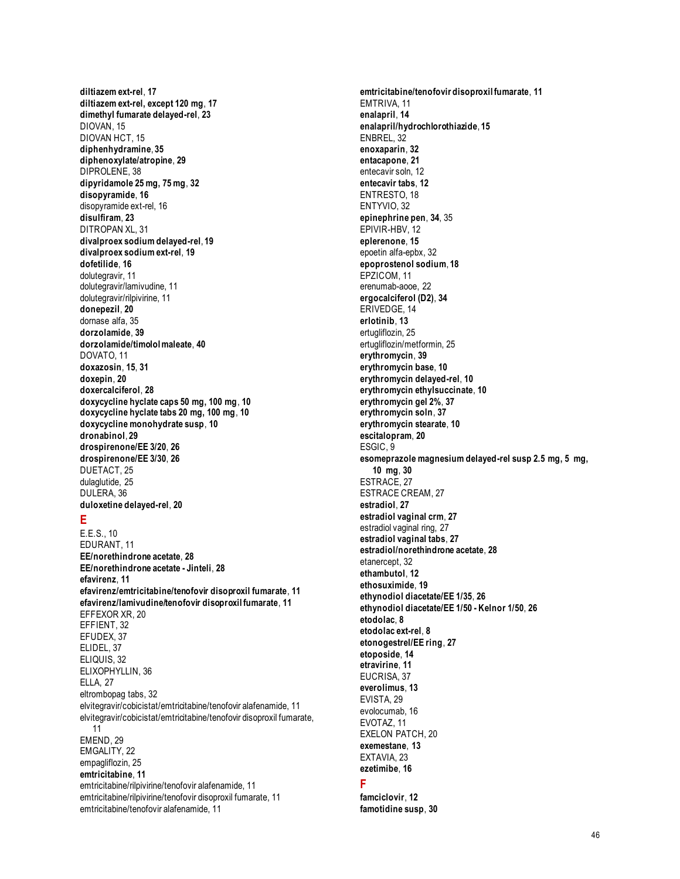**diltiazem ext-rel**, **17**
**diltiazem ext-rel, except 120 mg**, **17**
**dimethyl fumarate delayed-rel**, **23**
DIOVAN, 15
DIOVAN HCT, 15
**diphenhydramine**, **35**
**diphenoxylate/atropine**, **29**
DIPROLENE, 38
**dipyridamole 25 mg, 75 mg**, **32**
**disopyramide**, **16**
disopyramide ext-rel, 16
**disulfiram**, **23**
DITROPAN XL, 31
**divalproex sodium delayed-rel**, **19**
**divalproex sodium ext-rel**, **19**
**dofetilide**, **16**
dolutegravir, 11
dolutegravir/lamivudine, 11
dolutegravir/rilpivirine, 11
**donepezil**, **20**
dornase alfa, 35
**dorzolamide**, **39**
**dorzolamide/timolol maleate**, **40**
DOVATO, 11
**doxazosin**, **15**, **31**
**doxepin**, **20**
**doxercalciferol**, **28**
**doxycycline hyclate caps 50 mg, 100 mg**, **10**
**doxycycline hyclate tabs 20 mg, 100 mg**, **10**
**doxycycline monohydrate susp**, **10**
**dronabinol**, **29**
**drospirenone/EE 3/20**, **26**
**drospirenone/EE 3/30**, **26**
DUETACT, 25
dulaglutide, 25
DULERA, 36
**duloxetine delayed-rel**, **20**

## E

E.E.S., 10
EDURANT, 11
**EE/norethindrone acetate**, **28**
**EE/norethindrone acetate - Jinteli**, **28**
**efavirenz**, **11**
**efavirenz/emtricitabine/tenofovir disoproxil fumarate**, **11**
**efavirenz/lamivudine/tenofovir disoproxil fumarate**, **11**
EFFEXOR XR, 20
EFFIENT, 32
EFUDEX, 37
ELIDEL, 37
ELIQUIS, 32
ELIXOPHYLLIN, 36
ELLA, 27
eltrombopag tabs, 32
elvitegravir/cobicistat/emtricitabine/tenofovir alafenamide, 11
elvitegravir/cobicistat/emtricitabine/tenofovir disoproxil fumarate, 11
EMEND, 29
EMGALITY, 22
empagliflozin, 25
**emtricitabine**, **11**
emtricitabine/rilpivirine/tenofovir alafenamide, 11
emtricitabine/rilpivirine/tenofovir disoproxil fumarate, 11
emtricitabine/tenofovir alafenamide, 11
**emtricitabine/tenofovir disoproxil fumarate**, **11**
EMTRIVA, 11
**enalapril**, **14**
**enalapril/hydrochlorothiazide**, **15**
ENBREL, 32
**enoxaparin**, **32**
**entacapone**, **21**
entecavir soln, 12
**entecavir tabs**, **12**
ENTRESTO, 18
ENTYVIO, 32
**epinephrine pen**, **34**, 35
EPIVIR-HBV, 12
**eplerenone**, **15**
epoetin alfa-epbx, 32
**epoprostenol sodium**, **18**
EPZICOM, 11
erenumab-aooe, 22
**ergocalciferol (D2)**, **34**
ERIVEDGE, 14
**erlotinib**, **13**
ertugliflozin, 25
ertugliflozin/metformin, 25
**erythromycin**, **39**
**erythromycin base**, **10**
**erythromycin delayed-rel**, **10**
**erythromycin ethylsuccinate**, **10**
**erythromycin gel 2%**, **37**
**erythromycin soln**, **37**
**erythromycin stearate**, **10**
**escitalopram**, **20**
ESGIC, 9
**esomeprazole magnesium delayed-rel susp 2.5 mg, 5 mg, 10 mg**, **30**
ESTRACE, 27
ESTRACE CREAM, 27
**estradiol**, **27**
**estradiol vaginal crm**, **27**
estradiol vaginal ring, 27
**estradiol vaginal tabs**, **27**
**estradiol/norethindrone acetate**, **28**
etanercept, 32
**ethambutol**, **12**
**ethosuximide**, **19**
**ethynodiol diacetate/EE 1/35**, **26**
**ethynodiol diacetate/EE 1/50 - Kelnor 1/50**, **26**
**etodolac**, **8**
**etodolac ext-rel**, **8**
**etonogestrel/EE ring**, **27**
**etoposide**, **14**
**etravirine**, **11**
EUCRISA, 37
**everolimus**, **13**
EVISTA, 29
evolocumab, 16
EVOTAZ, 11
EXELON PATCH, 20
**exemestane**, **13**
EXTAVIA, 23
**ezetimibe**, **16**

## F

**famciclovir**, **12**
**famotidine susp**, **30**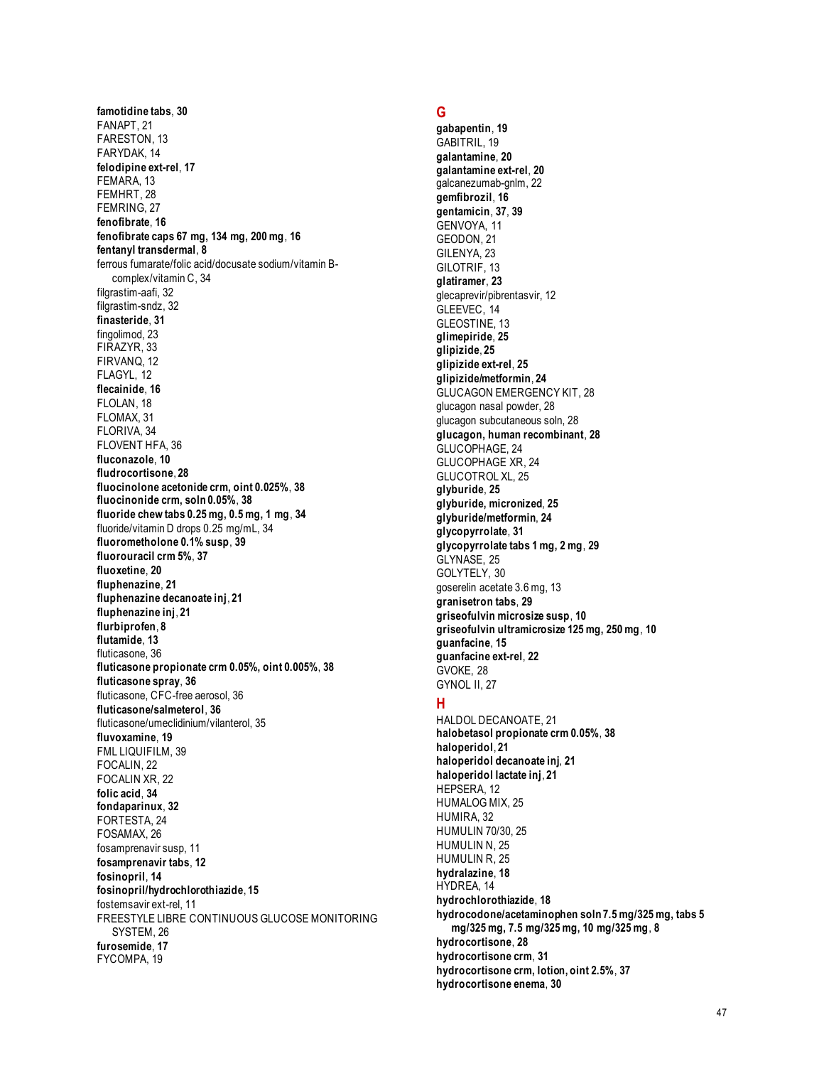**famotidine tabs**, **30**
FANAPT, 21
FARESTON, 13
FARYDAK, 14
**felodipine ext-rel**, **17**
FEMARA, 13
FEMHRT, 28
FEMRING, 27
**fenofibrate**, **16**
**fenofibrate caps 67 mg, 134 mg, 200 mg**, **16**
**fentanyl transdermal**, **8**
ferrous fumarate/folic acid/docusate sodium/vitamin B-complex/vitamin C, 34
filgrastim-aafi, 32
filgrastim-sndz, 32
**finasteride**, **31**
fingolimod, 23
FIRAZYR, 33
FIRVANQ, 12
FLAGYL, 12
**flecainide**, **16**
FLOLAN, 18
FLOMAX, 31
FLORIVA, 34
FLOVENT HFA, 36
**fluconazole**, **10**
**fludrocortisone**, **28**
**fluocinolone acetonide crm, oint 0.025%**, **38**
**fluocinonide crm, soln 0.05%**, **38**
**fluoride chew tabs 0.25 mg, 0.5 mg, 1 mg**, **34**
fluoride/vitamin D drops 0.25 mg/mL, 34
**fluorometholone 0.1% susp**, **39**
**fluorouracil crm 5%**, **37**
**fluoxetine**, **20**
**fluphenazine**, **21**
**fluphenazine decanoate inj**, **21**
**fluphenazine inj**, **21**
**flurbiprofen**, **8**
**flutamide**, **13**
fluticasone, 36
**fluticasone propionate crm 0.05%, oint 0.005%**, **38**
**fluticasone spray**, **36**
fluticasone, CFC-free aerosol, 36
**fluticasone/salmeterol**, **36**
fluticasone/umeclidinium/vilanterol, 35
**fluvoxamine**, **19**
FML LIQUIFILM, 39
FOCALIN, 22
FOCALIN XR, 22
**folic acid**, **34**
**fondaparinux**, **32**
FORTESTA, 24
FOSAMAX, 26
fosamprenavir susp, 11
**fosamprenavir tabs**, **12**
**fosinopril**, **14**
**fosinopril/hydrochlorothiazide**, **15**
fostemsavir ext-rel, 11
FREESTYLE LIBRE CONTINUOUS GLUCOSE MONITORING SYSTEM, 26
**furosemide**, **17**
FYCOMPA, 19

## G

**gabapentin**, **19**
GABITRIL, 19
**galantamine**, **20**
**galantamine ext-rel**, **20**
galcanezumab-gnlm, 22
**gemfibrozil**, **16**
**gentamicin**, **37**, **39**
GENVOYA, 11
GEODON, 21
GILENYA, 23
GILOTRIF, 13
**glatiramer**, **23**
glecaprevir/pibrentasvir, 12
GLEEVEC, 14
GLEOSTINE, 13
**glimepiride**, **25**
**glipizide**, **25**
**glipizide ext-rel**, **25**
**glipizide/metformin**, **24**
GLUCAGON EMERGENCY KIT, 28
glucagon nasal powder, 28
glucagon subcutaneous soln, 28
**glucagon, human recombinant**, **28**
GLUCOPHAGE, 24
GLUCOPHAGE XR, 24
GLUCOTROL XL, 25
**glyburide**, **25**
**glyburide, micronized**, **25**
**glyburide/metformin**, **24**
**glycopyrrolate**, **31**
**glycopyrrolate tabs 1 mg, 2 mg**, **29**
GLYNASE, 25
GOLYTELY, 30
goserelin acetate 3.6 mg, 13
**granisetron tabs**, **29**
**griseofulvin microsize susp**, **10**
**griseofulvin ultramicrosize 125 mg, 250 mg**, **10**
**guanfacine**, **15**
**guanfacine ext-rel**, **22**
GVOKE, 28
GYNOL II, 27

## H

HALDOL DECANOATE, 21
**halobetasol propionate crm 0.05%**, **38**
**haloperidol**, **21**
**haloperidol decanoate inj**, **21**
**haloperidol lactate inj**, **21**
HEPSERA, 12
HUMALOG MIX, 25
HUMIRA, 32
HUMULIN 70/30, 25
HUMULIN N, 25
HUMULIN R, 25
**hydralazine**, **18**
HYDREA, 14
**hydrochlorothiazide**, **18**
**hydrocodone/acetaminophen soln 7.5 mg/325 mg, tabs 5 mg/325 mg, 7.5 mg/325 mg, 10 mg/325 mg**, **8**
**hydrocortisone**, **28**
**hydrocortisone crm**, **31**
**hydrocortisone crm, lotion, oint 2.5%**, **37**
**hydrocortisone enema**, **30**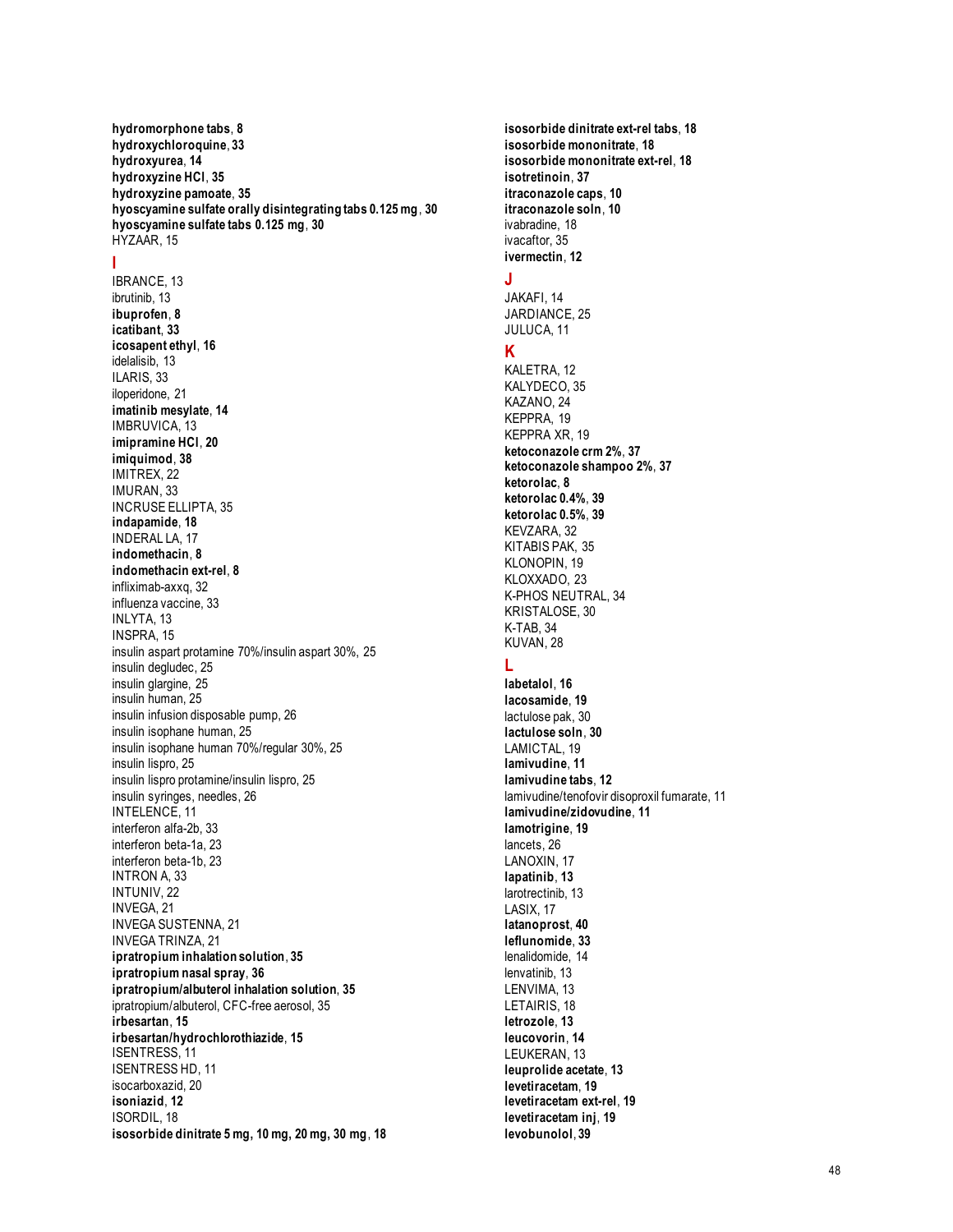**hydromorphone tabs**, **8**
**hydroxychloroquine**, **33**
**hydroxyurea**, **14**
**hydroxyzine HCl**, **35**
**hydroxyzine pamoate**, **35**
**hyoscyamine sulfate orally disintegrating tabs 0.125 mg**, **30**
**hyoscyamine sulfate tabs 0.125 mg**, **30**
HYZAAR, 15

## I

IBRANCE, 13
ibrutinib, 13
**ibuprofen**, **8**
**icatibant**, **33**
**icosapent ethyl**, **16**
idelalisib, 13
ILARIS, 33
iloperidone, 21
**imatinib mesylate**, **14**
IMBRUVICA, 13
**imipramine HCl**, **20**
**imiquimod**, **38**
IMITREX, 22
IMURAN, 33
INCRUSE ELLIPTA, 35
**indapamide**, **18**
INDERAL LA, 17
**indomethacin**, **8**
**indomethacin ext-rel**, **8**
infliximab-axxq, 32
influenza vaccine, 33
INLYTA, 13
INSPRA, 15
insulin aspart protamine 70%/insulin aspart 30%, 25
insulin degludec, 25
insulin glargine, 25
insulin human, 25
insulin infusion disposable pump, 26
insulin isophane human, 25
insulin isophane human 70%/regular 30%, 25
insulin lispro, 25
insulin lispro protamine/insulin lispro, 25
insulin syringes, needles, 26
INTELENCE, 11
interferon alfa-2b, 33
interferon beta-1a, 23
interferon beta-1b, 23
INTRON A, 33
INTUNIV, 22
INVEGA, 21
INVEGA SUSTENNA, 21
INVEGA TRINZA, 21
**ipratropium inhalation solution**, **35**
**ipratropium nasal spray**, **36**
**ipratropium/albuterol inhalation solution**, **35**
ipratropium/albuterol, CFC-free aerosol, 35
**irbesartan**, **15**
**irbesartan/hydrochlorothiazide**, **15**
ISENTRESS, 11
ISENTRESS HD, 11
isocarboxazid, 20
**isoniazid**, **12**
ISORDIL, 18
**isosorbide dinitrate 5 mg, 10 mg, 20 mg, 30 mg**, **18**
**isosorbide dinitrate ext-rel tabs**, **18**
**isosorbide mononitrate**, **18**
**isosorbide mononitrate ext-rel**, **18**
**isotretinoin**, **37**
**itraconazole caps**, **10**
**itraconazole soln**, **10**
ivabradine, 18
ivacaftor, 35
**ivermectin**, **12**

## J

JAKAFI, 14
JARDIANCE, 25
JULUCA, 11

## K

KALETRA, 12
KALYDECO, 35
KAZANO, 24
KEPPRA, 19
KEPPRA XR, 19
**ketoconazole crm 2%**, **37**
**ketoconazole shampoo 2%**, **37**
**ketorolac**, **8**
**ketorolac 0.4%**, **39**
**ketorolac 0.5%**, **39**
KEVZARA, 32
KITABIS PAK, 35
KLONOPIN, 19
KLOXXADO, 23
K-PHOS NEUTRAL, 34
KRISTALOSE, 30
K-TAB, 34
KUVAN, 28

## L

**labetalol**, **16**
**lacosamide**, **19**
lactulose pak, 30
**lactulose soln**, **30**
LAMICTAL, 19
**lamivudine**, **11**
**lamivudine tabs**, **12**
lamivudine/tenofovir disoproxil fumarate, 11
**lamivudine/zidovudine**, **11**
**lamotrigine**, **19**
lancets, 26
LANOXIN, 17
**lapatinib**, **13**
larotrectinib, 13
LASIX, 17
**latanoprost**, **40**
**leflunomide**, **33**
lenalidomide, 14
lenvatinib, 13
LENVIMA, 13
LETAIRIS, 18
**letrozole**, **13**
**leucovorin**, **14**
LEUKERAN, 13
**leuprolide acetate**, **13**
**levetiracetam**, **19**
**levetiracetam ext-rel**, **19**
**levetiracetam inj**, **19**
**levobunolol**, **39**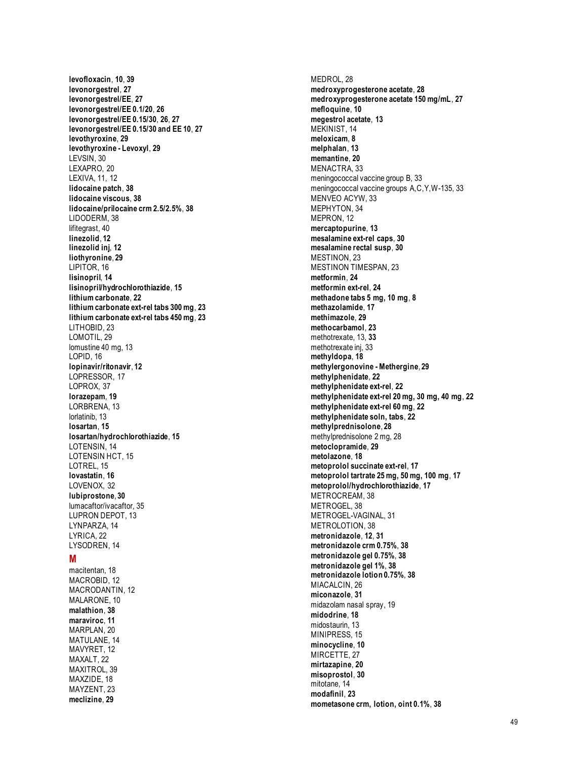**levofloxacin**, **10**, **39**
**levonorgestrel**, **27**
**levonorgestrel/EE**, **27**
**levonorgestrel/EE 0.1/20**, **26**
**levonorgestrel/EE 0.15/30**, **26**, **27**
**levonorgestrel/EE 0.15/30 and EE 10**, **27**
**levothyroxine**, **29**
**levothyroxine - Levoxyl**, **29**
LEVSIN, 30
LEXAPRO, 20
LEXIVA, 11, 12
**lidocaine patch**, **38**
**lidocaine viscous**, **38**
**lidocaine/prilocaine crm 2.5/2.5%**, **38**
LIDODERM, 38
lifitegrast, 40
**linezolid**, **12**
**linezolid inj**, **12**
**liothyronine**, **29**
LIPITOR, 16
**lisinopril**, **14**
**lisinopril/hydrochlorothiazide**, **15**
**lithium carbonate**, **22**
**lithium carbonate ext-rel tabs 300 mg**, **23**
**lithium carbonate ext-rel tabs 450 mg**, **23**
LITHOBID, 23
LOMOTIL, 29
lomustine 40 mg, 13
LOPID, 16
**lopinavir/ritonavir**, **12**
LOPRESSOR, 17
LOPROX, 37
**lorazepam**, **19**
LORBRENA, 13
lorlatinib, 13
**losartan**, **15**
**losartan/hydrochlorothiazide**, **15**
LOTENSIN, 14
LOTENSIN HCT, 15
LOTREL, 15
**lovastatin**, **16**
LOVENOX, 32
**lubiprostone**, **30**
lumacaftor/ivacaftor, 35
LUPRON DEPOT, 13
LYNPARZA, 14
LYRICA, 22
LYSODREN, 14

## M

macitentan, 18
MACROBID, 12
MACRODANTIN, 12
MALARONE, 10
**malathion**, **38**
**maraviroc**, **11**
MARPLAN, 20
MATULANE, 14
MAVYRET, 12
MAXALT, 22
MAXITROL, 39
MAXZIDE, 18
MAYZENT, 23
**meclizine**, **29**
MEDROL, 28
**medroxyprogesterone acetate**, **28**
**medroxyprogesterone acetate 150 mg/mL**, **27**
**mefloquine**, **10**
**megestrol acetate**, **13**
MEKINIST, 14
**meloxicam**, **8**
**melphalan**, **13**
**memantine**, **20**
MENACTRA, 33
meningococcal vaccine group B, 33
meningococcal vaccine groups A,C,Y,W-135, 33
MENVEO ACYW, 33
MEPHYTON, 34
MEPRON, 12
**mercaptopurine**, **13**
**mesalamine ext-rel caps**, **30**
**mesalamine rectal susp**, **30**
MESTINON, 23
MESTINON TIMESPAN, 23
**metformin**, **24**
**metformin ext-rel**, **24**
**methadone tabs 5 mg, 10 mg**, **8**
**methazolamide**, **17**
**methimazole**, **29**
**methocarbamol**, **23**
methotrexate, 13, **33**
methotrexate inj, 33
**methyldopa**, **18**
**methylergonovine - Methergine**, **29**
**methylphenidate**, **22**
**methylphenidate ext-rel**, **22**
**methylphenidate ext-rel 20 mg, 30 mg, 40 mg**, **22**
**methylphenidate ext-rel 60 mg**, **22**
**methylphenidate soln, tabs**, **22**
**methylprednisolone**, **28**
methylprednisolone 2 mg, 28
**metoclopramide**, **29**
**metolazone**, **18**
**metoprolol succinate ext-rel**, **17**
**metoprolol tartrate 25 mg, 50 mg, 100 mg**, **17**
**metoprolol/hydrochlorothiazide**, **17**
METROCREAM, 38
METROGEL, 38
METROGEL-VAGINAL, 31
METROLOTION, 38
**metronidazole**, **12**, **31**
**metronidazole crm 0.75%**, **38**
**metronidazole gel 0.75%**, **38**
**metronidazole gel 1%**, **38**
**metronidazole lotion 0.75%**, **38**
MIACALCIN, 26
**miconazole**, **31**
midazolam nasal spray, 19
**midodrine**, **18**
midostaurin, 13
MINIPRESS, 15
**minocycline**, **10**
MIRCETTE, 27
**mirtazapine**, **20**
**misoprostol**, **30**
mitotane, 14
**modafinil**, **23**
**mometasone crm, lotion, oint 0.1%**, **38**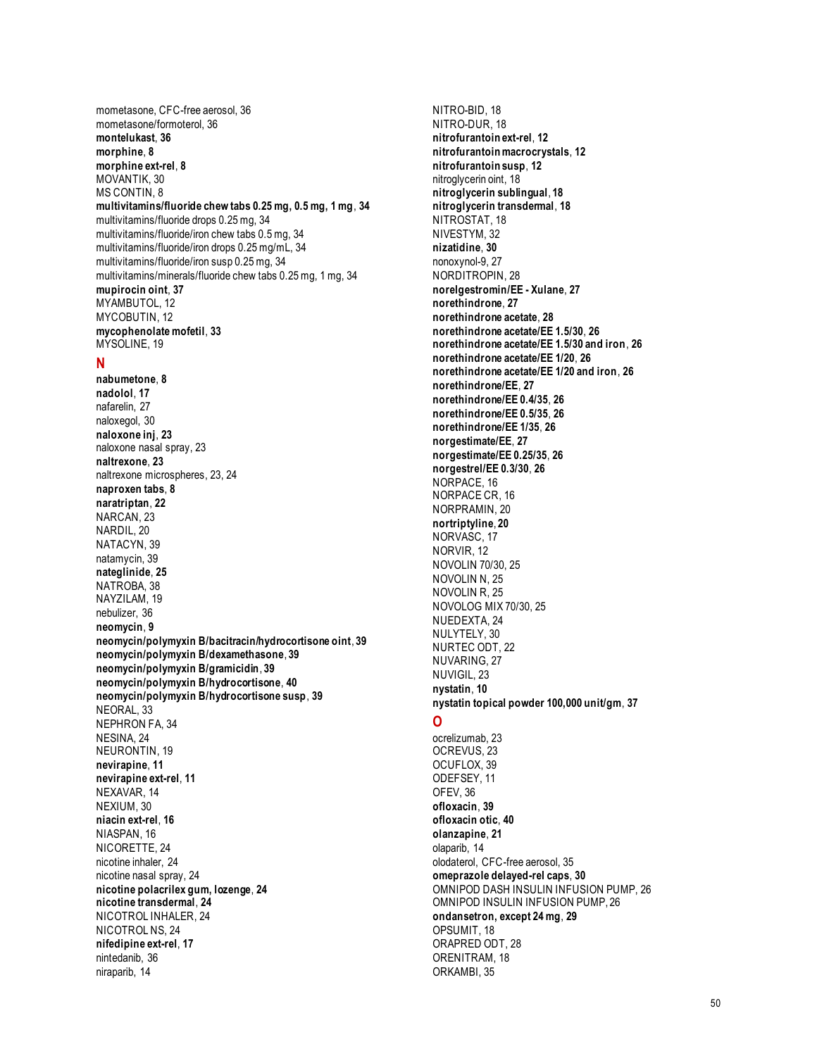mometasone, CFC-free aerosol, 36
mometasone/formoterol, 36
**montelukast**, **36**
**morphine**, **8**
**morphine ext-rel**, **8**
MOVANTIK, 30
MS CONTIN, 8
**multivitamins/fluoride chew tabs 0.25 mg, 0.5 mg, 1 mg**, **34**
multivitamins/fluoride drops 0.25 mg, 34
multivitamins/fluoride/iron chew tabs 0.5 mg, 34
multivitamins/fluoride/iron drops 0.25 mg/mL, 34
multivitamins/fluoride/iron susp 0.25 mg, 34
multivitamins/minerals/fluoride chew tabs 0.25 mg, 1 mg, 34
**mupirocin oint**, **37**
MYAMBUTOL, 12
MYCOBUTIN, 12
**mycophenolate mofetil**, **33**
MYSOLINE, 19

## N

**nabumetone**, **8**
**nadolol**, **17**
nafarelin, 27
naloxegol, 30
**naloxone inj**, **23**
naloxone nasal spray, 23
**naltrexone**, **23**
naltrexone microspheres, 23, 24
**naproxen tabs**, **8**
**naratriptan**, **22**
NARCAN, 23
NARDIL, 20
NATACYN, 39
natamycin, 39
**nateglinide**, **25**
NATROBA, 38
NAYZILAM, 19
nebulizer, 36
**neomycin**, **9**
**neomycin/polymyxin B/bacitracin/hydrocortisone oint**, **39**
**neomycin/polymyxin B/dexamethasone**, **39**
**neomycin/polymyxin B/gramicidin**, **39**
**neomycin/polymyxin B/hydrocortisone**, **40**
**neomycin/polymyxin B/hydrocortisone susp**, **39**
NEORAL, 33
NEPHRON FA, 34
NESINA, 24
NEURONTIN, 19
**nevirapine**, **11**
**nevirapine ext-rel**, **11**
NEXAVAR, 14
NEXIUM, 30
**niacin ext-rel**, **16**
NIASPAN, 16
NICORETTE, 24
nicotine inhaler, 24
nicotine nasal spray, 24
**nicotine polacrilex gum, lozenge**, **24**
**nicotine transdermal**, **24**
NICOTROL INHALER, 24
NICOTROL NS, 24
**nifedipine ext-rel**, **17**
nintedanib, 36
niraparib, 14
NITRO-BID, 18
NITRO-DUR, 18
**nitrofurantoin ext-rel**, **12**
**nitrofurantoin macrocrystals**, **12**
**nitrofurantoin susp**, **12**
nitroglycerin oint, 18
**nitroglycerin sublingual**, **18**
**nitroglycerin transdermal**, **18**
NITROSTAT, 18
NIVESTYM, 32
**nizatidine**, **30**
nonoxynol-9, 27
NORDITROPIN, 28
**norelgestromin/EE - Xulane**, **27**
**norethindrone**, **27**
**norethindrone acetate**, **28**
**norethindrone acetate/EE 1.5/30**, **26**
**norethindrone acetate/EE 1.5/30 and iron**, **26**
**norethindrone acetate/EE 1/20**, **26**
**norethindrone acetate/EE 1/20 and iron**, **26**
**norethindrone/EE**, **27**
**norethindrone/EE 0.4/35**, **26**
**norethindrone/EE 0.5/35**, **26**
**norethindrone/EE 1/35**, **26**
**norgestimate/EE**, **27**
**norgestimate/EE 0.25/35**, **26**
**norgestrel/EE 0.3/30**, **26**
NORPACE, 16
NORPACE CR, 16
NORPRAMIN, 20
**nortriptyline**, **20**
NORVASC, 17
NORVIR, 12
NOVOLIN 70/30, 25
NOVOLIN N, 25
NOVOLIN R, 25
NOVOLOG MIX 70/30, 25
NUEDEXTA, 24
NULYTELY, 30
NURTEC ODT, 22
NUVARING, 27
NUVIGIL, 23
**nystatin**, **10**
**nystatin topical powder 100,000 unit/gm**, **37**

## O

ocrelizumab, 23
OCREVUS, 23
OCUFLOX, 39
ODEFSEY, 11
OFEV, 36
**ofloxacin**, **39**
**ofloxacin otic**, **40**
**olanzapine**, **21**
olaparib, 14
olodaterol, CFC-free aerosol, 35
**omeprazole delayed-rel caps**, **30**
OMNIPOD DASH INSULIN INFUSION PUMP, 26
OMNIPOD INSULIN INFUSION PUMP, 26
**ondansetron, except 24 mg**, **29**
OPSUMIT, 18
ORAPRED ODT, 28
ORENITRAM, 18
ORKAMBI, 35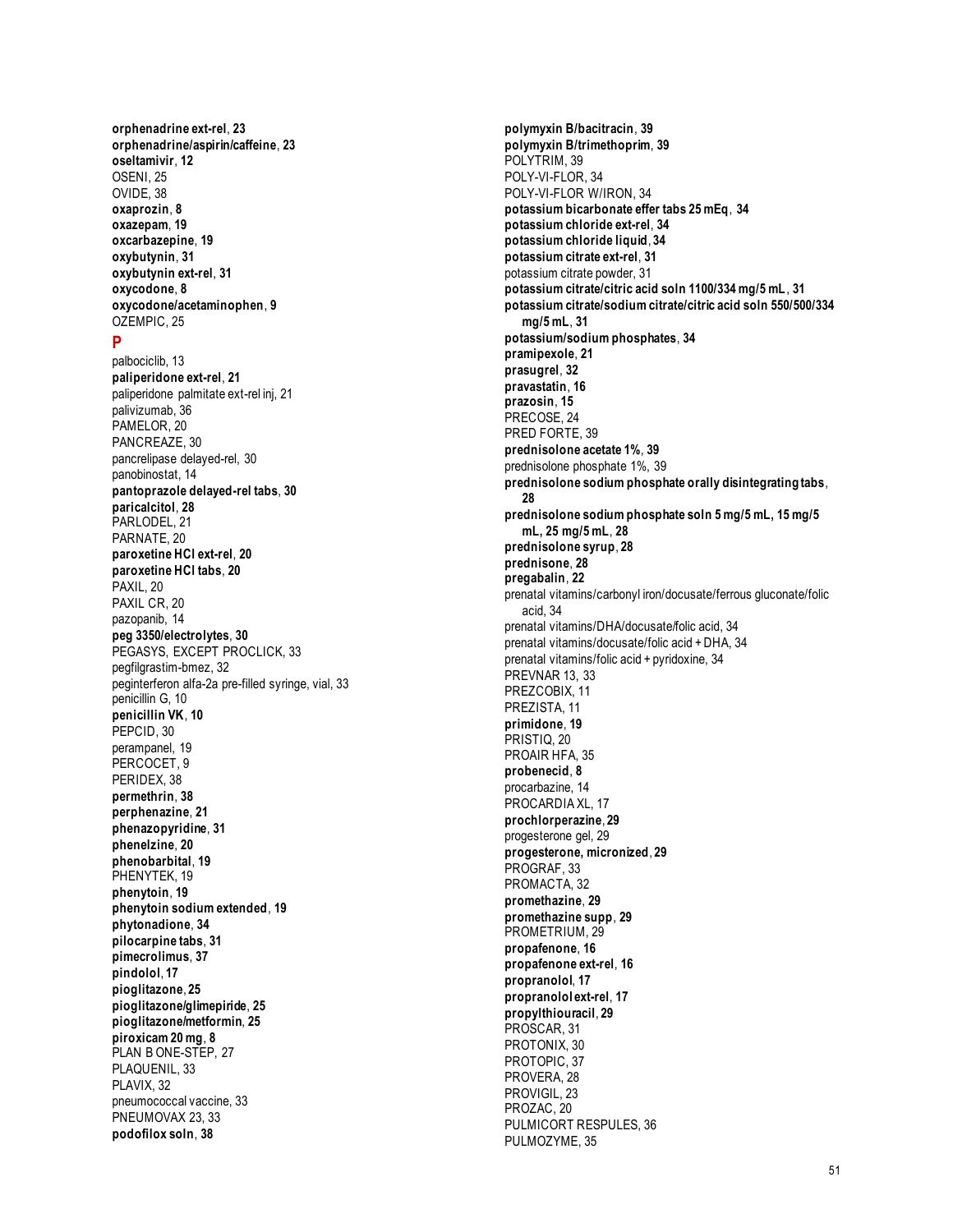**orphenadrine ext-rel**, **23**
**orphenadrine/aspirin/caffeine**, **23**
**oseltamivir**, **12**
OSENI, 25
OVIDE, 38
**oxaprozin**, **8**
**oxazepam**, **19**
**oxcarbazepine**, **19**
**oxybutynin**, **31**
**oxybutynin ext-rel**, **31**
**oxycodone**, **8**
**oxycodone/acetaminophen**, **9**
OZEMPIC, 25

## P

palbociclib, 13
**paliperidone ext-rel**, **21**
paliperidone palmitate ext-rel inj, 21
palivizumab, 36
PAMELOR, 20
PANCREAZE, 30
pancrelipase delayed-rel, 30
panobinostat, 14
**pantoprazole delayed-rel tabs**, **30**
**paricalcitol**, **28**
PARLODEL, 21
PARNATE, 20
**paroxetine HCl ext-rel**, **20**
**paroxetine HCl tabs**, **20**
PAXIL, 20
PAXIL CR, 20
pazopanib, 14
**peg 3350/electrolytes**, **30**
PEGASYS, EXCEPT PROCLICK, 33
pegfilgrastim-bmez, 32
peginterferon alfa-2a pre-filled syringe, vial, 33
penicillin G, 10
**penicillin VK**, **10**
PEPCID, 30
perampanel, 19
PERCOCET, 9
PERIDEX, 38
**permethrin**, **38**
**perphenazine**, **21**
**phenazopyridine**, **31**
**phenelzine**, **20**
**phenobarbital**, **19**
PHENYTEK, 19
**phenytoin**, **19**
**phenytoin sodium extended**, **19**
**phytonadione**, **34**
**pilocarpine tabs**, **31**
**pimecrolimus**, **37**
**pindolol**, **17**
**pioglitazone**, **25**
**pioglitazone/glimepiride**, **25**
**pioglitazone/metformin**, **25**
**piroxicam 20 mg**, **8**
PLAN B ONE-STEP, 27
PLAQUENIL, 33
PLAVIX, 32
pneumococcal vaccine, 33
PNEUMOVAX 23, 33
**podofilox soln**, **38**
**polymyxin B/bacitracin**, **39**
**polymyxin B/trimethoprim**, **39**
POLYTRIM, 39
POLY-VI-FLOR, 34
POLY-VI-FLOR W/IRON, 34
**potassium bicarbonate effer tabs 25 mEq**, **34**
**potassium chloride ext-rel**, **34**
**potassium chloride liquid**, **34**
**potassium citrate ext-rel**, **31**
potassium citrate powder, 31
**potassium citrate/citric acid soln 1100/334 mg/5 mL**, **31**
**potassium citrate/sodium citrate/citric acid soln 550/500/334 mg/5 mL**, **31**
**potassium/sodium phosphates**, **34**
**pramipexole**, **21**
**prasugrel**, **32**
**pravastatin**, **16**
**prazosin**, **15**
PRECOSE, 24
PRED FORTE, 39
**prednisolone acetate 1%**, **39**
prednisolone phosphate 1%, 39
**prednisolone sodium phosphate orally disintegrating tabs**, **28**
**prednisolone sodium phosphate soln 5 mg/5 mL, 15 mg/5 mL, 25 mg/5 mL**, **28**
**prednisolone syrup**, **28**
**prednisone**, **28**
**pregabalin**, **22**
prenatal vitamins/carbonyl iron/docusate/ferrous gluconate/folic acid, 34
prenatal vitamins/DHA/docusate/folic acid, 34
prenatal vitamins/docusate/folic acid + DHA, 34
prenatal vitamins/folic acid + pyridoxine, 34
PREVNAR 13, 33
PREZCOBIX, 11
PREZISTA, 11
**primidone**, **19**
PRISTIQ, 20
PROAIR HFA, 35
**probenecid**, **8**
procarbazine, 14
PROCARDIA XL, 17
**prochlorperazine**, **29**
progesterone gel, 29
**progesterone, micronized**, **29**
PROGRAF, 33
PROMACTA, 32
**promethazine**, **29**
**promethazine supp**, **29**
PROMETRIUM, 29
**propafenone**, **16**
**propafenone ext-rel**, **16**
**propranolol**, **17**
**propranolol ext-rel**, **17**
**propylthiouracil**, **29**
PROSCAR, 31
PROTONIX, 30
PROTOPIC, 37
PROVERA, 28
PROVIGIL, 23
PROZAC, 20
PULMICORT RESPULES, 36
PULMOZYME, 35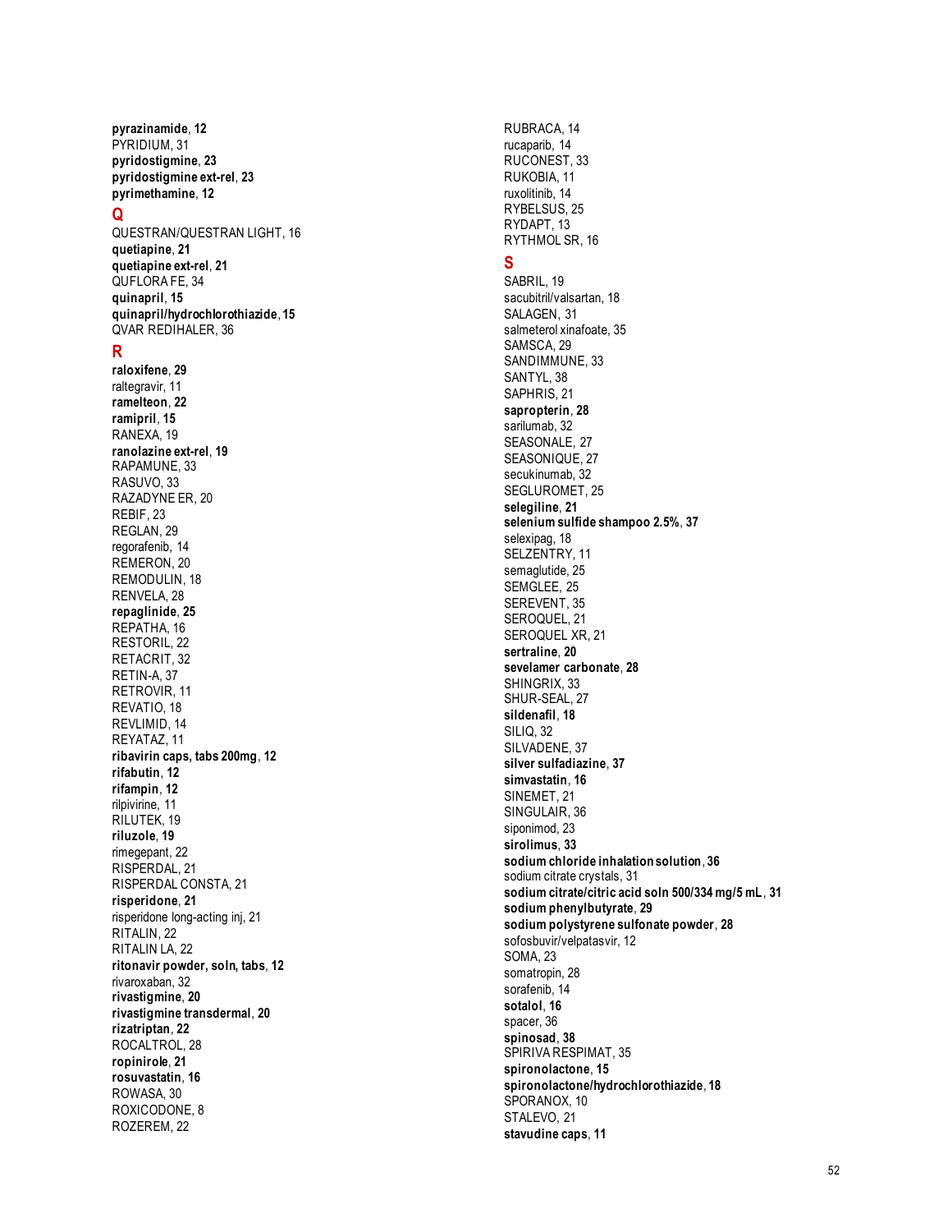**pyrazinamide**, **12**
PYRIDIUM, 31
**pyridostigmine**, **23**
**pyridostigmine ext-rel**, **23**
**pyrimethamine**, **12**

## Q

QUESTRAN/QUESTRAN LIGHT, 16
**quetiapine**, **21**
**quetiapine ext-rel**, **21**
QUFLORA FE, 34
**quinapril**, **15**
**quinapril/hydrochlorothiazide**, **15**
QVAR REDIHALER, 36

## R

**raloxifene**, **29**
raltegravir, 11
**ramelteon**, **22**
**ramipril**, **15**
RANEXA, 19
**ranolazine ext-rel**, **19**
RAPAMUNE, 33
RASUVO, 33
RAZADYNE ER, 20
REBIF, 23
REGLAN, 29
regorafenib, 14
REMERON, 20
REMODULIN, 18
RENVELA, 28
**repaglinide**, **25**
REPATHA, 16
RESTORIL, 22
RETACRIT, 32
RETIN-A, 37
RETROVIR, 11
REVATIO, 18
REVLIMID, 14
REYATAZ, 11
**ribavirin caps, tabs 200mg**, **12**
**rifabutin**, **12**
**rifampin**, **12**
rilpivirine, 11
RILUTEK, 19
**riluzole**, **19**
rimegepant, 22
RISPERDAL, 21
RISPERDAL CONSTA, 21
**risperidone**, **21**
risperidone long-acting inj, 21
RITALIN, 22
RITALIN LA, 22
**ritonavir powder, soln, tabs**, **12**
rivaroxaban, 32
**rivastigmine**, **20**
**rivastigmine transdermal**, **20**
**rizatriptan**, **22**
ROCALTROL, 28
**ropinirole**, **21**
**rosuvastatin**, **16**
ROWASA, 30
ROXICODONE, 8
ROZEREM, 22
RUBRACA, 14
rucaparib, 14
RUCONEST, 33
RUKOBIA, 11
ruxolitinib, 14
RYBELSUS, 25
RYDAPT, 13
RYTHMOL SR, 16

## S

SABRIL, 19
sacubitril/valsartan, 18
SALAGEN, 31
salmeterol xinafoate, 35
SAMSCA, 29
SANDIMMUNE, 33
SANTYL, 38
SAPHRIS, 21
**sapropterin**, **28**
sarilumab, 32
SEASONALE, 27
SEASONIQUE, 27
secukinumab, 32
SEGLUROMET, 25
**selegiline**, **21**
**selenium sulfide shampoo 2.5%**, **37**
selexipag, 18
SELZENTRY, 11
semaglutide, 25
SEMGLEE, 25
SEREVENT, 35
SEROQUEL, 21
SEROQUEL XR, 21
**sertraline**, **20**
**sevelamer carbonate**, **28**
SHINGRIX, 33
SHUR-SEAL, 27
**sildenafil**, **18**
SILIQ, 32
SILVADENE, 37
**silver sulfadiazine**, **37**
**simvastatin**, **16**
SINEMET, 21
SINGULAIR, 36
siponimod, 23
**sirolimus**, **33**
**sodium chloride inhalation solution**, **36**
sodium citrate crystals, 31
**sodium citrate/citric acid soln 500/334 mg/5 mL**, **31**
**sodium phenylbutyrate**, **29**
**sodium polystyrene sulfonate powder**, **28**
sofosbuvir/velpatasvir, 12
SOMA, 23
somatropin, 28
sorafenib, 14
**sotalol**, **16**
spacer, 36
**spinosad**, **38**
SPIRIVA RESPIMAT, 35
**spironolactone**, **15**
**spironolactone/hydrochlorothiazide**, **18**
SPORANOX, 10
STALEVO, 21
**stavudine caps**, **11**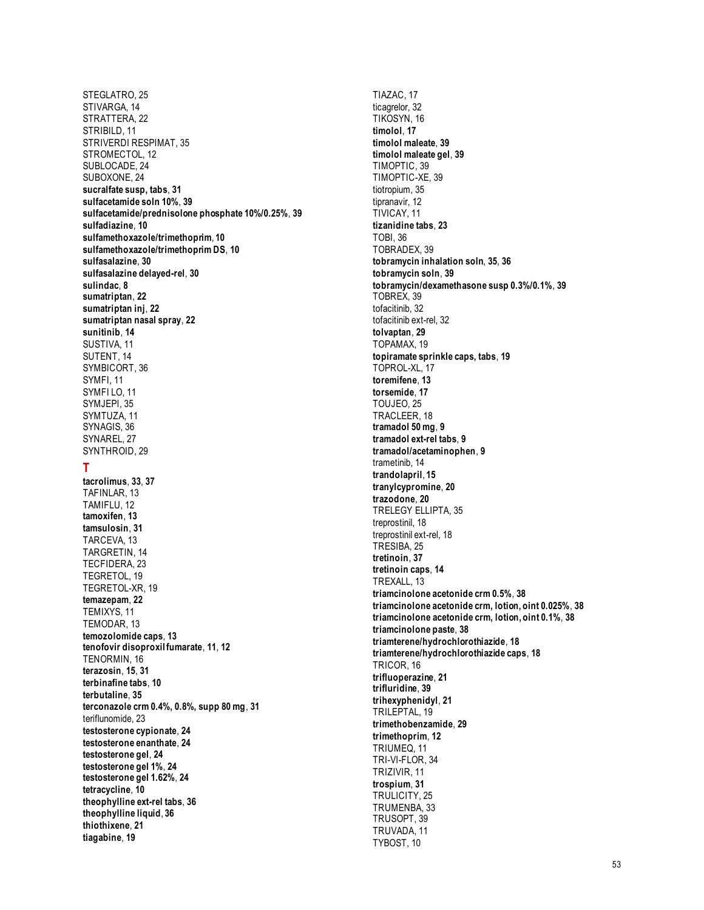STEGLATRO, 25
STIVARGA, 14
STRATTERA, 22
STRIBILD, 11
STRIVERDI RESPIMAT, 35
STROMECTOL, 12
SUBLOCADE, 24
SUBOXONE, 24
**sucralfate susp, tabs**, **31**
**sulfacetamide soln 10%**, **39**
**sulfacetamide/prednisolone phosphate 10%/0.25%**, **39**
**sulfadiazine**, **10**
**sulfamethoxazole/trimethoprim**, **10**
**sulfamethoxazole/trimethoprim DS**, **10**
**sulfasalazine**, **30**
**sulfasalazine delayed-rel**, **30**
**sulindac**, **8**
**sumatriptan**, **22**
**sumatriptan inj**, **22**
**sumatriptan nasal spray**, **22**
**sunitinib**, **14**
SUSTIVA, 11
SUTENT, 14
SYMBICORT, 36
SYMFI, 11
SYMFI LO, 11
SYMJEPI, 35
SYMTUZA, 11
SYNAGIS, 36
SYNAREL, 27
SYNTHROID, 29

## T

**tacrolimus**, **33**, **37**
TAFINLAR, 13
TAMIFLU, 12
**tamoxifen**, **13**
**tamsulosin**, **31**
TARCEVA, 13
TARGRETIN, 14
TECFIDERA, 23
TEGRETOL, 19
TEGRETOL-XR, 19
**temazepam**, **22**
TEMIXYS, 11
TEMODAR, 13
**temozolomide caps**, **13**
**tenofovir disoproxil fumarate**, **11**, **12**
TENORMIN, 16
**terazosin**, **15**, **31**
**terbinafine tabs**, **10**
**terbutaline**, **35**
**terconazole crm 0.4%, 0.8%, supp 80 mg**, **31**
teriflunomide, 23
**testosterone cypionate**, **24**
**testosterone enanthate**, **24**
**testosterone gel**, **24**
**testosterone gel 1%**, **24**
**testosterone gel 1.62%**, **24**
**tetracycline**, **10**
**theophylline ext-rel tabs**, **36**
**theophylline liquid**, **36**
**thiothixene**, **21**
**tiagabine**, **19**
TIAZAC, 17
ticagrelor, 32
TIKOSYN, 16
**timolol**, **17**
**timolol maleate**, **39**
**timolol maleate gel**, **39**
TIMOPTIC, 39
TIMOPTIC-XE, 39
tiotropium, 35
tipranavir, 12
TIVICAY, 11
**tizanidine tabs**, **23**
TOBI, 36
TOBRADEX, 39
**tobramycin inhalation soln**, **35**, **36**
**tobramycin soln**, **39**
**tobramycin/dexamethasone susp 0.3%/0.1%**, **39**
TOBREX, 39
tofacitinib, 32
tofacitinib ext-rel, 32
**tolvaptan**, **29**
TOPAMAX, 19
**topiramate sprinkle caps, tabs**, **19**
TOPROL-XL, 17
**toremifene**, **13**
**torsemide**, **17**
TOUJEO, 25
TRACLEER, 18
**tramadol 50 mg**, **9**
**tramadol ext-rel tabs**, **9**
**tramadol/acetaminophen**, **9**
trametinib, 14
**trandolapril**, **15**
**tranylcypromine**, **20**
**trazodone**, **20**
TRELEGY ELLIPTA, 35
treprostinil, 18
treprostinil ext-rel, 18
TRESIBA, 25
**tretinoin**, **37**
**tretinoin caps**, **14**
TREXALL, 13
**triamcinolone acetonide crm 0.5%**, **38**
**triamcinolone acetonide crm, lotion, oint 0.025%**, **38**
**triamcinolone acetonide crm, lotion, oint 0.1%**, **38**
**triamcinolone paste**, **38**
**triamterene/hydrochlorothiazide**, **18**
**triamterene/hydrochlorothiazide caps**, **18**
TRICOR, 16
**trifluoperazine**, **21**
**trifluridine**, **39**
**trihexyphenidyl**, **21**
TRILEPTAL, 19
**trimethobenzamide**, **29**
**trimethoprim**, **12**
TRIUMEQ, 11
TRI-VI-FLOR, 34
TRIZIVIR, 11
**trospium**, **31**
TRULICITY, 25
TRUMENBA, 33
TRUSOPT, 39
TRUVADA, 11
TYBOST, 10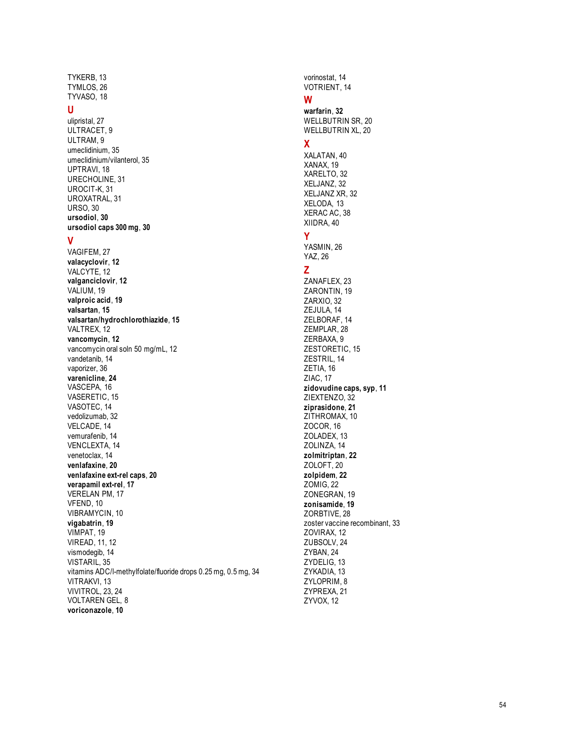TYKERB, 13
TYMLOS, 26
TYVASO, 18

## U

ulipristal, 27
ULTRACET, 9
ULTRAM, 9
umeclidinium, 35
umeclidinium/vilanterol, 35
UPTRAVI, 18
URECHOLINE, 31
UROCIT-K, 31
UROXATRAL, 31
URSO, 30
**ursodiol**, **30**
**ursodiol caps 300 mg**, **30**

## V

VAGIFEM, 27
**valacyclovir**, **12**
VALCYTE, 12
**valganciclovir**, **12**
VALIUM, 19
**valproic acid**, **19**
**valsartan**, **15**
**valsartan/hydrochlorothiazide**, **15**
VALTREX, 12
**vancomycin**, **12**
vancomycin oral soln 50 mg/mL, 12
vandetanib, 14
vaporizer, 36
**varenicline**, **24**
VASCEPA, 16
VASERETIC, 15
VASOTEC, 14
vedolizumab, 32
VELCADE, 14
vemurafenib, 14
VENCLEXTA, 14
venetoclax, 14
**venlafaxine**, **20**
**venlafaxine ext-rel caps**, **20**
**verapamil ext-rel**, **17**
VERELAN PM, 17
VFEND, 10
VIBRAMYCIN, 10
**vigabatrin**, **19**
VIMPAT, 19
VIREAD, 11, 12
vismodegib, 14
VISTARIL, 35
vitamins ADC/l-methylfolate/fluoride drops 0.25 mg, 0.5 mg, 34
VITRAKVI, 13
VIVITROL, 23, 24
VOLTAREN GEL, 8
**voriconazole**, **10**
vorinostat, 14
VOTRIENT, 14

## W

**warfarin**, **32**
WELLBUTRIN SR, 20
WELLBUTRIN XL, 20

## X

XALATAN, 40
XANAX, 19
XARELTO, 32
XELJANZ, 32
XELJANZ XR, 32
XELODA, 13
XERAC AC, 38
XIIDRA, 40

## Y

YASMIN, 26
YAZ, 26

## Z

ZANAFLEX, 23
ZARONTIN, 19
ZARXIO, 32
ZEJULA, 14
ZELBORAF, 14
ZEMPLAR, 28
ZERBAXA, 9
ZESTORETIC, 15
ZESTRIL, 14
ZETIA, 16
ZIAC, 17
**zidovudine caps, syp**, **11**
ZIEXTENZO, 32
**ziprasidone**, **21**
ZITHROMAX, 10
ZOCOR, 16
ZOLADEX, 13
ZOLINZA, 14
**zolmitriptan**, **22**
ZOLOFT, 20
**zolpidem**, **22**
ZOMIG, 22
ZONEGRAN, 19
**zonisamide**, **19**
ZORBTIVE, 28
zoster vaccine recombinant, 33
ZOVIRAX, 12
ZUBSOLV, 24
ZYBAN, 24
ZYDELIG, 13
ZYKADIA, 13
ZYLOPRIM, 8
ZYPREXA, 21
ZYVOX, 12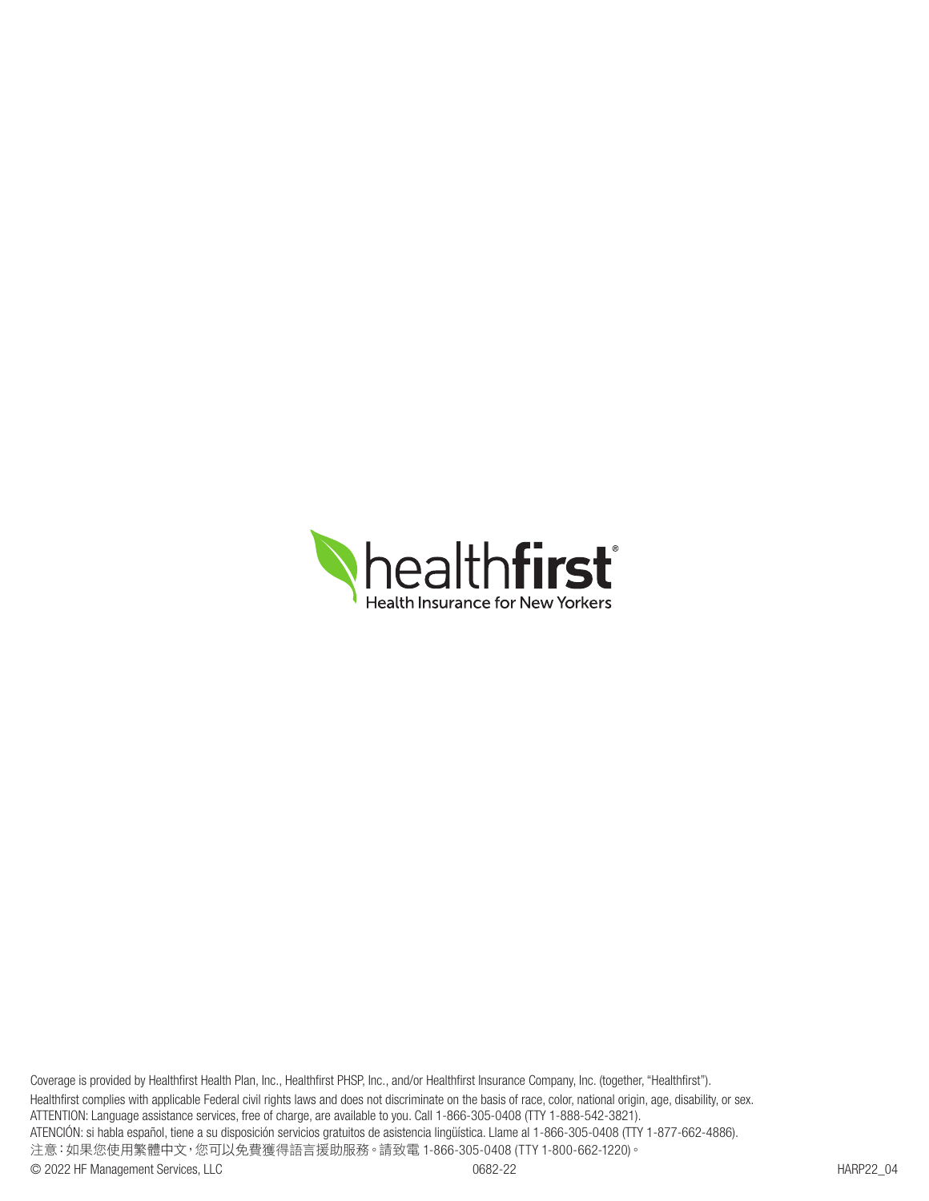healthfirst®
Health Insurance for New Yorkers

Coverage is provided by Healthfirst Health Plan, Inc., Healthfirst PHSP, Inc., and/or Healthfirst Insurance Company, Inc. (together, “Healthfirst”).

Healthfirst complies with applicable Federal civil rights laws and does not discriminate on the basis of race, color, national origin, age, disability, or sex.
ATTENTION: Language assistance services, free of charge, are available to you. Call 1-866-305-0408 (TTY 1-888-542-3821).
ATENCIÓN: si habla español, tiene a su disposición servicios gratuitos de asistencia lingüística. Llame al 1-866-305-0408 (TTY 1-877-662-4886).
注意：如果您使用繁體中文，您可以免費獲得語言援助服務。請致電 1-866-305-0408 (TTY 1-800-662-1220)。

© 2022 HF Management Services, LLC 0682-22 HARP22_04